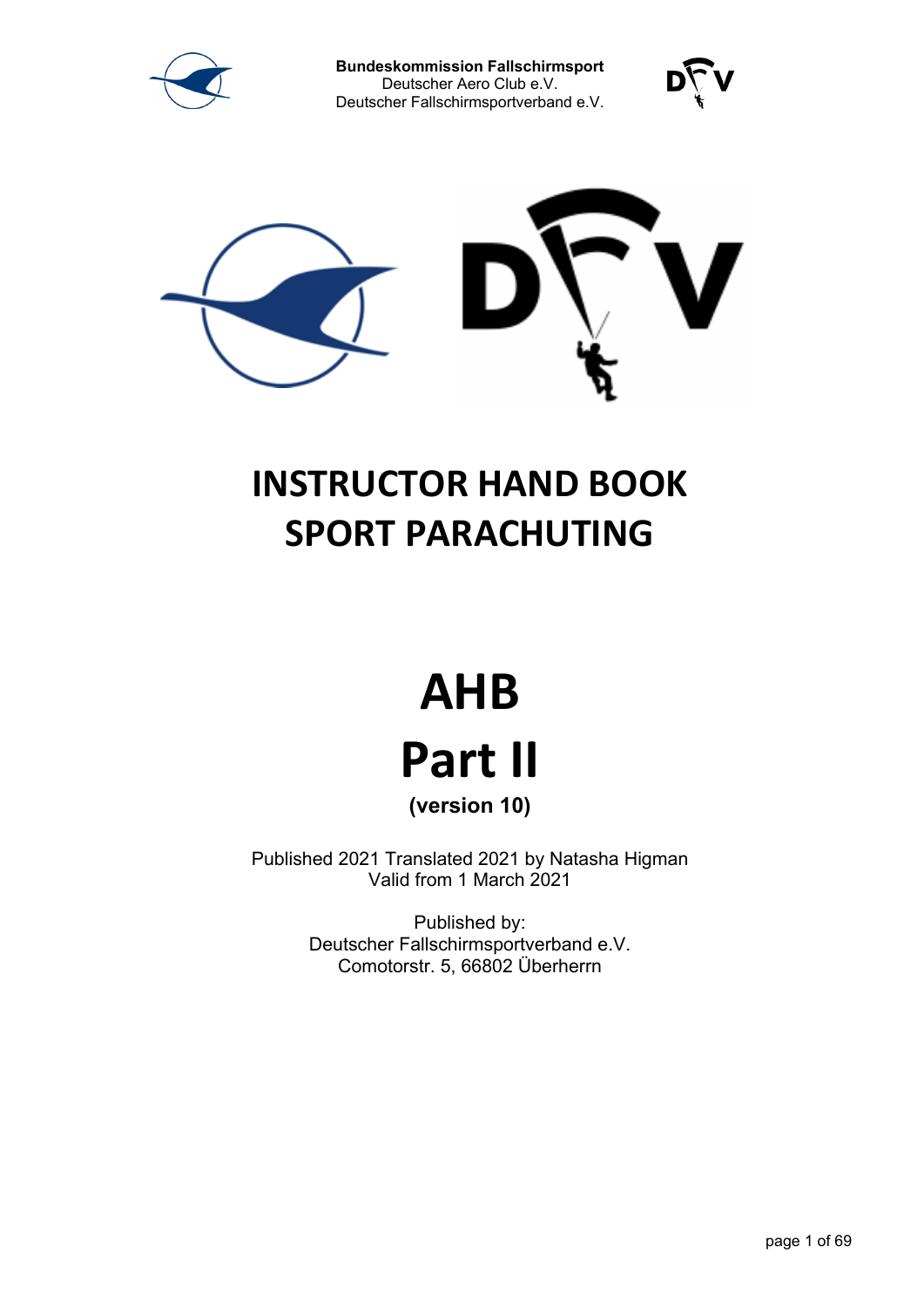**Bundeskommission Fallschirmsport**
Deutscher Aero Club e.V.
Deutscher Fallschirmsportverband e.V.

# INSTRUCTOR HAND BOOK SPORT PARACHUTING

# AHB Part II

**(version 10)**

Published 2021 Translated 2021 by Natasha Higman
Valid from 1 March 2021

Published by:
Deutscher Fallschirmsportverband e.V.
Comotorstr. 5, 66802 Überherrn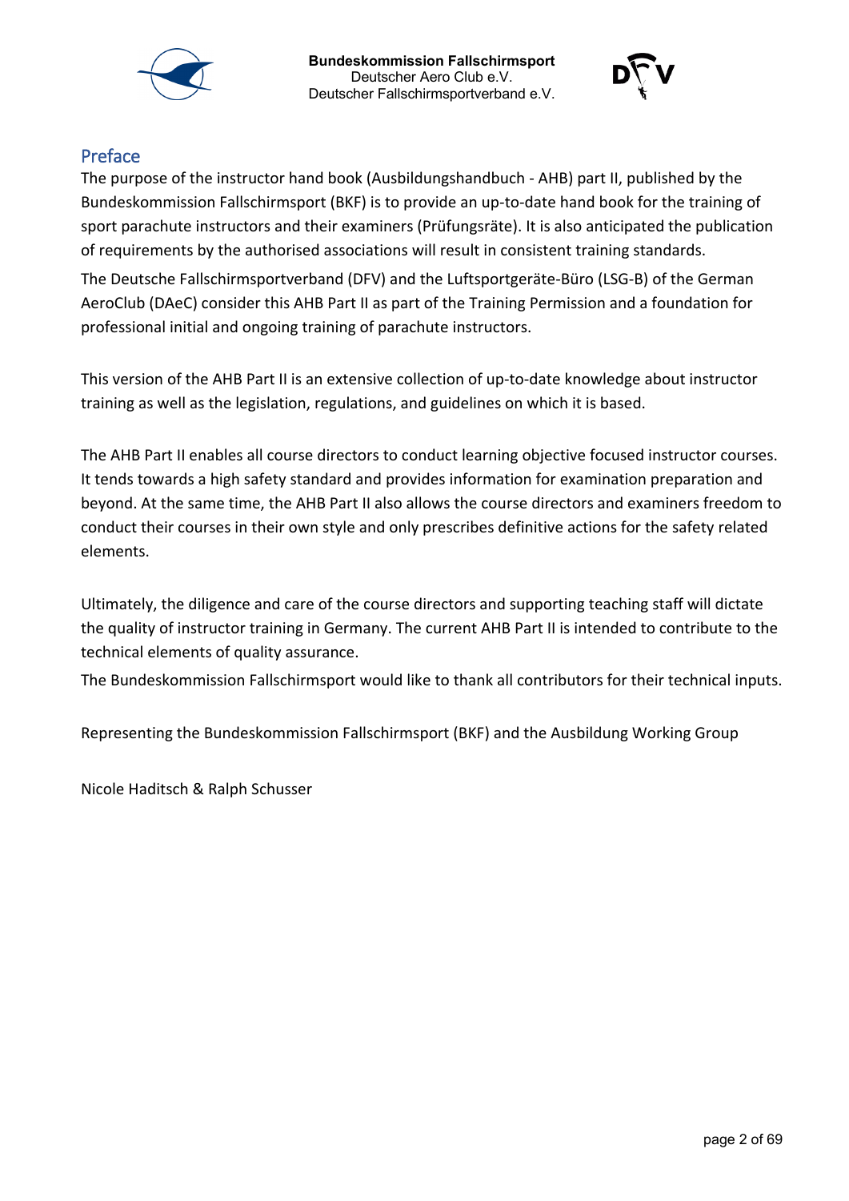## Preface

The purpose of the instructor hand book (Ausbildungshandbuch - AHB) part II, published by the Bundeskommission Fallschirmsport (BKF) is to provide an up-to-date hand book for the training of sport parachute instructors and their examiners (Prüfungsräte). It is also anticipated the publication of requirements by the authorised associations will result in consistent training standards.

The Deutsche Fallschirmsportverband (DFV) and the Luftsportgeräte-Büro (LSG-B) of the German AeroClub (DAeC) consider this AHB Part II as part of the Training Permission and a foundation for professional initial and ongoing training of parachute instructors.

This version of the AHB Part II is an extensive collection of up-to-date knowledge about instructor training as well as the legislation, regulations, and guidelines on which it is based.

The AHB Part II enables all course directors to conduct learning objective focused instructor courses. It tends towards a high safety standard and provides information for examination preparation and beyond. At the same time, the AHB Part II also allows the course directors and examiners freedom to conduct their courses in their own style and only prescribes definitive actions for the safety related elements.

Ultimately, the diligence and care of the course directors and supporting teaching staff will dictate the quality of instructor training in Germany. The current AHB Part II is intended to contribute to the technical elements of quality assurance.

The Bundeskommission Fallschirmsport would like to thank all contributors for their technical inputs.

Representing the Bundeskommission Fallschirmsport (BKF) and the Ausbildung Working Group

Nicole Haditsch & Ralph Schusser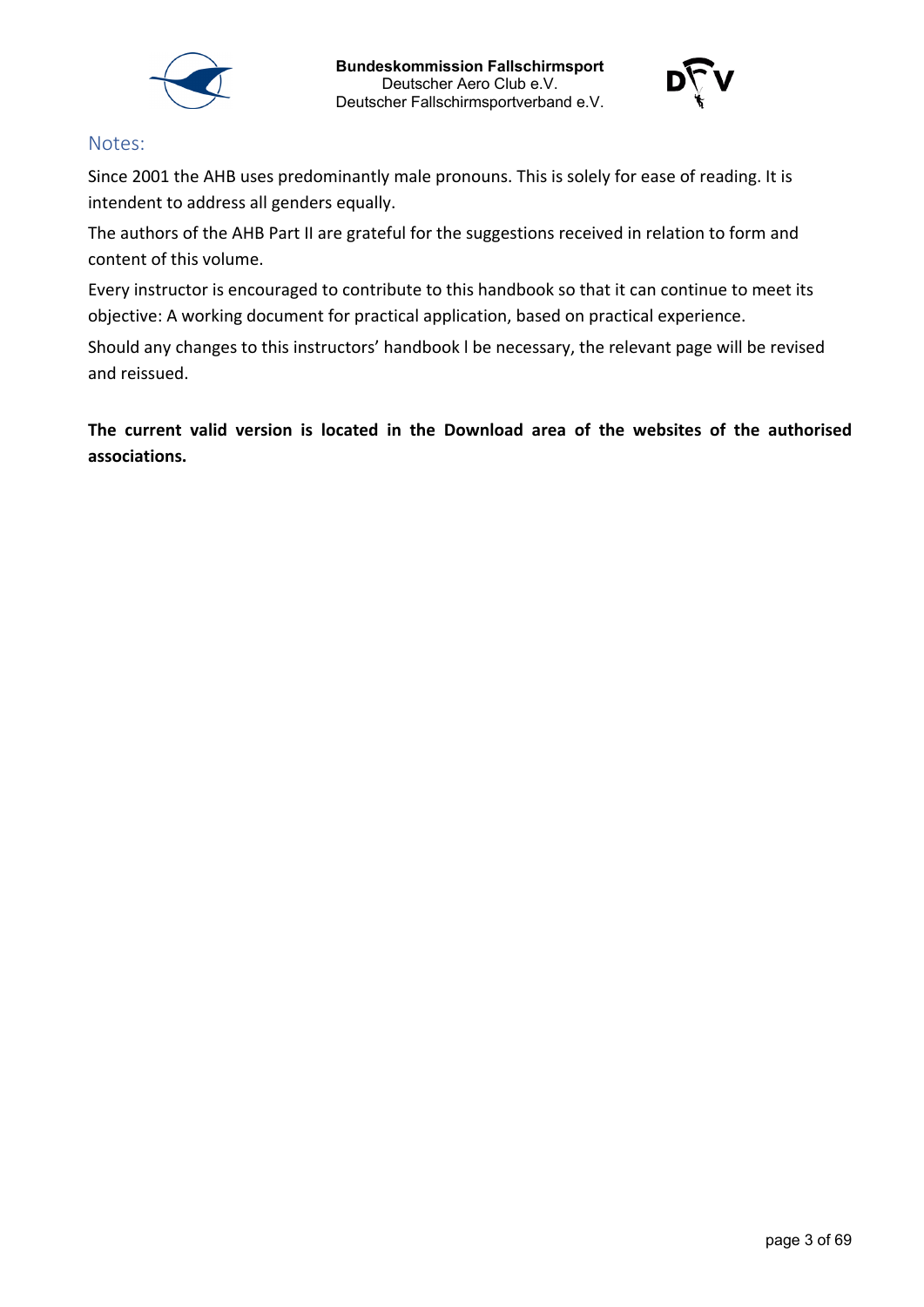## Notes:

Since 2001 the AHB uses predominantly male pronouns. This is solely for ease of reading. It is intendent to address all genders equally.

The authors of the AHB Part II are grateful for the suggestions received in relation to form and content of this volume.

Every instructor is encouraged to contribute to this handbook so that it can continue to meet its objective: A working document for practical application, based on practical experience.

Should any changes to this instructors' handbook l be necessary, the relevant page will be revised and reissued.

**The current valid version is located in the Download area of the websites of the authorised associations.**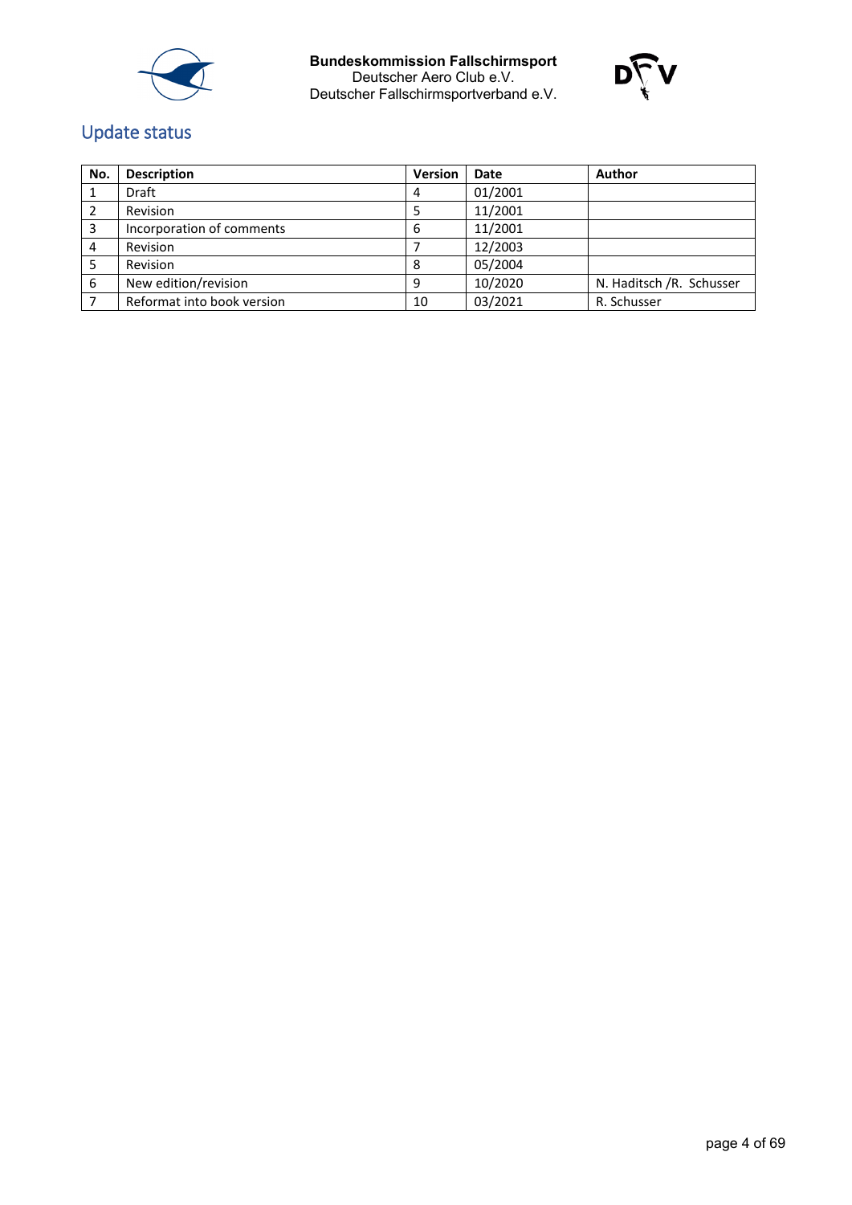## Update status

| No. | Description | Version | Date | Author |
|---|---|---|---|---|
| 1 | Draft | 4 | 01/2001 | |
| 2 | Revision | 5 | 11/2001 | |
| 3 | Incorporation of comments | 6 | 11/2001 | |
| 4 | Revision | 7 | 12/2003 | |
| 5 | Revision | 8 | 05/2004 | |
| 6 | New edition/revision | 9 | 10/2020 | N. Haditsch /R. Schusser |
| 7 | Reformat into book version | 10 | 03/2021 | R. Schusser |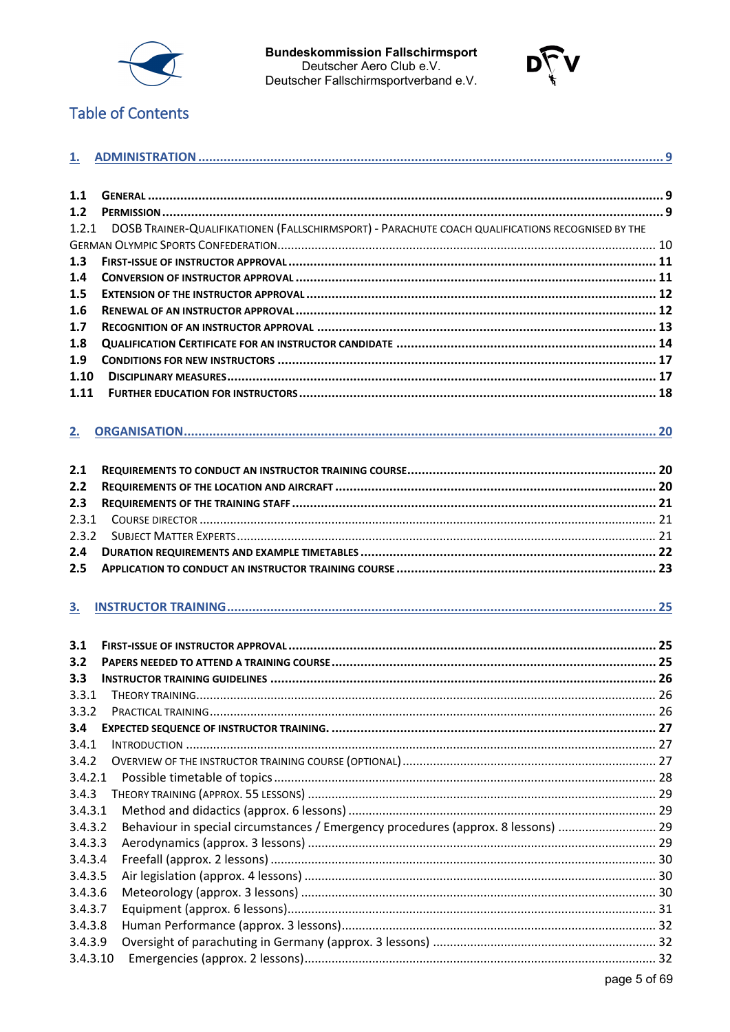# Table of Contents

**1. ADMINISTRATION ............ 9**

**1.1 GENERAL ............ 9**
**1.2 PERMISSION ............ 9**
1.2.1 DOSB TRAINER-QUALIFIKATIONEN (FALLSCHIRMSPORT) - PARACHUTE COACH QUALIFICATIONS RECOGNISED BY THE GERMAN OLYMPIC SPORTS CONFEDERATION ............ 10
**1.3 FIRST-ISSUE OF INSTRUCTOR APPROVAL ............ 11**
**1.4 CONVERSION OF INSTRUCTOR APPROVAL ............ 11**
**1.5 EXTENSION OF THE INSTRUCTOR APPROVAL ............ 12**
**1.6 RENEWAL OF AN INSTRUCTOR APPROVAL ............ 12**
**1.7 RECOGNITION OF AN INSTRUCTOR APPROVAL ............ 13**
**1.8 QUALIFICATION CERTIFICATE FOR AN INSTRUCTOR CANDIDATE ............ 14**
**1.9 CONDITIONS FOR NEW INSTRUCTORS ............ 17**
**1.10 DISCIPLINARY MEASURES ............ 17**
**1.11 FURTHER EDUCATION FOR INSTRUCTORS ............ 18**

**2. ORGANISATION ............ 20**

**2.1 REQUIREMENTS TO CONDUCT AN INSTRUCTOR TRAINING COURSE ............ 20**
**2.2 REQUIREMENTS OF THE LOCATION AND AIRCRAFT ............ 20**
**2.3 REQUIREMENTS OF THE TRAINING STAFF ............ 21**
2.3.1 COURSE DIRECTOR ............ 21
2.3.2 SUBJECT MATTER EXPERTS ............ 21
**2.4 DURATION REQUIREMENTS AND EXAMPLE TIMETABLES ............ 22**
**2.5 APPLICATION TO CONDUCT AN INSTRUCTOR TRAINING COURSE ............ 23**

**3. INSTRUCTOR TRAINING ............ 25**

**3.1 FIRST-ISSUE OF INSTRUCTOR APPROVAL ............ 25**
**3.2 PAPERS NEEDED TO ATTEND A TRAINING COURSE ............ 25**
**3.3 INSTRUCTOR TRAINING GUIDELINES ............ 26**
3.3.1 THEORY TRAINING ............ 26
3.3.2 PRACTICAL TRAINING ............ 26
**3.4 EXPECTED SEQUENCE OF INSTRUCTOR TRAINING. ............ 27**
3.4.1 INTRODUCTION ............ 27
3.4.2 OVERVIEW OF THE INSTRUCTOR TRAINING COURSE (OPTIONAL) ............ 27
3.4.2.1 Possible timetable of topics ............ 28
3.4.3 THEORY TRAINING (APPROX. 55 LESSONS) ............ 29
3.4.3.1 Method and didactics (approx. 6 lessons) ............ 29
3.4.3.2 Behaviour in special circumstances / Emergency procedures (approx. 8 lessons) ............ 29
3.4.3.3 Aerodynamics (approx. 3 lessons) ............ 29
3.4.3.4 Freefall (approx. 2 lessons) ............ 30
3.4.3.5 Air legislation (approx. 4 lessons) ............ 30
3.4.3.6 Meteorology (approx. 3 lessons) ............ 30
3.4.3.7 Equipment (approx. 6 lessons) ............ 31
3.4.3.8 Human Performance (approx. 3 lessons) ............ 32
3.4.3.9 Oversight of parachuting in Germany (approx. 3 lessons) ............ 32
3.4.3.10 Emergencies (approx. 2 lessons) ............ 32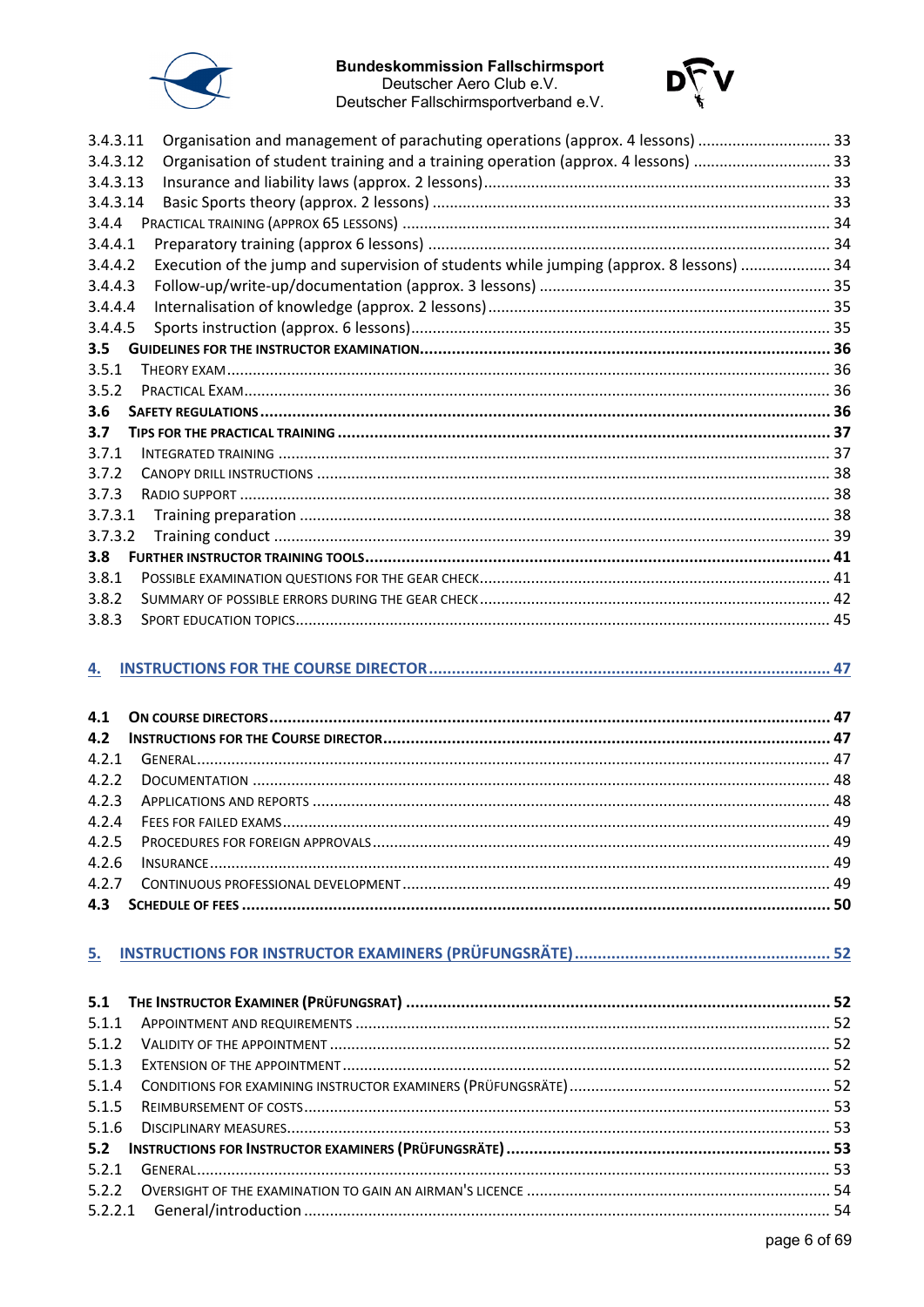3.4.3.11 Organisation and management of parachuting operations (approx. 4 lessons) ............................. 33
3.4.3.12 Organisation of student training and a training operation (approx. 4 lessons) ............................... 33
3.4.3.13 Insurance and liability laws (approx. 2 lessons) ............................................................................ 33
3.4.3.14 Basic Sports theory (approx. 2 lessons) ........................................................................................ 33
3.4.4 PRACTICAL TRAINING (APPROX 65 LESSONS) ............................................................................... 34
3.4.4.1 Preparatory training (approx 6 lessons) ........................................................................................ 34
3.4.4.2 Execution of the jump and supervision of students while jumping (approx. 8 lessons) .................... 34
3.4.4.3 Follow-up/write-up/documentation (approx. 3 lessons) ................................................................. 35
3.4.4.4 Internalisation of knowledge (approx. 2 lessons) ............................................................................ 35
3.4.4.5 Sports instruction (approx. 6 lessons) ............................................................................................ 35
**3.5 GUIDELINES FOR THE INSTRUCTOR EXAMINATION ............................................................................ 36**
3.5.1 THEORY EXAM ............................................................................................................................ 36
3.5.2 PRACTICAL EXAM ........................................................................................................................ 36
**3.6 SAFETY REGULATIONS ......................................................................................................................... 36**
**3.7 TIPS FOR THE PRACTICAL TRAINING ..................................................................................................... 37**
3.7.1 INTEGRATED TRAINING ............................................................................................................... 37
3.7.2 CANOPY DRILL INSTRUCTIONS .................................................................................................... 38
3.7.3 RADIO SUPPORT ......................................................................................................................... 38
3.7.3.1 Training preparation ..................................................................................................................... 38
3.7.3.2 Training conduct ........................................................................................................................... 39
**3.8 FURTHER INSTRUCTOR TRAINING TOOLS ............................................................................................ 41**
3.8.1 POSSIBLE EXAMINATION QUESTIONS FOR THE GEAR CHECK ........................................................ 41
3.8.2 SUMMARY OF POSSIBLE ERRORS DURING THE GEAR CHECK ......................................................... 42
3.8.3 SPORT EDUCATION TOPICS .......................................................................................................... 45

**4. INSTRUCTIONS FOR THE COURSE DIRECTOR ........................................................................................ 47**

**4.1 ON COURSE DIRECTORS ........................................................................................................................ 47**
**4.2 INSTRUCTIONS FOR THE COURSE DIRECTOR ........................................................................................ 47**
4.2.1 GENERAL ..................................................................................................................................... 47
4.2.2 DOCUMENTATION ....................................................................................................................... 48
4.2.3 APPLICATIONS AND REPORTS ...................................................................................................... 48
4.2.4 FEES FOR FAILED EXAMS .............................................................................................................. 49
4.2.5 PROCEDURES FOR FOREIGN APPROVALS ...................................................................................... 49
4.2.6 INSURANCE .................................................................................................................................. 49
4.2.7 CONTINUOUS PROFESSIONAL DEVELOPMENT .............................................................................. 49
**4.3 SCHEDULE OF FEES .............................................................................................................................. 50**

**5. INSTRUCTIONS FOR INSTRUCTOR EXAMINERS (PRÜFUNGSRÄTE) ......................................................... 52**

**5.1 THE INSTRUCTOR EXAMINER (PRÜFUNGSRAT) ................................................................................... 52**
5.1.1 APPOINTMENT AND REQUIREMENTS ........................................................................................... 52
5.1.2 VALIDITY OF THE APPOINTMENT ................................................................................................. 52
5.1.3 EXTENSION OF THE APPOINTMENT .............................................................................................. 52
5.1.4 CONDITIONS FOR EXAMINING INSTRUCTOR EXAMINERS (PRÜFUNGSRÄTE) ................................. 52
5.1.5 REIMBURSEMENT OF COSTS ........................................................................................................ 53
5.1.6 DISCIPLINARY MEASURES ............................................................................................................ 53
**5.2 INSTRUCTIONS FOR INSTRUCTOR EXAMINERS (PRÜFUNGSRÄTE) ........................................................ 53**
5.2.1 GENERAL ..................................................................................................................................... 53
5.2.2 OVERSIGHT OF THE EXAMINATION TO GAIN AN AIRMAN'S LICENCE ............................................ 54
5.2.2.1 General/introduction .................................................................................................................... 54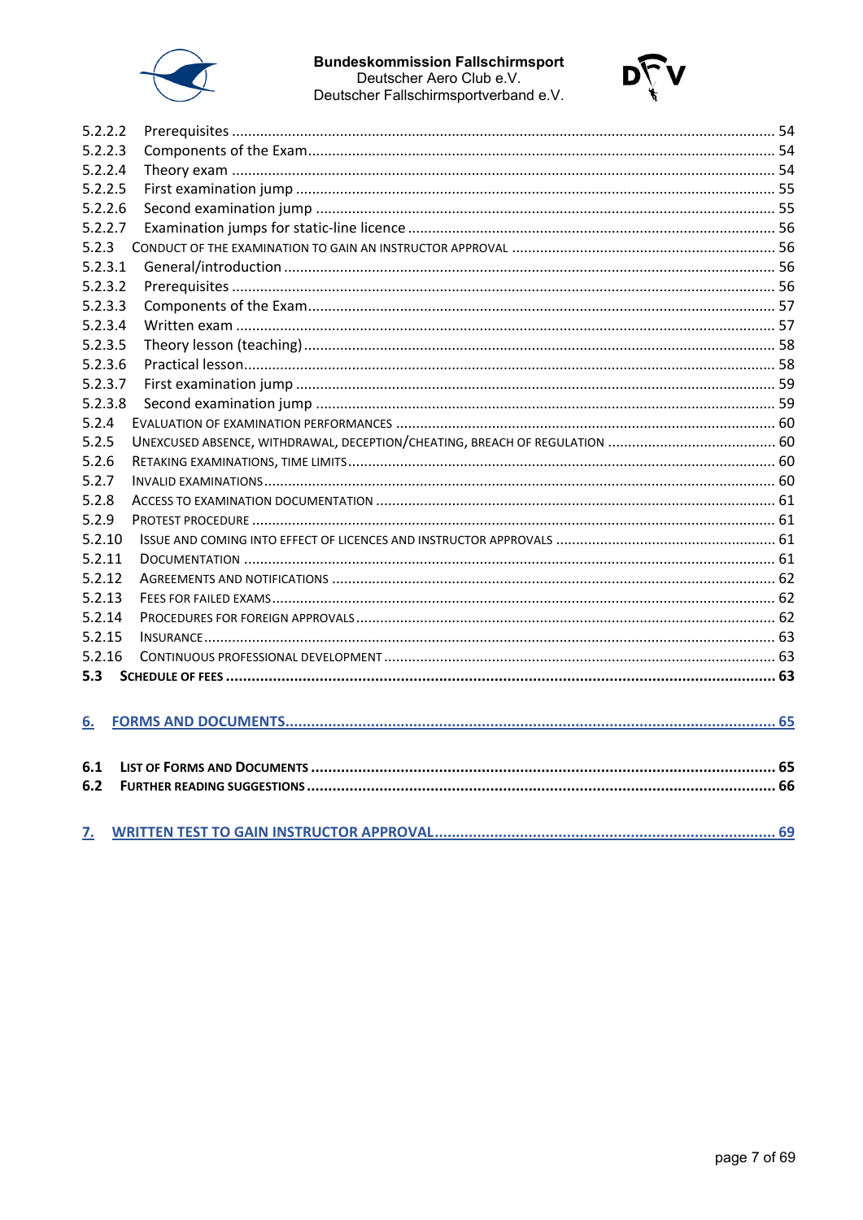5.2.2.2 Prerequisites ..... 54
5.2.2.3 Components of the Exam ..... 54
5.2.2.4 Theory exam ..... 54
5.2.2.5 First examination jump ..... 55
5.2.2.6 Second examination jump ..... 55
5.2.2.7 Examination jumps for static-line licence ..... 56
5.2.3 CONDUCT OF THE EXAMINATION TO GAIN AN INSTRUCTOR APPROVAL ..... 56
5.2.3.1 General/introduction ..... 56
5.2.3.2 Prerequisites ..... 56
5.2.3.3 Components of the Exam ..... 57
5.2.3.4 Written exam ..... 57
5.2.3.5 Theory lesson (teaching) ..... 58
5.2.3.6 Practical lesson ..... 58
5.2.3.7 First examination jump ..... 59
5.2.3.8 Second examination jump ..... 59
5.2.4 EVALUATION OF EXAMINATION PERFORMANCES ..... 60
5.2.5 UNEXCUSED ABSENCE, WITHDRAWAL, DECEPTION/CHEATING, BREACH OF REGULATION ..... 60
5.2.6 RETAKING EXAMINATIONS, TIME LIMITS ..... 60
5.2.7 INVALID EXAMINATIONS ..... 60
5.2.8 ACCESS TO EXAMINATION DOCUMENTATION ..... 61
5.2.9 PROTEST PROCEDURE ..... 61
5.2.10 ISSUE AND COMING INTO EFFECT OF LICENCES AND INSTRUCTOR APPROVALS ..... 61
5.2.11 DOCUMENTATION ..... 61
5.2.12 AGREEMENTS AND NOTIFICATIONS ..... 62
5.2.13 FEES FOR FAILED EXAMS ..... 62
5.2.14 PROCEDURES FOR FOREIGN APPROVALS ..... 62
5.2.15 INSURANCE ..... 63
5.2.16 CONTINUOUS PROFESSIONAL DEVELOPMENT ..... 63
**5.3 SCHEDULE OF FEES ..... 63**

**6. FORMS AND DOCUMENTS ..... 65**

**6.1 LIST OF FORMS AND DOCUMENTS ..... 65**
**6.2 FURTHER READING SUGGESTIONS ..... 66**

**7. WRITTEN TEST TO GAIN INSTRUCTOR APPROVAL ..... 69**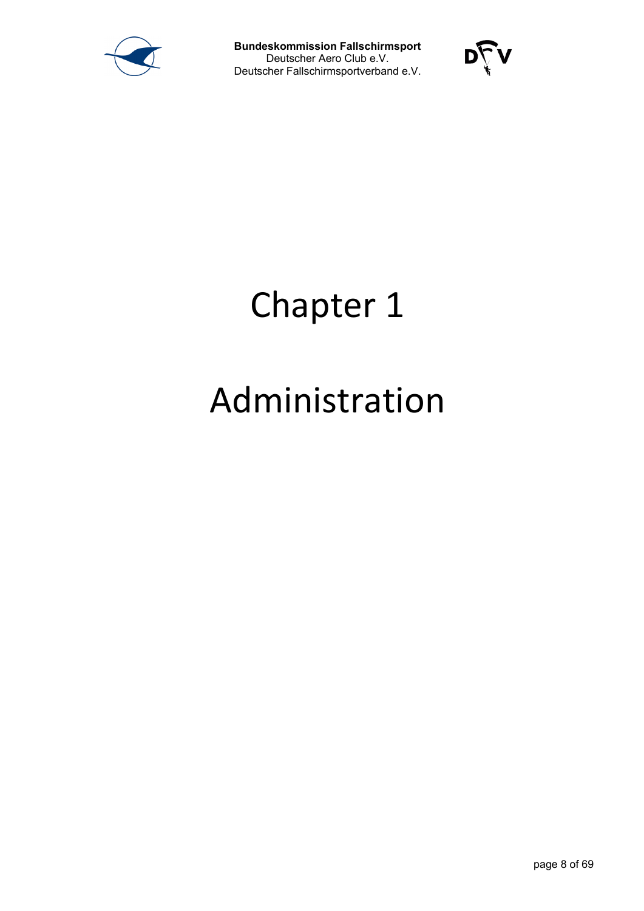# Chapter 1

# Administration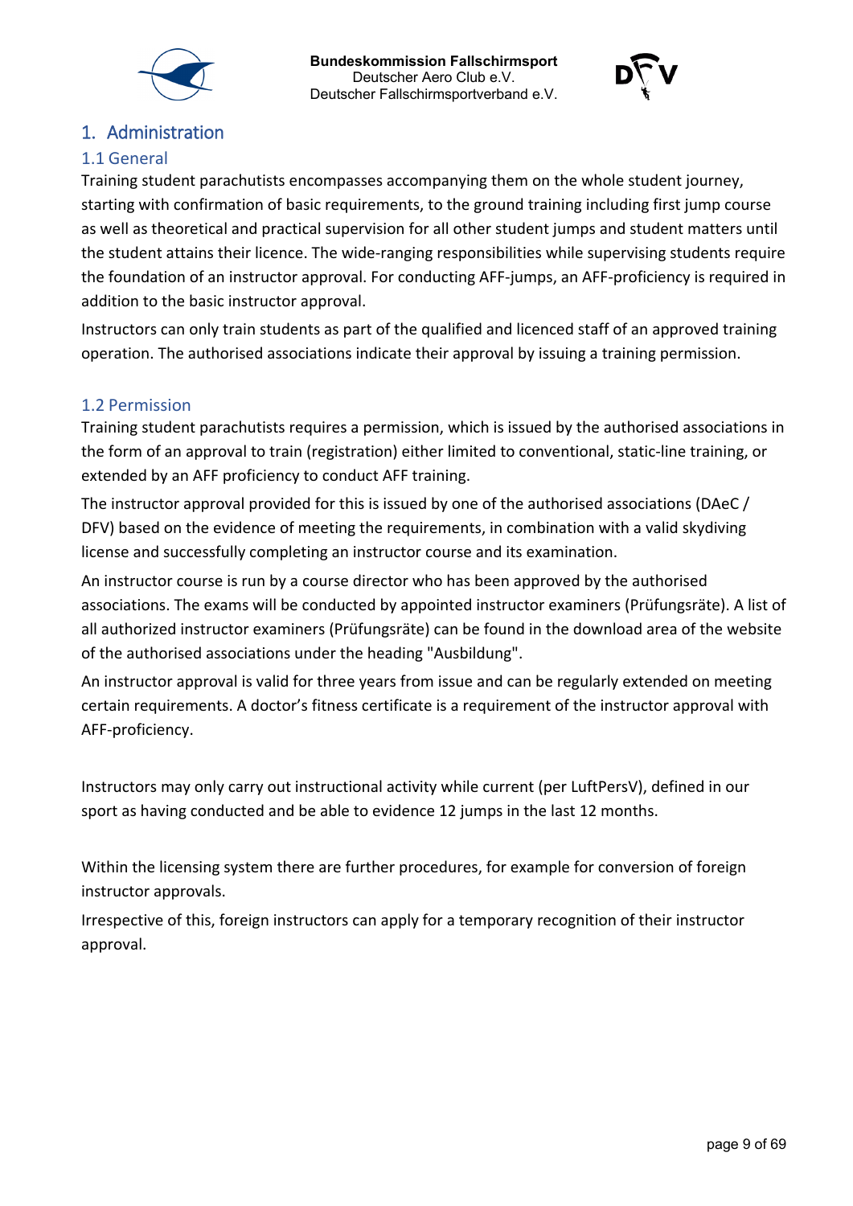# 1. Administration

## 1.1 General

Training student parachutists encompasses accompanying them on the whole student journey, starting with confirmation of basic requirements, to the ground training including first jump course as well as theoretical and practical supervision for all other student jumps and student matters until the student attains their licence. The wide-ranging responsibilities while supervising students require the foundation of an instructor approval. For conducting AFF-jumps, an AFF-proficiency is required in addition to the basic instructor approval.

Instructors can only train students as part of the qualified and licenced staff of an approved training operation. The authorised associations indicate their approval by issuing a training permission.

## 1.2 Permission

Training student parachutists requires a permission, which is issued by the authorised associations in the form of an approval to train (registration) either limited to conventional, static-line training, or extended by an AFF proficiency to conduct AFF training.

The instructor approval provided for this is issued by one of the authorised associations (DAeC / DFV) based on the evidence of meeting the requirements, in combination with a valid skydiving license and successfully completing an instructor course and its examination.

An instructor course is run by a course director who has been approved by the authorised associations. The exams will be conducted by appointed instructor examiners (Prüfungsräte). A list of all authorized instructor examiners (Prüfungsräte) can be found in the download area of the website of the authorised associations under the heading "Ausbildung".

An instructor approval is valid for three years from issue and can be regularly extended on meeting certain requirements. A doctor's fitness certificate is a requirement of the instructor approval with AFF-proficiency.

Instructors may only carry out instructional activity while current (per LuftPersV), defined in our sport as having conducted and be able to evidence 12 jumps in the last 12 months.

Within the licensing system there are further procedures, for example for conversion of foreign instructor approvals.

Irrespective of this, foreign instructors can apply for a temporary recognition of their instructor approval.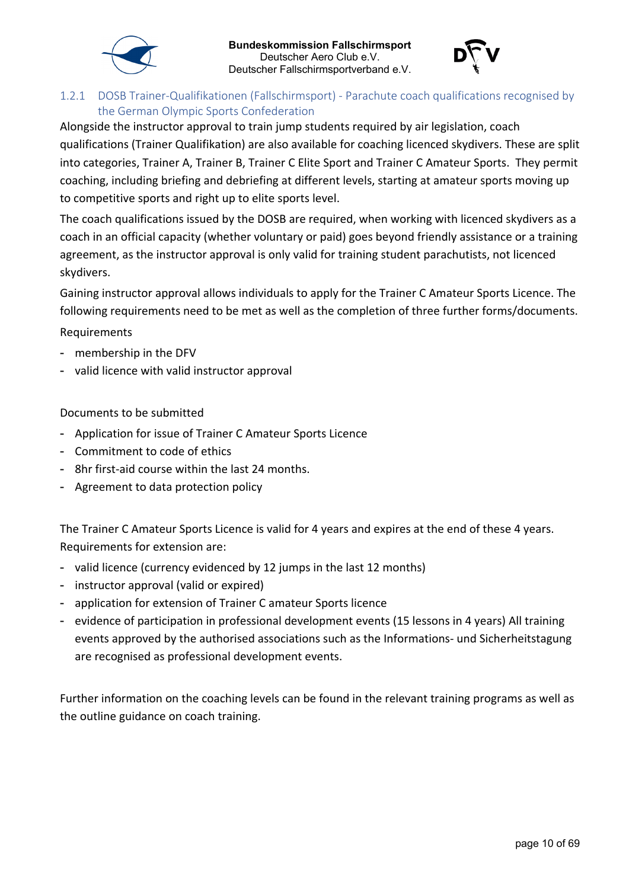### 1.2.1 DOSB Trainer-Qualifikationen (Fallschirmsport) - Parachute coach qualifications recognised by the German Olympic Sports Confederation

Alongside the instructor approval to train jump students required by air legislation, coach qualifications (Trainer Qualifikation) are also available for coaching licenced skydivers. These are split into categories, Trainer A, Trainer B, Trainer C Elite Sport and Trainer C Amateur Sports. They permit coaching, including briefing and debriefing at different levels, starting at amateur sports moving up to competitive sports and right up to elite sports level.

The coach qualifications issued by the DOSB are required, when working with licenced skydivers as a coach in an official capacity (whether voluntary or paid) goes beyond friendly assistance or a training agreement, as the instructor approval is only valid for training student parachutists, not licenced skydivers.

Gaining instructor approval allows individuals to apply for the Trainer C Amateur Sports Licence. The following requirements need to be met as well as the completion of three further forms/documents.

Requirements

- membership in the DFV
- valid licence with valid instructor approval

Documents to be submitted

- Application for issue of Trainer C Amateur Sports Licence
- Commitment to code of ethics
- 8hr first-aid course within the last 24 months.
- Agreement to data protection policy

The Trainer C Amateur Sports Licence is valid for 4 years and expires at the end of these 4 years. Requirements for extension are:

- valid licence (currency evidenced by 12 jumps in the last 12 months)
- instructor approval (valid or expired)
- application for extension of Trainer C amateur Sports licence
- evidence of participation in professional development events (15 lessons in 4 years) All training events approved by the authorised associations such as the Informations- und Sicherheitstagung are recognised as professional development events.

Further information on the coaching levels can be found in the relevant training programs as well as the outline guidance on coach training.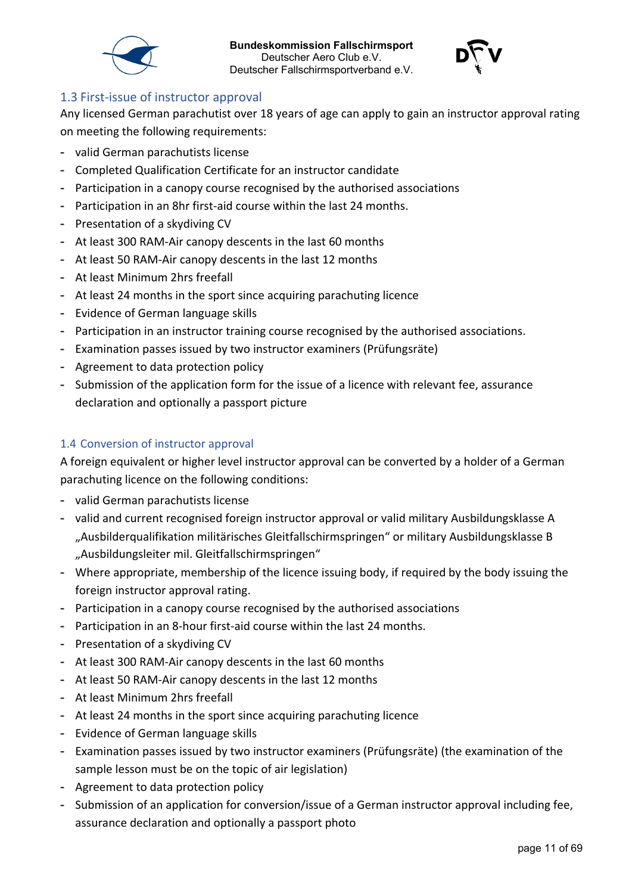## 1.3 First-issue of instructor approval

Any licensed German parachutist over 18 years of age can apply to gain an instructor approval rating on meeting the following requirements:

- valid German parachutists license
- Completed Qualification Certificate for an instructor candidate
- Participation in a canopy course recognised by the authorised associations
- Participation in an 8hr first-aid course within the last 24 months.
- Presentation of a skydiving CV
- At least 300 RAM-Air canopy descents in the last 60 months
- At least 50 RAM-Air canopy descents in the last 12 months
- At least Minimum 2hrs freefall
- At least 24 months in the sport since acquiring parachuting licence
- Evidence of German language skills
- Participation in an instructor training course recognised by the authorised associations.
- Examination passes issued by two instructor examiners (Prüfungsräte)
- Agreement to data protection policy
- Submission of the application form for the issue of a licence with relevant fee, assurance declaration and optionally a passport picture

## 1.4 Conversion of instructor approval

A foreign equivalent or higher level instructor approval can be converted by a holder of a German parachuting licence on the following conditions:

- valid German parachutists license
- valid and current recognised foreign instructor approval or valid military Ausbildungsklasse A „Ausbilderqualifikation militärisches Gleitfallschirmspringen“ or military Ausbildungsklasse B „Ausbildungsleiter mil. Gleitfallschirmspringen“
- Where appropriate, membership of the licence issuing body, if required by the body issuing the foreign instructor approval rating.
- Participation in a canopy course recognised by the authorised associations
- Participation in an 8-hour first-aid course within the last 24 months.
- Presentation of a skydiving CV
- At least 300 RAM-Air canopy descents in the last 60 months
- At least 50 RAM-Air canopy descents in the last 12 months
- At least Minimum 2hrs freefall
- At least 24 months in the sport since acquiring parachuting licence
- Evidence of German language skills
- Examination passes issued by two instructor examiners (Prüfungsräte) (the examination of the sample lesson must be on the topic of air legislation)
- Agreement to data protection policy
- Submission of an application for conversion/issue of a German instructor approval including fee, assurance declaration and optionally a passport photo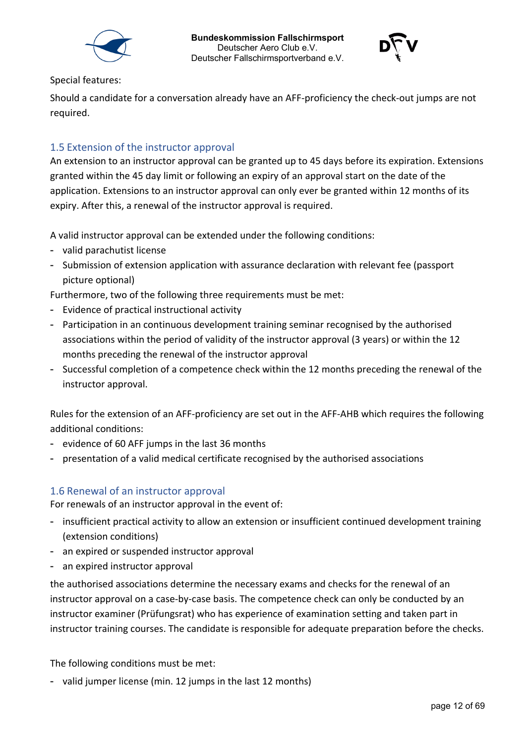Special features:

Should a candidate for a conversation already have an AFF-proficiency the check-out jumps are not required.

## 1.5 Extension of the instructor approval

An extension to an instructor approval can be granted up to 45 days before its expiration. Extensions granted within the 45 day limit or following an expiry of an approval start on the date of the application. Extensions to an instructor approval can only ever be granted within 12 months of its expiry. After this, a renewal of the instructor approval is required.

A valid instructor approval can be extended under the following conditions:

- valid parachutist license
- Submission of extension application with assurance declaration with relevant fee (passport picture optional)

Furthermore, two of the following three requirements must be met:

- Evidence of practical instructional activity
- Participation in an continuous development training seminar recognised by the authorised associations within the period of validity of the instructor approval (3 years) or within the 12 months preceding the renewal of the instructor approval
- Successful completion of a competence check within the 12 months preceding the renewal of the instructor approval.

Rules for the extension of an AFF-proficiency are set out in the AFF-AHB which requires the following additional conditions:

- evidence of 60 AFF jumps in the last 36 months
- presentation of a valid medical certificate recognised by the authorised associations

## 1.6 Renewal of an instructor approval

For renewals of an instructor approval in the event of:

- insufficient practical activity to allow an extension or insufficient continued development training (extension conditions)
- an expired or suspended instructor approval
- an expired instructor approval

the authorised associations determine the necessary exams and checks for the renewal of an instructor approval on a case-by-case basis. The competence check can only be conducted by an instructor examiner (Prüfungsrat) who has experience of examination setting and taken part in instructor training courses. The candidate is responsible for adequate preparation before the checks.

The following conditions must be met:

- valid jumper license (min. 12 jumps in the last 12 months)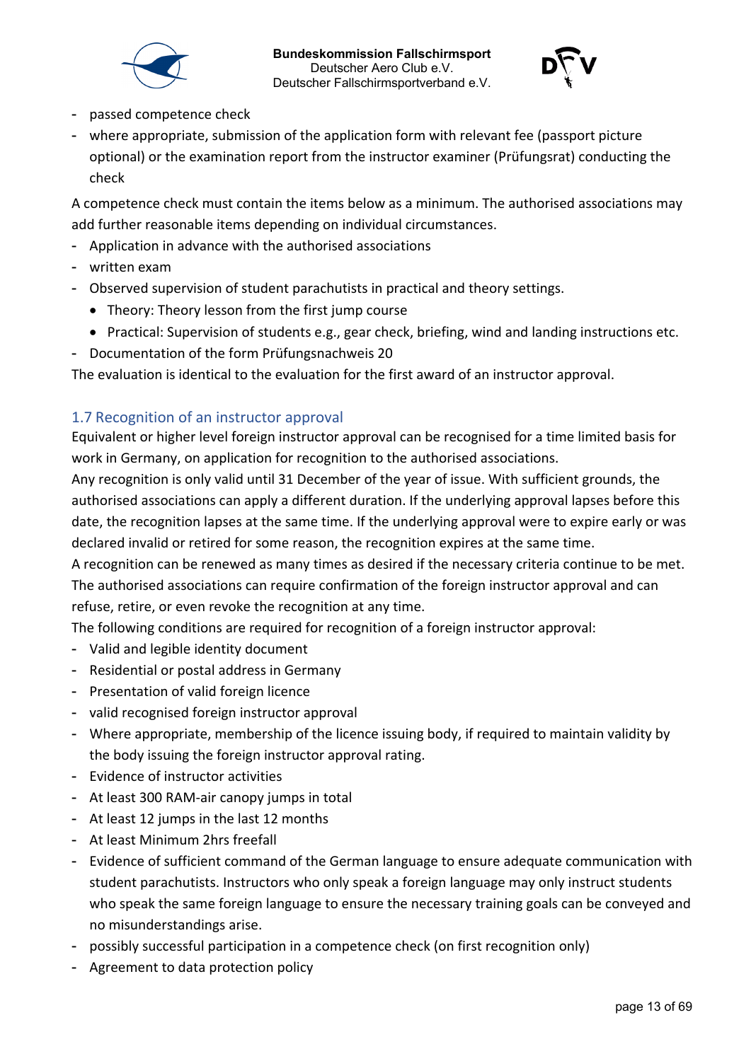- passed competence check
- where appropriate, submission of the application form with relevant fee (passport picture optional) or the examination report from the instructor examiner (Prüfungsrat) conducting the check

A competence check must contain the items below as a minimum. The authorised associations may add further reasonable items depending on individual circumstances.

- Application in advance with the authorised associations
- written exam
- Observed supervision of student parachutists in practical and theory settings.
  - Theory: Theory lesson from the first jump course
  - Practical: Supervision of students e.g., gear check, briefing, wind and landing instructions etc.
- Documentation of the form Prüfungsnachweis 20

The evaluation is identical to the evaluation for the first award of an instructor approval.

## 1.7 Recognition of an instructor approval

Equivalent or higher level foreign instructor approval can be recognised for a time limited basis for work in Germany, on application for recognition to the authorised associations.

Any recognition is only valid until 31 December of the year of issue. With sufficient grounds, the authorised associations can apply a different duration. If the underlying approval lapses before this date, the recognition lapses at the same time. If the underlying approval were to expire early or was declared invalid or retired for some reason, the recognition expires at the same time.

A recognition can be renewed as many times as desired if the necessary criteria continue to be met. The authorised associations can require confirmation of the foreign instructor approval and can refuse, retire, or even revoke the recognition at any time.

The following conditions are required for recognition of a foreign instructor approval:

- Valid and legible identity document
- Residential or postal address in Germany
- Presentation of valid foreign licence
- valid recognised foreign instructor approval
- Where appropriate, membership of the licence issuing body, if required to maintain validity by the body issuing the foreign instructor approval rating.
- Evidence of instructor activities
- At least 300 RAM-air canopy jumps in total
- At least 12 jumps in the last 12 months
- At least Minimum 2hrs freefall
- Evidence of sufficient command of the German language to ensure adequate communication with student parachutists. Instructors who only speak a foreign language may only instruct students who speak the same foreign language to ensure the necessary training goals can be conveyed and no misunderstandings arise.
- possibly successful participation in a competence check (on first recognition only)
- Agreement to data protection policy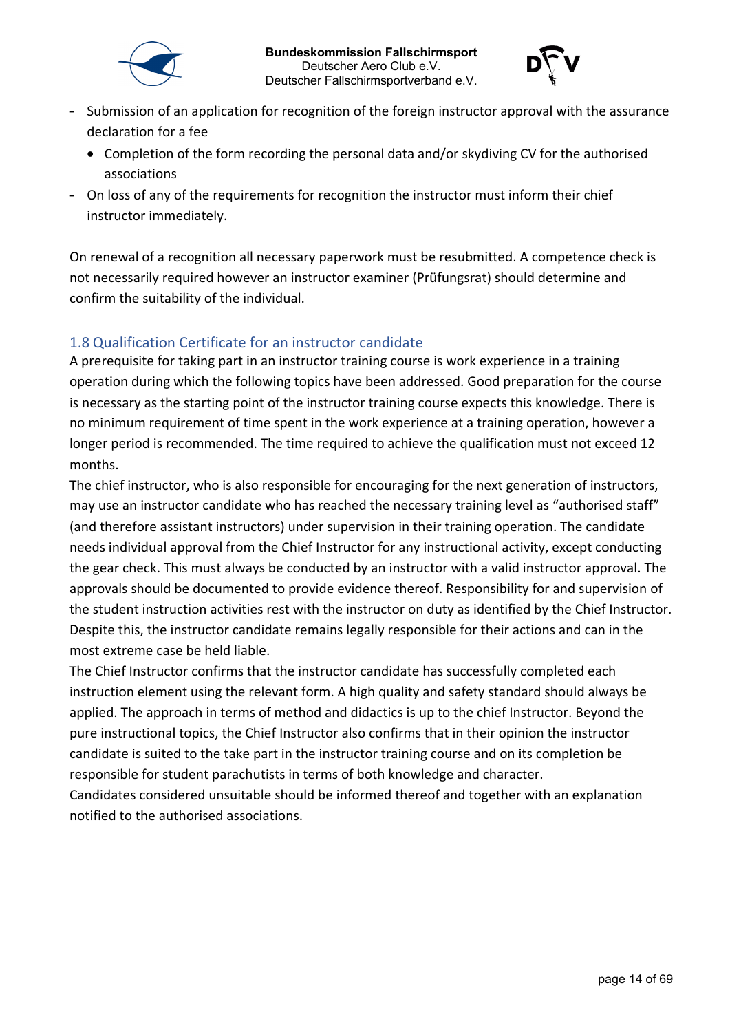- Submission of an application for recognition of the foreign instructor approval with the assurance declaration for a fee
  - Completion of the form recording the personal data and/or skydiving CV for the authorised associations
- On loss of any of the requirements for recognition the instructor must inform their chief instructor immediately.

On renewal of a recognition all necessary paperwork must be resubmitted. A competence check is not necessarily required however an instructor examiner (Prüfungsrat) should determine and confirm the suitability of the individual.

## 1.8 Qualification Certificate for an instructor candidate

A prerequisite for taking part in an instructor training course is work experience in a training operation during which the following topics have been addressed. Good preparation for the course is necessary as the starting point of the instructor training course expects this knowledge. There is no minimum requirement of time spent in the work experience at a training operation, however a longer period is recommended. The time required to achieve the qualification must not exceed 12 months.

The chief instructor, who is also responsible for encouraging for the next generation of instructors, may use an instructor candidate who has reached the necessary training level as "authorised staff" (and therefore assistant instructors) under supervision in their training operation. The candidate needs individual approval from the Chief Instructor for any instructional activity, except conducting the gear check. This must always be conducted by an instructor with a valid instructor approval. The approvals should be documented to provide evidence thereof. Responsibility for and supervision of the student instruction activities rest with the instructor on duty as identified by the Chief Instructor. Despite this, the instructor candidate remains legally responsible for their actions and can in the most extreme case be held liable.

The Chief Instructor confirms that the instructor candidate has successfully completed each instruction element using the relevant form. A high quality and safety standard should always be applied. The approach in terms of method and didactics is up to the chief Instructor. Beyond the pure instructional topics, the Chief Instructor also confirms that in their opinion the instructor candidate is suited to the take part in the instructor training course and on its completion be responsible for student parachutists in terms of both knowledge and character.

Candidates considered unsuitable should be informed thereof and together with an explanation notified to the authorised associations.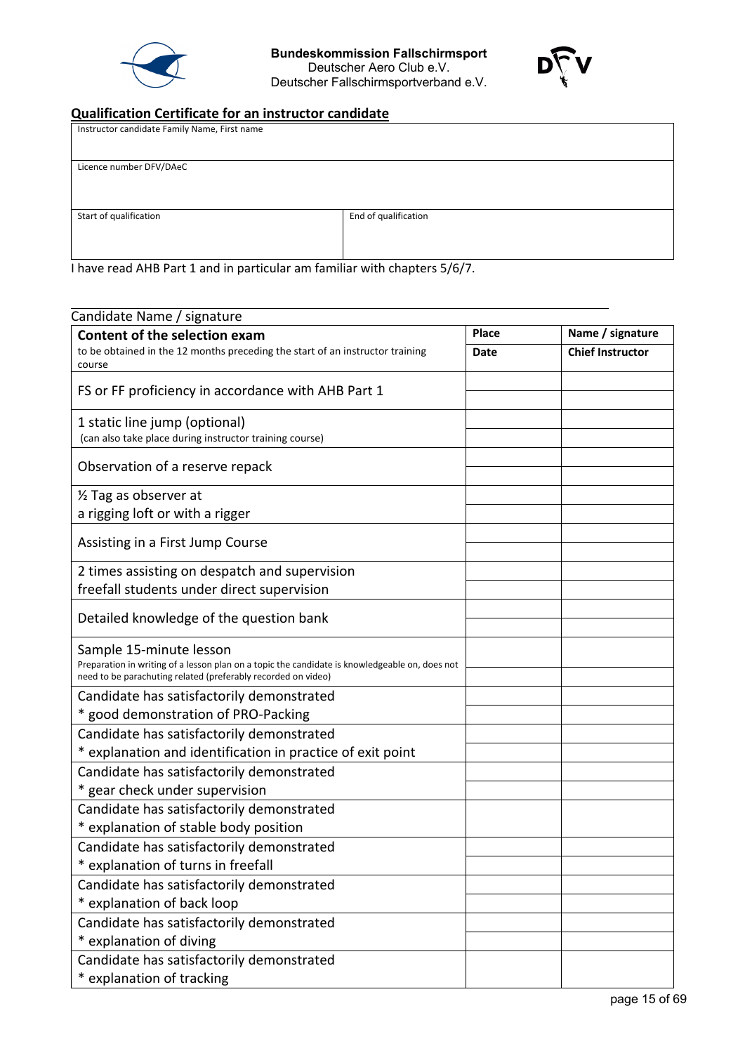**Bundeskommission Fallschirmsport**
Deutscher Aero Club e.V.
Deutscher Fallschirmsportverband e.V.

## Qualification Certificate for an instructor candidate

| Instructor candidate Family Name, First name | |
|---|---|
| Licence number DFV/DAeC | |
| Start of qualification | End of qualification |

I have read AHB Part 1 and in particular am familiar with chapters 5/6/7.

Candidate Name / signature

| **Content of the selection exam**<br>to be obtained in the 12 months preceding the start of an instructor training course | **Place**<br>**Date** | **Name / signature**<br>**Chief Instructor** |
|---|---|---|
| FS or FF proficiency in accordance with AHB Part 1 | | |
| 1 static line jump (optional)<br>(can also take place during instructor training course) | | |
| Observation of a reserve repack | | |
| ½ Tag as observer at<br>a rigging loft or with a rigger | | |
| Assisting in a First Jump Course | | |
| 2 times assisting on despatch and supervision<br>freefall students under direct supervision | | |
| Detailed knowledge of the question bank | | |
| Sample 15-minute lesson<br>Preparation in writing of a lesson plan on a topic the candidate is knowledgeable on, does not need to be parachuting related (preferably recorded on video) | | |
| Candidate has satisfactorily demonstrated<br>* good demonstration of PRO-Packing | | |
| Candidate has satisfactorily demonstrated<br>* explanation and identification in practice of exit point | | |
| Candidate has satisfactorily demonstrated<br>* gear check under supervision | | |
| Candidate has satisfactorily demonstrated<br>* explanation of stable body position | | |
| Candidate has satisfactorily demonstrated<br>* explanation of turns in freefall | | |
| Candidate has satisfactorily demonstrated<br>* explanation of back loop | | |
| Candidate has satisfactorily demonstrated<br>* explanation of diving | | |
| Candidate has satisfactorily demonstrated<br>* explanation of tracking | | |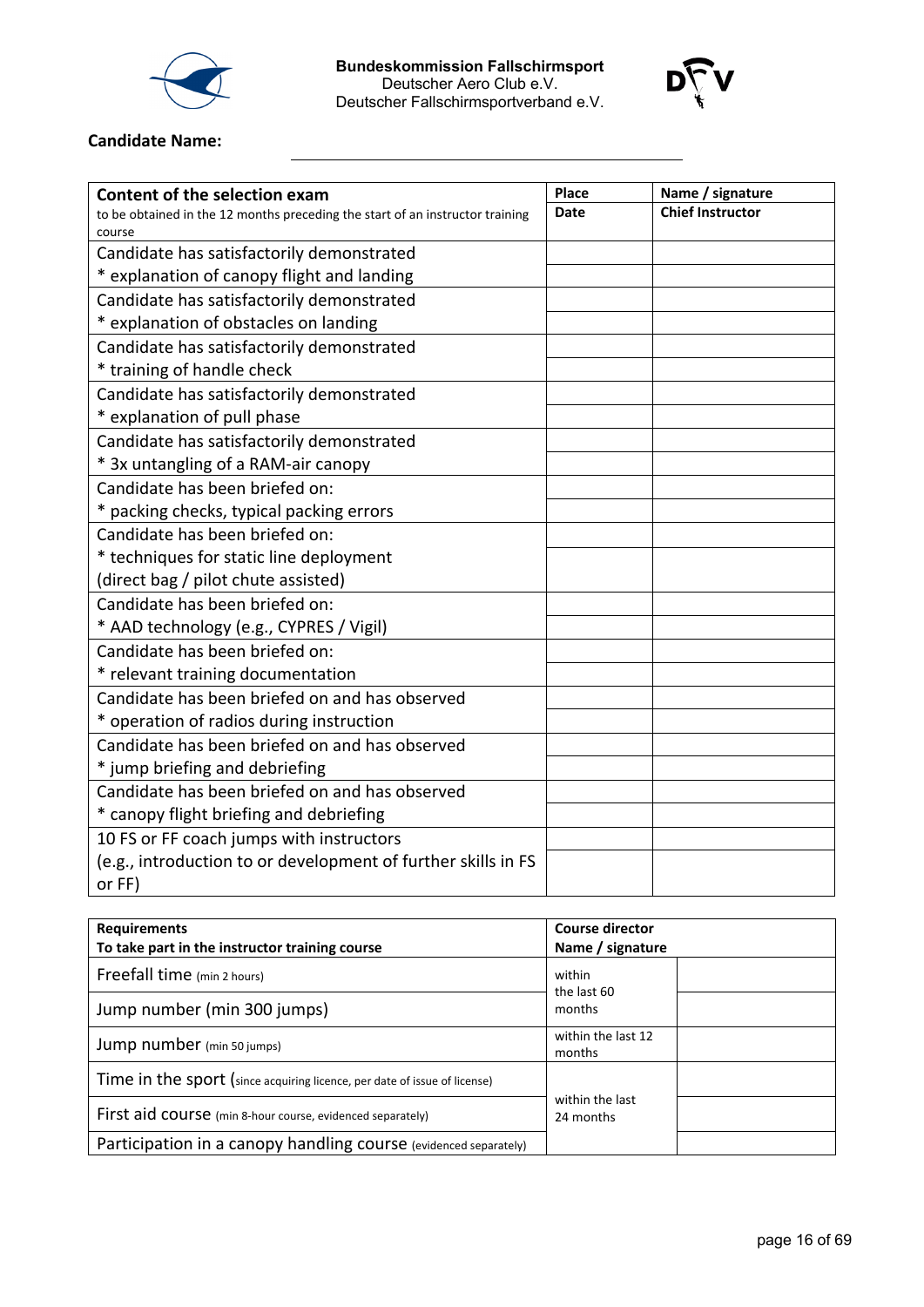**Bundeskommission Fallschirmsport**
Deutscher Aero Club e.V.
Deutscher Fallschirmsportverband e.V.

**Candidate Name:** ______________________________

| **Content of the selection exam** to be obtained in the 12 months preceding the start of an instructor training course | **Place** **Date** | **Name / signature** **Chief Instructor** |
|---|---|---|
| Candidate has satisfactorily demonstrated * explanation of canopy flight and landing | | |
| Candidate has satisfactorily demonstrated * explanation of obstacles on landing | | |
| Candidate has satisfactorily demonstrated * training of handle check | | |
| Candidate has satisfactorily demonstrated * explanation of pull phase | | |
| Candidate has satisfactorily demonstrated * 3x untangling of a RAM-air canopy | | |
| Candidate has been briefed on: * packing checks, typical packing errors | | |
| Candidate has been briefed on: * techniques for static line deployment (direct bag / pilot chute assisted) | | |
| Candidate has been briefed on: * AAD technology (e.g., CYPRES / Vigil) | | |
| Candidate has been briefed on: * relevant training documentation | | |
| Candidate has been briefed on and has observed * operation of radios during instruction | | |
| Candidate has been briefed on and has observed * jump briefing and debriefing | | |
| Candidate has been briefed on and has observed * canopy flight briefing and debriefing | | |
| 10 FS or FF coach jumps with instructors (e.g., introduction to or development of further skills in FS or FF) | | |

| **Requirements** **To take part in the instructor training course** | **Course director** **Name / signature** | |
|---|---|---|
| Freefall time (min 2 hours) | within the last 60 months | |
| Jump number (min 300 jumps) | | |
| Jump number (min 50 jumps) | within the last 12 months | |
| Time in the sport (since acquiring licence, per date of issue of license) | within the last 24 months | |
| First aid course (min 8-hour course, evidenced separately) | | |
| Participation in a canopy handling course (evidenced separately) | | |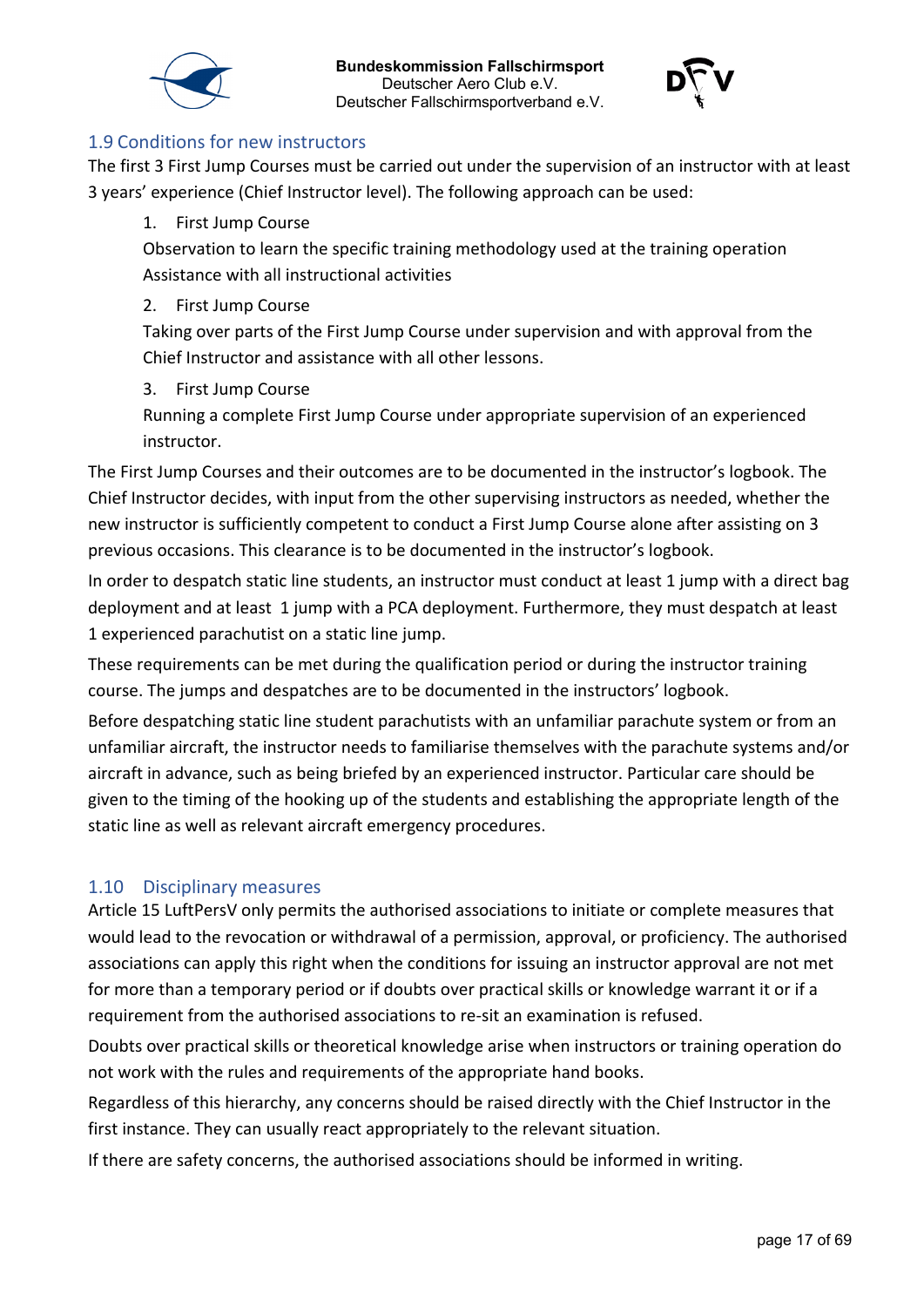## 1.9 Conditions for new instructors

The first 3 First Jump Courses must be carried out under the supervision of an instructor with at least 3 years' experience (Chief Instructor level). The following approach can be used:

1. First Jump Course
   Observation to learn the specific training methodology used at the training operation
   Assistance with all instructional activities
2. First Jump Course
   Taking over parts of the First Jump Course under supervision and with approval from the Chief Instructor and assistance with all other lessons.
3. First Jump Course
   Running a complete First Jump Course under appropriate supervision of an experienced instructor.

The First Jump Courses and their outcomes are to be documented in the instructor's logbook. The Chief Instructor decides, with input from the other supervising instructors as needed, whether the new instructor is sufficiently competent to conduct a First Jump Course alone after assisting on 3 previous occasions. This clearance is to be documented in the instructor's logbook.

In order to despatch static line students, an instructor must conduct at least 1 jump with a direct bag deployment and at least 1 jump with a PCA deployment. Furthermore, they must despatch at least 1 experienced parachutist on a static line jump.

These requirements can be met during the qualification period or during the instructor training course. The jumps and despatches are to be documented in the instructors' logbook.

Before despatching static line student parachutists with an unfamiliar parachute system or from an unfamiliar aircraft, the instructor needs to familiarise themselves with the parachute systems and/or aircraft in advance, such as being briefed by an experienced instructor. Particular care should be given to the timing of the hooking up of the students and establishing the appropriate length of the static line as well as relevant aircraft emergency procedures.

## 1.10 Disciplinary measures

Article 15 LuftPersV only permits the authorised associations to initiate or complete measures that would lead to the revocation or withdrawal of a permission, approval, or proficiency. The authorised associations can apply this right when the conditions for issuing an instructor approval are not met for more than a temporary period or if doubts over practical skills or knowledge warrant it or if a requirement from the authorised associations to re-sit an examination is refused.

Doubts over practical skills or theoretical knowledge arise when instructors or training operation do not work with the rules and requirements of the appropriate hand books.

Regardless of this hierarchy, any concerns should be raised directly with the Chief Instructor in the first instance. They can usually react appropriately to the relevant situation.

If there are safety concerns, the authorised associations should be informed in writing.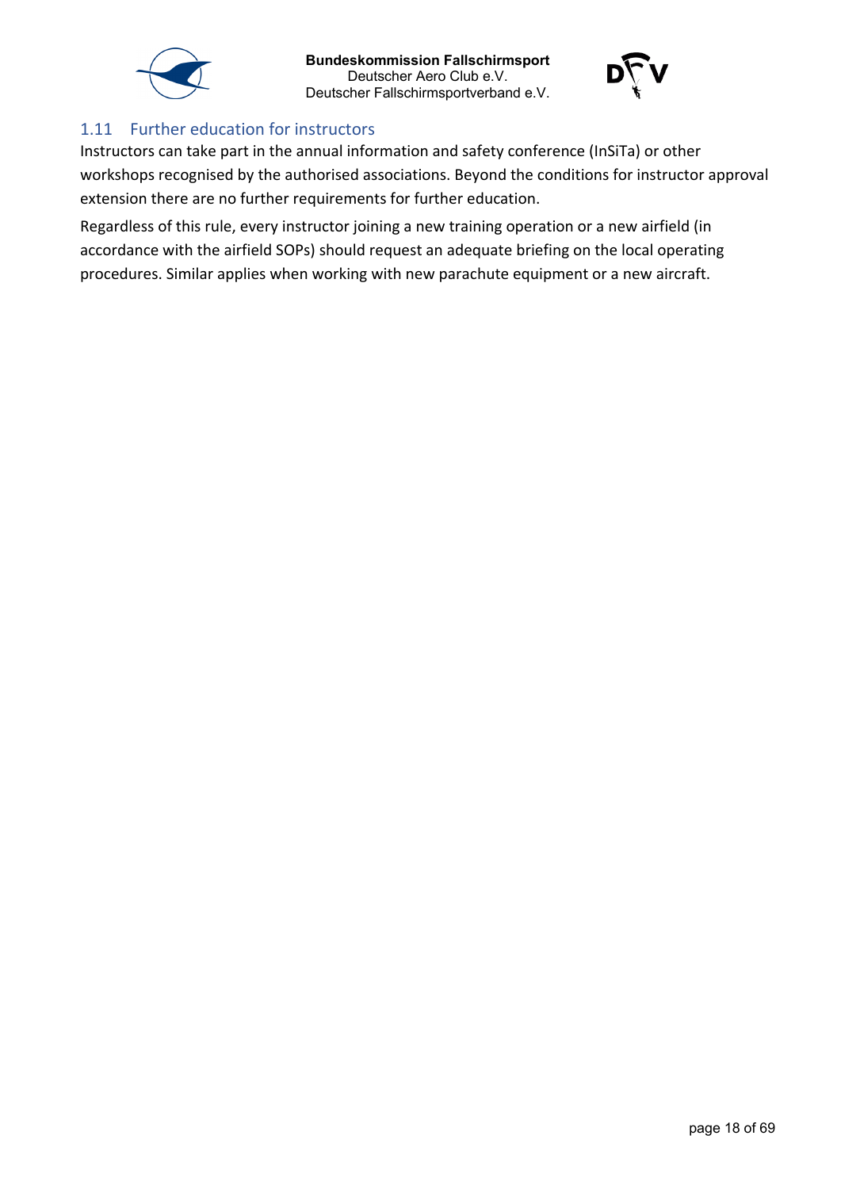## 1.11 Further education for instructors

Instructors can take part in the annual information and safety conference (InSiTa) or other workshops recognised by the authorised associations. Beyond the conditions for instructor approval extension there are no further requirements for further education.

Regardless of this rule, every instructor joining a new training operation or a new airfield (in accordance with the airfield SOPs) should request an adequate briefing on the local operating procedures. Similar applies when working with new parachute equipment or a new aircraft.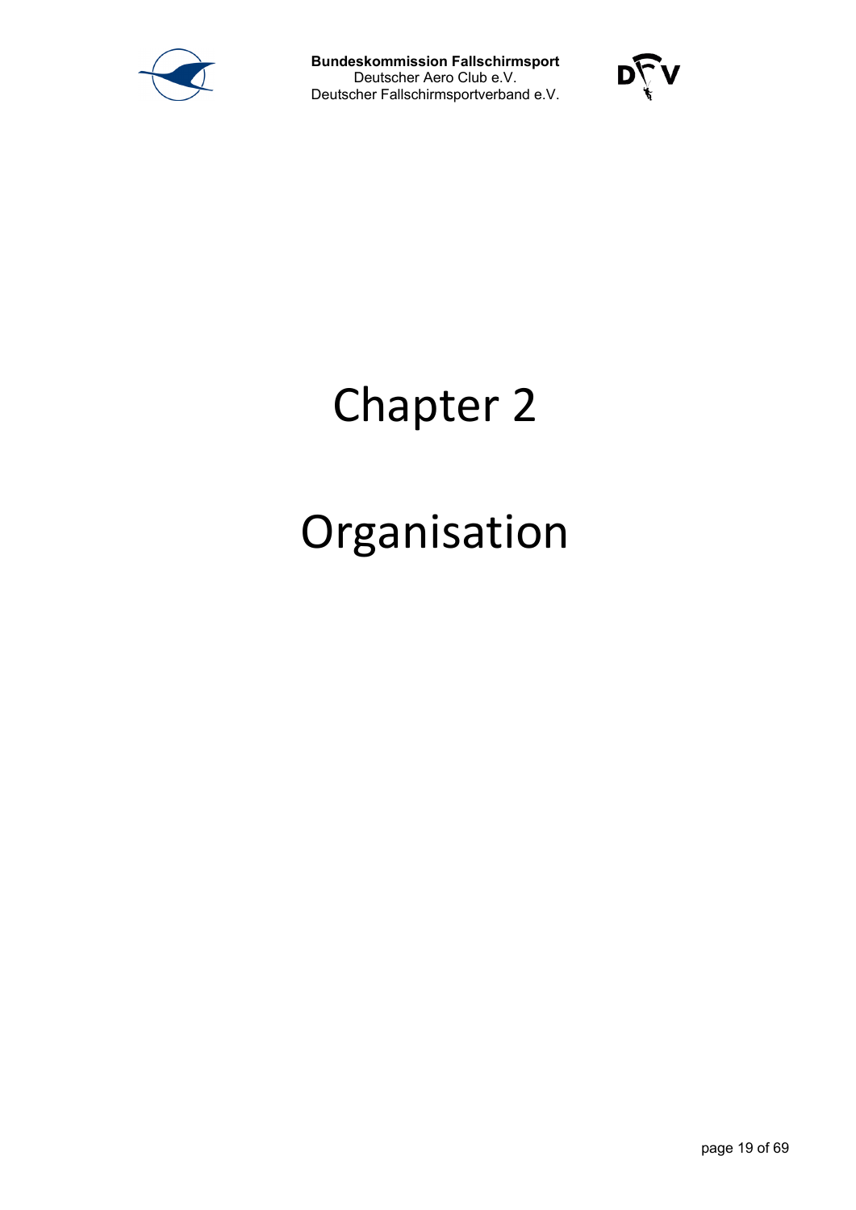# Chapter 2

# Organisation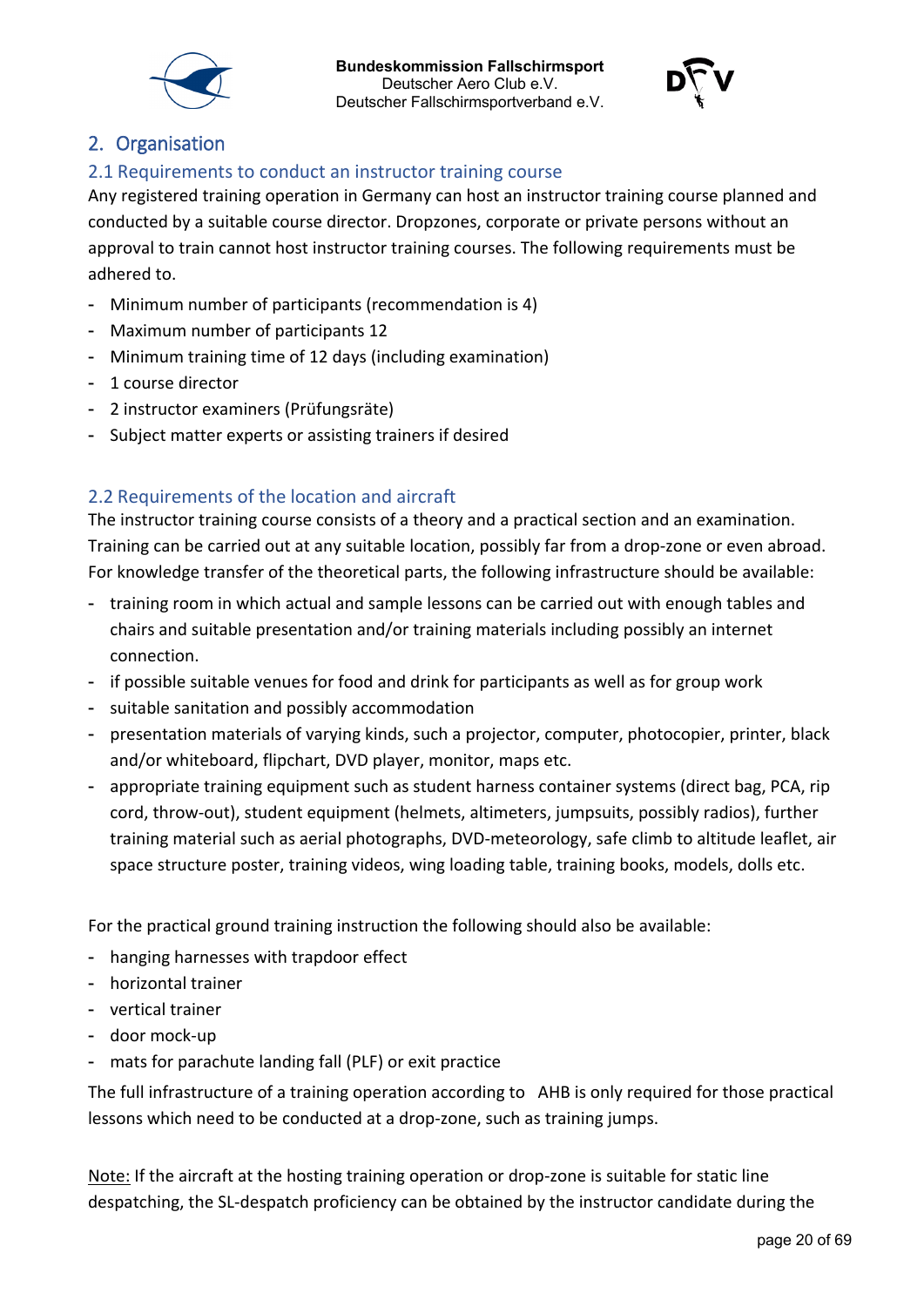## 2. Organisation

### 2.1 Requirements to conduct an instructor training course

Any registered training operation in Germany can host an instructor training course planned and conducted by a suitable course director. Dropzones, corporate or private persons without an approval to train cannot host instructor training courses. The following requirements must be adhered to.

- Minimum number of participants (recommendation is 4)
- Maximum number of participants 12
- Minimum training time of 12 days (including examination)
- 1 course director
- 2 instructor examiners (Prüfungsräte)
- Subject matter experts or assisting trainers if desired

### 2.2 Requirements of the location and aircraft

The instructor training course consists of a theory and a practical section and an examination. Training can be carried out at any suitable location, possibly far from a drop-zone or even abroad. For knowledge transfer of the theoretical parts, the following infrastructure should be available:

- training room in which actual and sample lessons can be carried out with enough tables and chairs and suitable presentation and/or training materials including possibly an internet connection.
- if possible suitable venues for food and drink for participants as well as for group work
- suitable sanitation and possibly accommodation
- presentation materials of varying kinds, such a projector, computer, photocopier, printer, black and/or whiteboard, flipchart, DVD player, monitor, maps etc.
- appropriate training equipment such as student harness container systems (direct bag, PCA, rip cord, throw-out), student equipment (helmets, altimeters, jumpsuits, possibly radios), further training material such as aerial photographs, DVD-meteorology, safe climb to altitude leaflet, air space structure poster, training videos, wing loading table, training books, models, dolls etc.

For the practical ground training instruction the following should also be available:

- hanging harnesses with trapdoor effect
- horizontal trainer
- vertical trainer
- door mock-up
- mats for parachute landing fall (PLF) or exit practice

The full infrastructure of a training operation according to AHB is only required for those practical lessons which need to be conducted at a drop-zone, such as training jumps.

Note: If the aircraft at the hosting training operation or drop-zone is suitable for static line despatching, the SL-despatch proficiency can be obtained by the instructor candidate during the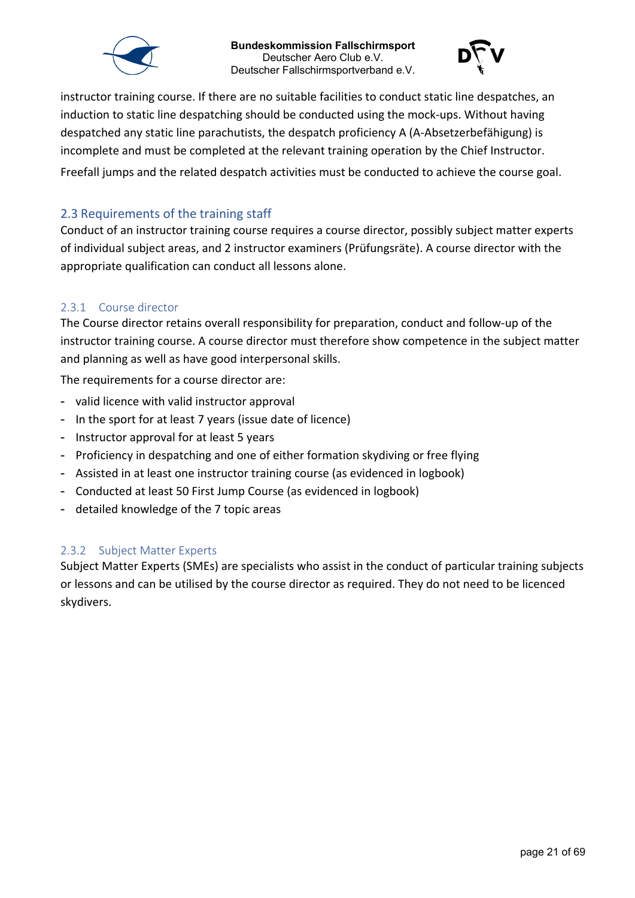instructor training course. If there are no suitable facilities to conduct static line despatches, an induction to static line despatching should be conducted using the mock-ups. Without having despatched any static line parachutists, the despatch proficiency A (A-Absetzerbefähigung) is incomplete and must be completed at the relevant training operation by the Chief Instructor.

Freefall jumps and the related despatch activities must be conducted to achieve the course goal.

## 2.3 Requirements of the training staff

Conduct of an instructor training course requires a course director, possibly subject matter experts of individual subject areas, and 2 instructor examiners (Prüfungsräte). A course director with the appropriate qualification can conduct all lessons alone.

### 2.3.1 Course director

The Course director retains overall responsibility for preparation, conduct and follow-up of the instructor training course. A course director must therefore show competence in the subject matter and planning as well as have good interpersonal skills.

The requirements for a course director are:

- valid licence with valid instructor approval
- In the sport for at least 7 years (issue date of licence)
- Instructor approval for at least 5 years
- Proficiency in despatching and one of either formation skydiving or free flying
- Assisted in at least one instructor training course (as evidenced in logbook)
- Conducted at least 50 First Jump Course (as evidenced in logbook)
- detailed knowledge of the 7 topic areas

### 2.3.2 Subject Matter Experts

Subject Matter Experts (SMEs) are specialists who assist in the conduct of particular training subjects or lessons and can be utilised by the course director as required. They do not need to be licenced skydivers.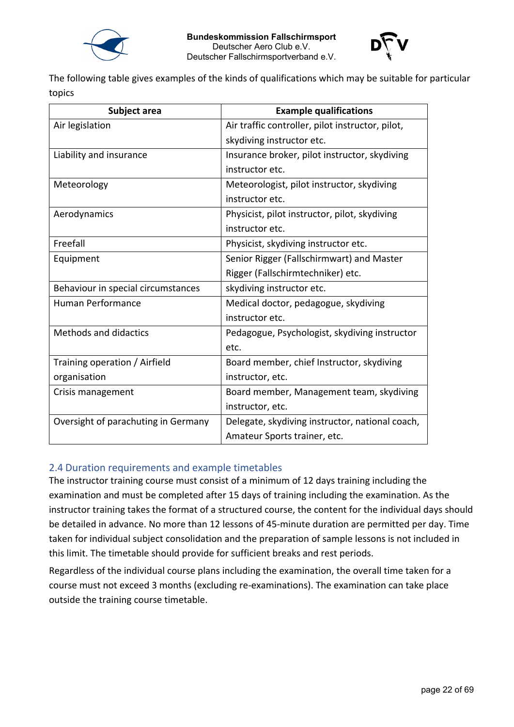The following table gives examples of the kinds of qualifications which may be suitable for particular topics

| Subject area | Example qualifications |
| --- | --- |
| Air legislation | Air traffic controller, pilot instructor, pilot, skydiving instructor etc. |
| Liability and insurance | Insurance broker, pilot instructor, skydiving instructor etc. |
| Meteorology | Meteorologist, pilot instructor, skydiving instructor etc. |
| Aerodynamics | Physicist, pilot instructor, pilot, skydiving instructor etc. |
| Freefall | Physicist, skydiving instructor etc. |
| Equipment | Senior Rigger (Fallschirmwart) and Master Rigger (Fallschirmtechniker) etc. |
| Behaviour in special circumstances | skydiving instructor etc. |
| Human Performance | Medical doctor, pedagogue, skydiving instructor etc. |
| Methods and didactics | Pedagogue, Psychologist, skydiving instructor etc. |
| Training operation / Airfield organisation | Board member, chief Instructor, skydiving instructor, etc. |
| Crisis management | Board member, Management team, skydiving instructor, etc. |
| Oversight of parachuting in Germany | Delegate, skydiving instructor, national coach, Amateur Sports trainer, etc. |

## 2.4 Duration requirements and example timetables

The instructor training course must consist of a minimum of 12 days training including the examination and must be completed after 15 days of training including the examination. As the instructor training takes the format of a structured course, the content for the individual days should be detailed in advance. No more than 12 lessons of 45-minute duration are permitted per day. Time taken for individual subject consolidation and the preparation of sample lessons is not included in this limit. The timetable should provide for sufficient breaks and rest periods.

Regardless of the individual course plans including the examination, the overall time taken for a course must not exceed 3 months (excluding re-examinations). The examination can take place outside the training course timetable.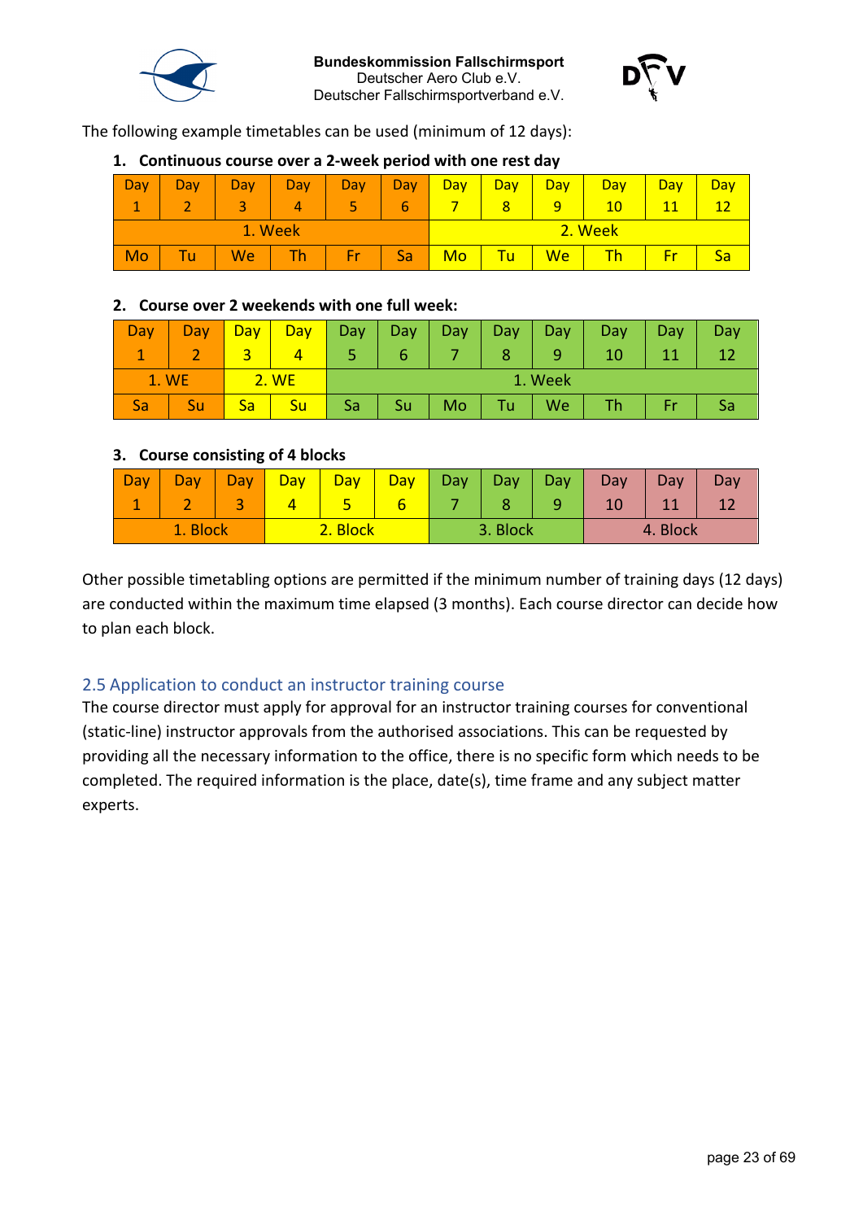The following example timetables can be used (minimum of 12 days):

**1. Continuous course over a 2-week period with one rest day**

| Day 1 | Day 2 | Day 3 | Day 4 | Day 5 | Day 6 | Day 7 | Day 8 | Day 9 | Day 10 | Day 11 | Day 12 |
|---|---|---|---|---|---|---|---|---|---|---|---|
| 1. Week | | | | | | 2. Week | | | | | |
| Mo | Tu | We | Th | Fr | Sa | Mo | Tu | We | Th | Fr | Sa |

**2. Course over 2 weekends with one full week:**

| Day 1 | Day 2 | Day 3 | Day 4 | Day 5 | Day 6 | Day 7 | Day 8 | Day 9 | Day 10 | Day 11 | Day 12 |
|---|---|---|---|---|---|---|---|---|---|---|---|
| 1. WE | | 2. WE | | 1. Week | | | | | | | |
| Sa | Su | Sa | Su | Sa | Su | Mo | Tu | We | Th | Fr | Sa |

**3. Course consisting of 4 blocks**

| Day 1 | Day 2 | Day 3 | Day 4 | Day 5 | Day 6 | Day 7 | Day 8 | Day 9 | Day 10 | Day 11 | Day 12 |
|---|---|---|---|---|---|---|---|---|---|---|---|
| 1. Block | | | 2. Block | | | 3. Block | | | 4. Block | | |

Other possible timetabling options are permitted if the minimum number of training days (12 days) are conducted within the maximum time elapsed (3 months). Each course director can decide how to plan each block.

## 2.5 Application to conduct an instructor training course

The course director must apply for approval for an instructor training courses for conventional (static-line) instructor approvals from the authorised associations. This can be requested by providing all the necessary information to the office, there is no specific form which needs to be completed. The required information is the place, date(s), time frame and any subject matter experts.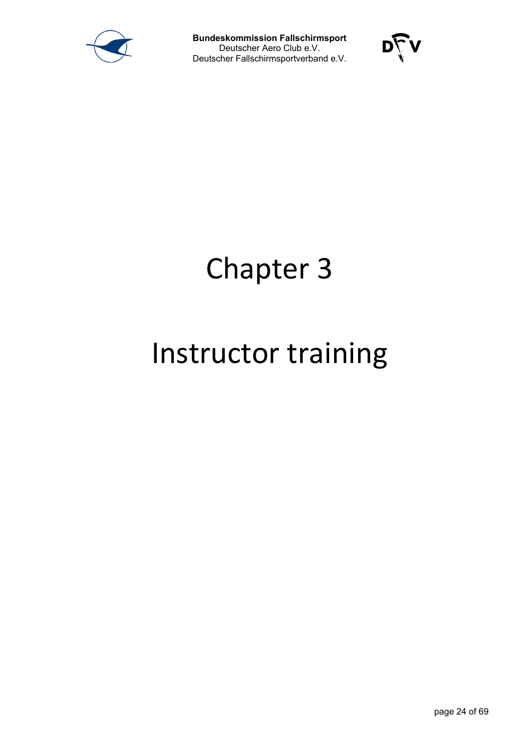# Chapter 3

# Instructor training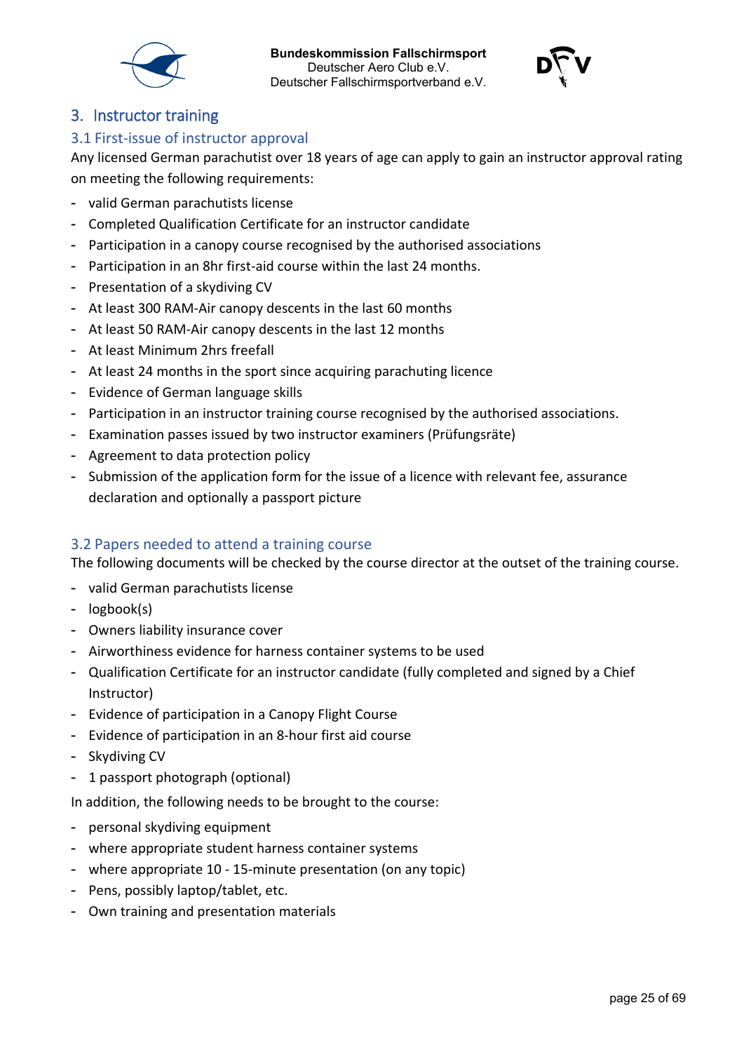## 3. Instructor training

### 3.1 First-issue of instructor approval

Any licensed German parachutist over 18 years of age can apply to gain an instructor approval rating on meeting the following requirements:

- valid German parachutists license
- Completed Qualification Certificate for an instructor candidate
- Participation in a canopy course recognised by the authorised associations
- Participation in an 8hr first-aid course within the last 24 months.
- Presentation of a skydiving CV
- At least 300 RAM-Air canopy descents in the last 60 months
- At least 50 RAM-Air canopy descents in the last 12 months
- At least Minimum 2hrs freefall
- At least 24 months in the sport since acquiring parachuting licence
- Evidence of German language skills
- Participation in an instructor training course recognised by the authorised associations.
- Examination passes issued by two instructor examiners (Prüfungsräte)
- Agreement to data protection policy
- Submission of the application form for the issue of a licence with relevant fee, assurance declaration and optionally a passport picture

### 3.2 Papers needed to attend a training course

The following documents will be checked by the course director at the outset of the training course.

- valid German parachutists license
- logbook(s)
- Owners liability insurance cover
- Airworthiness evidence for harness container systems to be used
- Qualification Certificate for an instructor candidate (fully completed and signed by a Chief Instructor)
- Evidence of participation in a Canopy Flight Course
- Evidence of participation in an 8-hour first aid course
- Skydiving CV
- 1 passport photograph (optional)

In addition, the following needs to be brought to the course:

- personal skydiving equipment
- where appropriate student harness container systems
- where appropriate 10 - 15-minute presentation (on any topic)
- Pens, possibly laptop/tablet, etc.
- Own training and presentation materials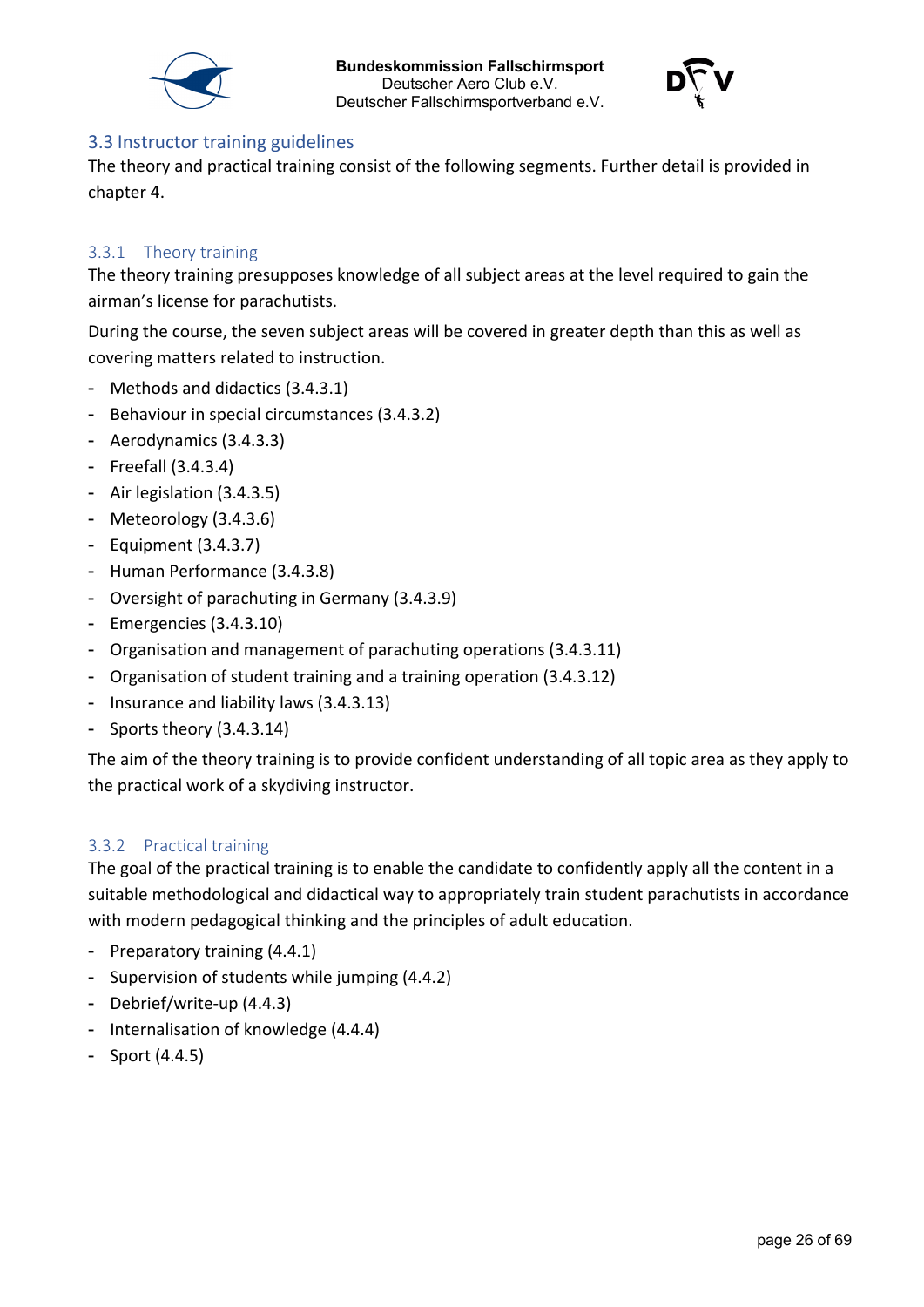## 3.3 Instructor training guidelines

The theory and practical training consist of the following segments. Further detail is provided in chapter 4.

### 3.3.1 Theory training

The theory training presupposes knowledge of all subject areas at the level required to gain the airman's license for parachutists.

During the course, the seven subject areas will be covered in greater depth than this as well as covering matters related to instruction.

- Methods and didactics (3.4.3.1)
- Behaviour in special circumstances (3.4.3.2)
- Aerodynamics (3.4.3.3)
- Freefall (3.4.3.4)
- Air legislation (3.4.3.5)
- Meteorology (3.4.3.6)
- Equipment (3.4.3.7)
- Human Performance (3.4.3.8)
- Oversight of parachuting in Germany (3.4.3.9)
- Emergencies (3.4.3.10)
- Organisation and management of parachuting operations (3.4.3.11)
- Organisation of student training and a training operation (3.4.3.12)
- Insurance and liability laws (3.4.3.13)
- Sports theory (3.4.3.14)

The aim of the theory training is to provide confident understanding of all topic area as they apply to the practical work of a skydiving instructor.

### 3.3.2 Practical training

The goal of the practical training is to enable the candidate to confidently apply all the content in a suitable methodological and didactical way to appropriately train student parachutists in accordance with modern pedagogical thinking and the principles of adult education.

- Preparatory training (4.4.1)
- Supervision of students while jumping (4.4.2)
- Debrief/write-up (4.4.3)
- Internalisation of knowledge (4.4.4)
- Sport (4.4.5)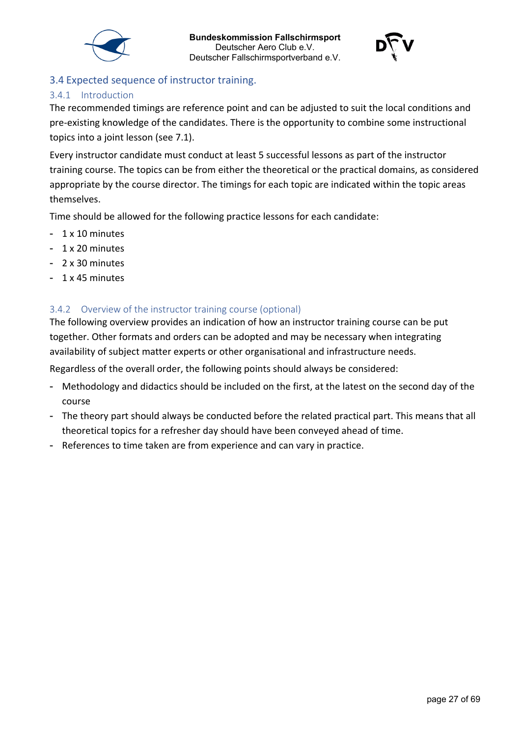## 3.4 Expected sequence of instructor training.

### 3.4.1 Introduction

The recommended timings are reference point and can be adjusted to suit the local conditions and pre-existing knowledge of the candidates. There is the opportunity to combine some instructional topics into a joint lesson (see 7.1).

Every instructor candidate must conduct at least 5 successful lessons as part of the instructor training course. The topics can be from either the theoretical or the practical domains, as considered appropriate by the course director. The timings for each topic are indicated within the topic areas themselves.

Time should be allowed for the following practice lessons for each candidate:

- 1 x 10 minutes
- 1 x 20 minutes
- 2 x 30 minutes
- 1 x 45 minutes

### 3.4.2 Overview of the instructor training course (optional)

The following overview provides an indication of how an instructor training course can be put together. Other formats and orders can be adopted and may be necessary when integrating availability of subject matter experts or other organisational and infrastructure needs.

Regardless of the overall order, the following points should always be considered:

- Methodology and didactics should be included on the first, at the latest on the second day of the course
- The theory part should always be conducted before the related practical part. This means that all theoretical topics for a refresher day should have been conveyed ahead of time.
- References to time taken are from experience and can vary in practice.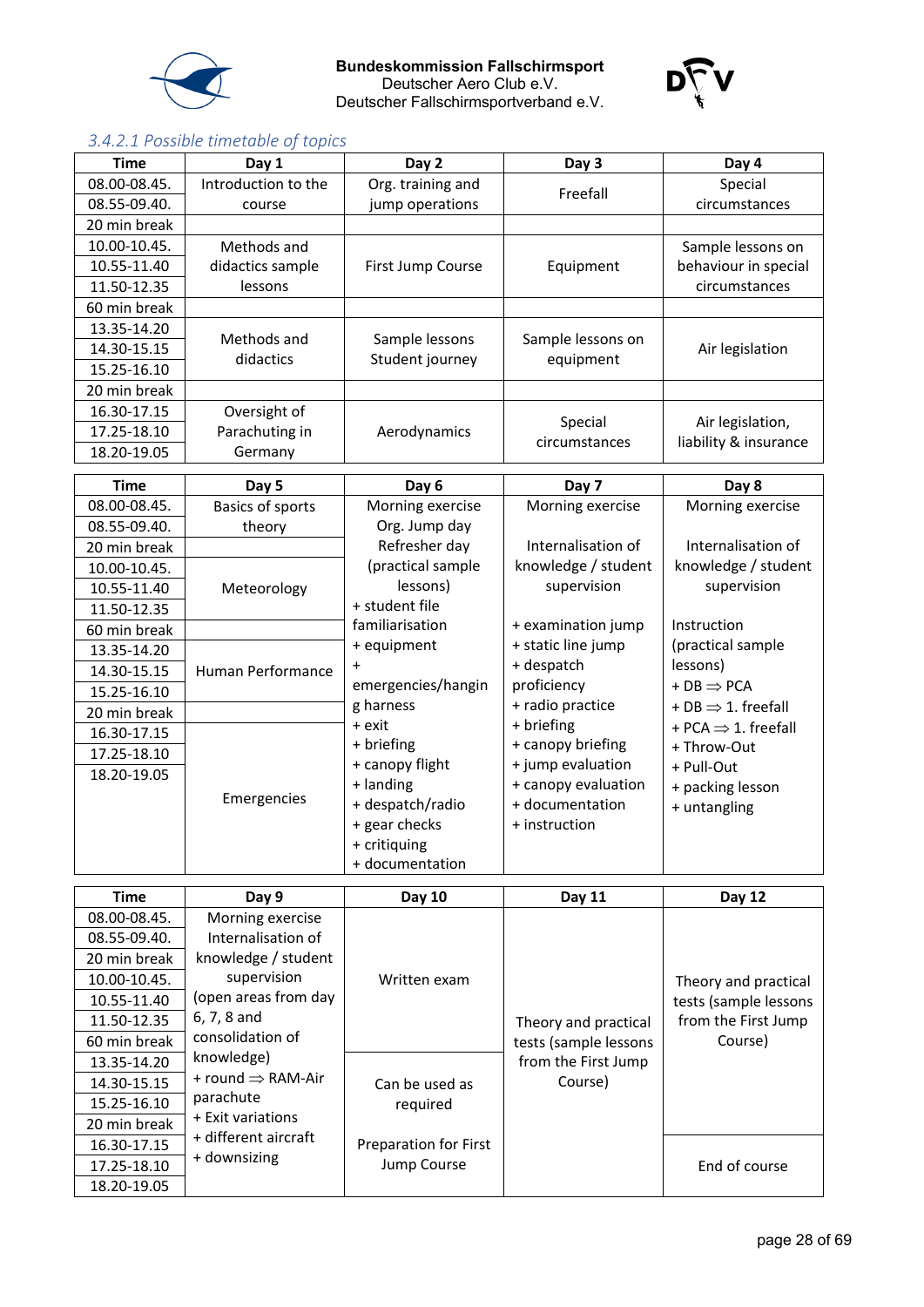### 3.4.2.1 Possible timetable of topics

| Time | Day 1 | Day 2 | Day 3 | Day 4 |
|---|---|---|---|---|
| 08.00-08.45. | Introduction to the course | Org. training and jump operations | Freefall | Special circumstances |
| 08.55-09.40. | | | | |
| 20 min break | | | | |
| 10.00-10.45. | Methods and didactics sample lessons | First Jump Course | Equipment | Sample lessons on behaviour in special circumstances |
| 10.55-11.40 | | | | |
| 11.50-12.35 | | | | |
| 60 min break | | | | |
| 13.35-14.20 | Methods and didactics | Sample lessons Student journey | Sample lessons on equipment | Air legislation |
| 14.30-15.15 | | | | |
| 15.25-16.10 | | | | |
| 20 min break | | | | |
| 16.30-17.15 | Oversight of Parachuting in Germany | Aerodynamics | Special circumstances | Air legislation, liability & insurance |
| 17.25-18.10 | | | | |
| 18.20-19.05 | | | | |

| Time | Day 5 | Day 6 | Day 7 | Day 8 |
|---|---|---|---|---|
| 08.00-08.45. | Basics of sports theory | Morning exercise<br>Org. Jump day<br>Refresher day (practical sample lessons)<br>+ student file familiarisation<br>+ equipment<br>+ emergencies/hanging harness<br>+ exit<br>+ briefing<br>+ canopy flight<br>+ landing<br>+ despatch/radio<br>+ gear checks<br>+ critiquing<br>+ documentation | Morning exercise<br><br>Internalisation of knowledge / student supervision<br><br>+ examination jump<br>+ static line jump<br>+ despatch proficiency<br>+ radio practice<br>+ briefing<br>+ canopy briefing<br>+ jump evaluation<br>+ canopy evaluation<br>+ documentation<br>+ instruction | Morning exercise<br><br>Internalisation of knowledge / student supervision<br><br>Instruction (practical sample lessons)<br>+ DB ⇒ PCA<br>+ DB ⇒ 1. freefall<br>+ PCA ⇒ 1. freefall<br>+ Throw-Out<br>+ Pull-Out<br>+ packing lesson<br>+ untangling |
| 08.55-09.40. | | | | |
| 20 min break | | | | |
| 10.00-10.45. | Meteorology | | | |
| 10.55-11.40 | | | | |
| 11.50-12.35 | | | | |
| 60 min break | | | | |
| 13.35-14.20 | Human Performance | | | |
| 14.30-15.15 | | | | |
| 15.25-16.10 | | | | |
| 20 min break | | | | |
| 16.30-17.15 | Emergencies | | | |
| 17.25-18.10 | | | | |
| 18.20-19.05 | | | | |

| Time | Day 9 | Day 10 | Day 11 | Day 12 |
|---|---|---|---|---|
| 08.00-08.45. | Morning exercise<br>Internalisation of knowledge / student supervision<br>(open areas from day 6, 7, 8 and consolidation of knowledge)<br>+ round ⇒ RAM-Air parachute<br>+ Exit variations<br>+ different aircraft<br>+ downsizing | Written exam | Theory and practical tests (sample lessons from the First Jump Course) | Theory and practical tests (sample lessons from the First Jump Course) |
| 08.55-09.40. | | | | |
| 20 min break | | | | |
| 10.00-10.45. | | | | |
| 10.55-11.40 | | | | |
| 11.50-12.35 | | | | |
| 60 min break | | | | |
| 13.35-14.20 | | Can be used as required<br><br>Preparation for First Jump Course | | |
| 14.30-15.15 | | | | |
| 15.25-16.10 | | | | |
| 20 min break | | | | |
| 16.30-17.15 | | | | End of course |
| 17.25-18.10 | | | | |
| 18.20-19.05 | | | | |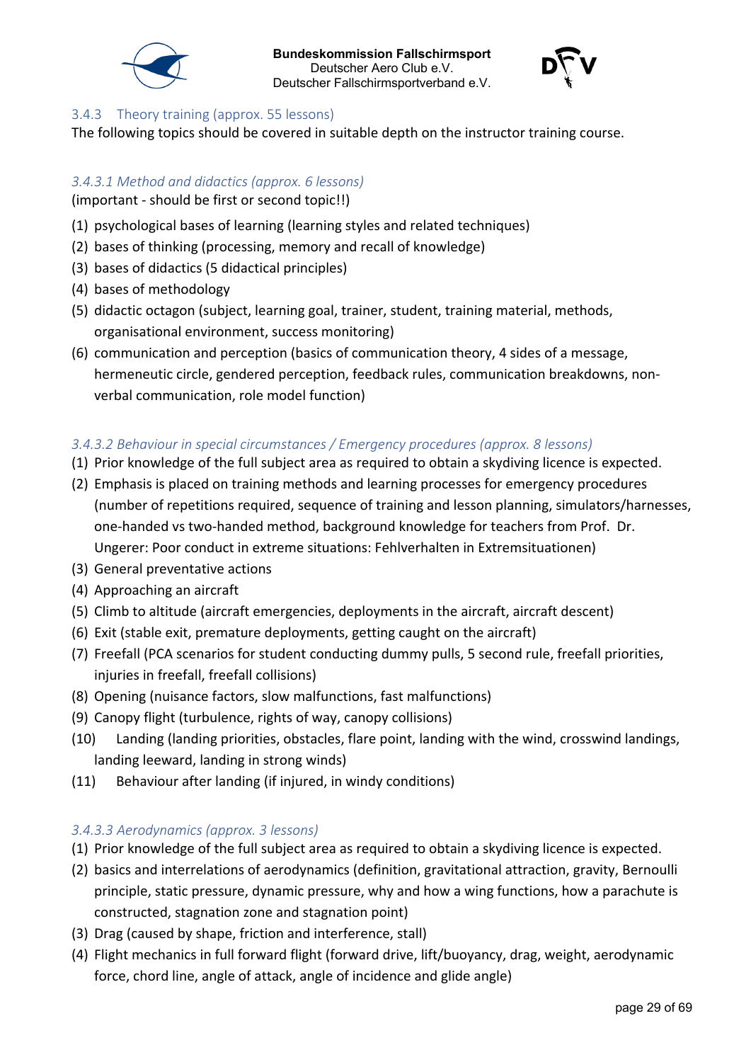### 3.4.3 Theory training (approx. 55 lessons)

The following topics should be covered in suitable depth on the instructor training course.

#### *3.4.3.1 Method and didactics (approx. 6 lessons)*

(important - should be first or second topic!!)

(1) psychological bases of learning (learning styles and related techniques)

(2) bases of thinking (processing, memory and recall of knowledge)

(3) bases of didactics (5 didactical principles)

(4) bases of methodology

(5) didactic octagon (subject, learning goal, trainer, student, training material, methods, organisational environment, success monitoring)

(6) communication and perception (basics of communication theory, 4 sides of a message, hermeneutic circle, gendered perception, feedback rules, communication breakdowns, non-verbal communication, role model function)

#### *3.4.3.2 Behaviour in special circumstances / Emergency procedures (approx. 8 lessons)*

(1) Prior knowledge of the full subject area as required to obtain a skydiving licence is expected.

(2) Emphasis is placed on training methods and learning processes for emergency procedures (number of repetitions required, sequence of training and lesson planning, simulators/harnesses, one-handed vs two-handed method, background knowledge for teachers from Prof. Dr. Ungerer: Poor conduct in extreme situations: Fehlverhalten in Extremsituationen)

(3) General preventative actions

(4) Approaching an aircraft

(5) Climb to altitude (aircraft emergencies, deployments in the aircraft, aircraft descent)

(6) Exit (stable exit, premature deployments, getting caught on the aircraft)

(7) Freefall (PCA scenarios for student conducting dummy pulls, 5 second rule, freefall priorities, injuries in freefall, freefall collisions)

(8) Opening (nuisance factors, slow malfunctions, fast malfunctions)

(9) Canopy flight (turbulence, rights of way, canopy collisions)

(10) Landing (landing priorities, obstacles, flare point, landing with the wind, crosswind landings, landing leeward, landing in strong winds)

(11) Behaviour after landing (if injured, in windy conditions)

#### *3.4.3.3 Aerodynamics (approx. 3 lessons)*

(1) Prior knowledge of the full subject area as required to obtain a skydiving licence is expected.

(2) basics and interrelations of aerodynamics (definition, gravitational attraction, gravity, Bernoulli principle, static pressure, dynamic pressure, why and how a wing functions, how a parachute is constructed, stagnation zone and stagnation point)

(3) Drag (caused by shape, friction and interference, stall)

(4) Flight mechanics in full forward flight (forward drive, lift/buoyancy, drag, weight, aerodynamic force, chord line, angle of attack, angle of incidence and glide angle)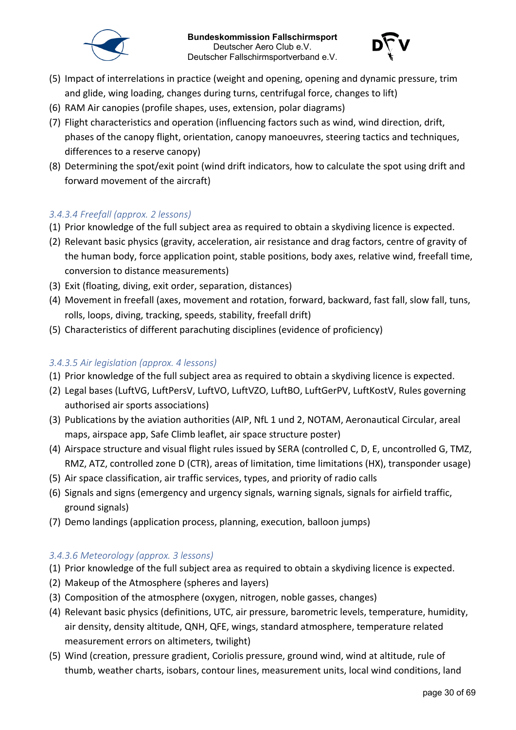(5) Impact of interrelations in practice (weight and opening, opening and dynamic pressure, trim and glide, wing loading, changes during turns, centrifugal force, changes to lift)
(6) RAM Air canopies (profile shapes, uses, extension, polar diagrams)
(7) Flight characteristics and operation (influencing factors such as wind, wind direction, drift, phases of the canopy flight, orientation, canopy manoeuvres, steering tactics and techniques, differences to a reserve canopy)
(8) Determining the spot/exit point (wind drift indicators, how to calculate the spot using drift and forward movement of the aircraft)

#### *3.4.3.4 Freefall (approx. 2 lessons)*

(1) Prior knowledge of the full subject area as required to obtain a skydiving licence is expected.
(2) Relevant basic physics (gravity, acceleration, air resistance and drag factors, centre of gravity of the human body, force application point, stable positions, body axes, relative wind, freefall time, conversion to distance measurements)
(3) Exit (floating, diving, exit order, separation, distances)
(4) Movement in freefall (axes, movement and rotation, forward, backward, fast fall, slow fall, tuns, rolls, loops, diving, tracking, speeds, stability, freefall drift)
(5) Characteristics of different parachuting disciplines (evidence of proficiency)

#### *3.4.3.5 Air legislation (approx. 4 lessons)*

(1) Prior knowledge of the full subject area as required to obtain a skydiving licence is expected.
(2) Legal bases (LuftVG, LuftPersV, LuftVO, LuftVZO, LuftBO, LuftGerPV, LuftKostV, Rules governing authorised air sports associations)
(3) Publications by the aviation authorities (AIP, NfL 1 und 2, NOTAM, Aeronautical Circular, areal maps, airspace app, Safe Climb leaflet, air space structure poster)
(4) Airspace structure and visual flight rules issued by SERA (controlled C, D, E, uncontrolled G, TMZ, RMZ, ATZ, controlled zone D (CTR), areas of limitation, time limitations (HX), transponder usage)
(5) Air space classification, air traffic services, types, and priority of radio calls
(6) Signals and signs (emergency and urgency signals, warning signals, signals for airfield traffic, ground signals)
(7) Demo landings (application process, planning, execution, balloon jumps)

#### *3.4.3.6 Meteorology (approx. 3 lessons)*

(1) Prior knowledge of the full subject area as required to obtain a skydiving licence is expected.
(2) Makeup of the Atmosphere (spheres and layers)
(3) Composition of the atmosphere (oxygen, nitrogen, noble gasses, changes)
(4) Relevant basic physics (definitions, UTC, air pressure, barometric levels, temperature, humidity, air density, density altitude, QNH, QFE, wings, standard atmosphere, temperature related measurement errors on altimeters, twilight)
(5) Wind (creation, pressure gradient, Coriolis pressure, ground wind, wind at altitude, rule of thumb, weather charts, isobars, contour lines, measurement units, local wind conditions, land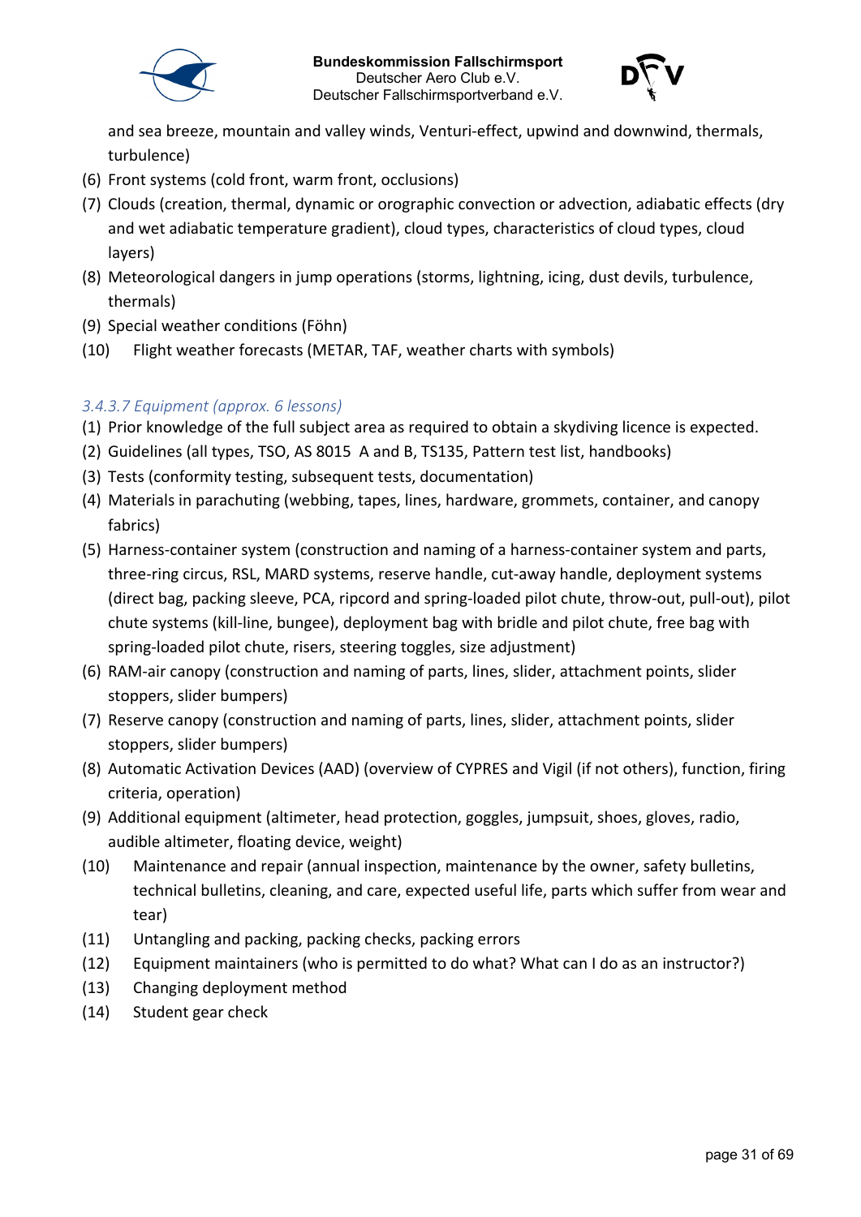and sea breeze, mountain and valley winds, Venturi-effect, upwind and downwind, thermals, turbulence)

(6) Front systems (cold front, warm front, occlusions)

(7) Clouds (creation, thermal, dynamic or orographic convection or advection, adiabatic effects (dry and wet adiabatic temperature gradient), cloud types, characteristics of cloud types, cloud layers)

(8) Meteorological dangers in jump operations (storms, lightning, icing, dust devils, turbulence, thermals)

(9) Special weather conditions (Föhn)

(10) Flight weather forecasts (METAR, TAF, weather charts with symbols)

#### *3.4.3.7 Equipment (approx. 6 lessons)*

(1) Prior knowledge of the full subject area as required to obtain a skydiving licence is expected.

(2) Guidelines (all types, TSO, AS 8015 A and B, TS135, Pattern test list, handbooks)

(3) Tests (conformity testing, subsequent tests, documentation)

(4) Materials in parachuting (webbing, tapes, lines, hardware, grommets, container, and canopy fabrics)

(5) Harness-container system (construction and naming of a harness-container system and parts, three-ring circus, RSL, MARD systems, reserve handle, cut-away handle, deployment systems (direct bag, packing sleeve, PCA, ripcord and spring-loaded pilot chute, throw-out, pull-out), pilot chute systems (kill-line, bungee), deployment bag with bridle and pilot chute, free bag with spring-loaded pilot chute, risers, steering toggles, size adjustment)

(6) RAM-air canopy (construction and naming of parts, lines, slider, attachment points, slider stoppers, slider bumpers)

(7) Reserve canopy (construction and naming of parts, lines, slider, attachment points, slider stoppers, slider bumpers)

(8) Automatic Activation Devices (AAD) (overview of CYPRES and Vigil (if not others), function, firing criteria, operation)

(9) Additional equipment (altimeter, head protection, goggles, jumpsuit, shoes, gloves, radio, audible altimeter, floating device, weight)

(10) Maintenance and repair (annual inspection, maintenance by the owner, safety bulletins, technical bulletins, cleaning, and care, expected useful life, parts which suffer from wear and tear)

(11) Untangling and packing, packing checks, packing errors

(12) Equipment maintainers (who is permitted to do what? What can I do as an instructor?)

(13) Changing deployment method

(14) Student gear check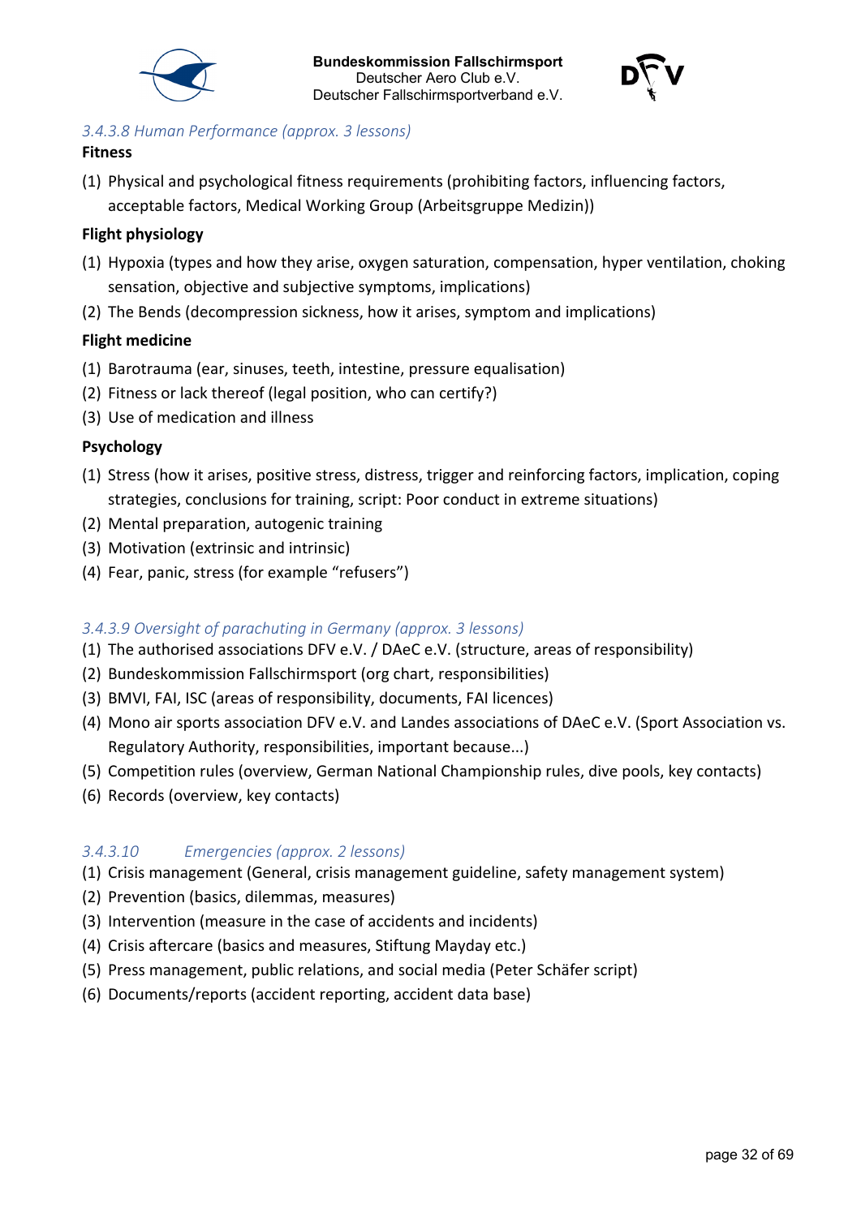#### *3.4.3.8 Human Performance (approx. 3 lessons)*

**Fitness**

(1) Physical and psychological fitness requirements (prohibiting factors, influencing factors, acceptable factors, Medical Working Group (Arbeitsgruppe Medizin))

**Flight physiology**

(1) Hypoxia (types and how they arise, oxygen saturation, compensation, hyper ventilation, choking sensation, objective and subjective symptoms, implications)
(2) The Bends (decompression sickness, how it arises, symptom and implications)

**Flight medicine**

(1) Barotrauma (ear, sinuses, teeth, intestine, pressure equalisation)
(2) Fitness or lack thereof (legal position, who can certify?)
(3) Use of medication and illness

**Psychology**

(1) Stress (how it arises, positive stress, distress, trigger and reinforcing factors, implication, coping strategies, conclusions for training, script: Poor conduct in extreme situations)
(2) Mental preparation, autogenic training
(3) Motivation (extrinsic and intrinsic)
(4) Fear, panic, stress (for example "refusers")

#### *3.4.3.9 Oversight of parachuting in Germany (approx. 3 lessons)*

(1) The authorised associations DFV e.V. / DAeC e.V. (structure, areas of responsibility)
(2) Bundeskommission Fallschirmsport (org chart, responsibilities)
(3) BMVI, FAI, ISC (areas of responsibility, documents, FAI licences)
(4) Mono air sports association DFV e.V. and Landes associations of DAeC e.V. (Sport Association vs. Regulatory Authority, responsibilities, important because...)
(5) Competition rules (overview, German National Championship rules, dive pools, key contacts)
(6) Records (overview, key contacts)

#### *3.4.3.10 Emergencies (approx. 2 lessons)*

(1) Crisis management (General, crisis management guideline, safety management system)
(2) Prevention (basics, dilemmas, measures)
(3) Intervention (measure in the case of accidents and incidents)
(4) Crisis aftercare (basics and measures, Stiftung Mayday etc.)
(5) Press management, public relations, and social media (Peter Schäfer script)
(6) Documents/reports (accident reporting, accident data base)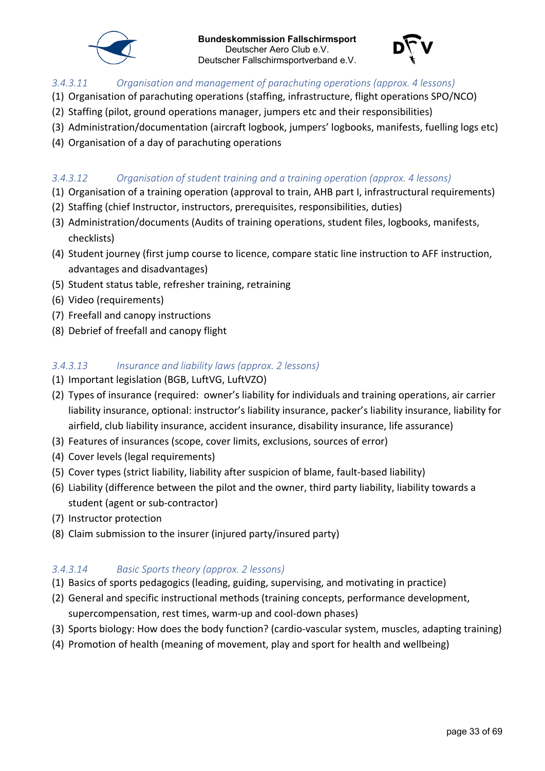#### 3.4.3.11 Organisation and management of parachuting operations (approx. 4 lessons)

(1) Organisation of parachuting operations (staffing, infrastructure, flight operations SPO/NCO)
(2) Staffing (pilot, ground operations manager, jumpers etc and their responsibilities)
(3) Administration/documentation (aircraft logbook, jumpers' logbooks, manifests, fuelling logs etc)
(4) Organisation of a day of parachuting operations

#### 3.4.3.12 Organisation of student training and a training operation (approx. 4 lessons)

(1) Organisation of a training operation (approval to train, AHB part I, infrastructural requirements)
(2) Staffing (chief Instructor, instructors, prerequisites, responsibilities, duties)
(3) Administration/documents (Audits of training operations, student files, logbooks, manifests, checklists)
(4) Student journey (first jump course to licence, compare static line instruction to AFF instruction, advantages and disadvantages)
(5) Student status table, refresher training, retraining
(6) Video (requirements)
(7) Freefall and canopy instructions
(8) Debrief of freefall and canopy flight

#### 3.4.3.13 Insurance and liability laws (approx. 2 lessons)

(1) Important legislation (BGB, LuftVG, LuftVZO)
(2) Types of insurance (required: owner's liability for individuals and training operations, air carrier liability insurance, optional: instructor's liability insurance, packer's liability insurance, liability for airfield, club liability insurance, accident insurance, disability insurance, life assurance)
(3) Features of insurances (scope, cover limits, exclusions, sources of error)
(4) Cover levels (legal requirements)
(5) Cover types (strict liability, liability after suspicion of blame, fault-based liability)
(6) Liability (difference between the pilot and the owner, third party liability, liability towards a student (agent or sub-contractor)
(7) Instructor protection
(8) Claim submission to the insurer (injured party/insured party)

#### 3.4.3.14 Basic Sports theory (approx. 2 lessons)

(1) Basics of sports pedagogics (leading, guiding, supervising, and motivating in practice)
(2) General and specific instructional methods (training concepts, performance development, supercompensation, rest times, warm-up and cool-down phases)
(3) Sports biology: How does the body function? (cardio-vascular system, muscles, adapting training)
(4) Promotion of health (meaning of movement, play and sport for health and wellbeing)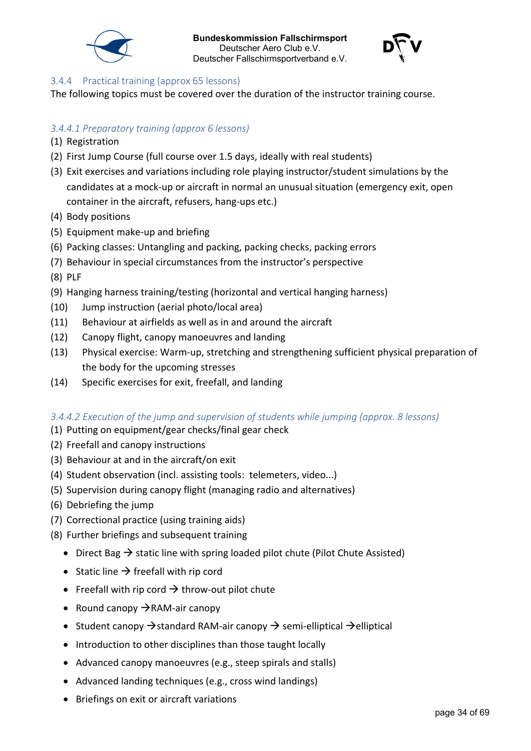### 3.4.4 Practical training (approx 65 lessons)

The following topics must be covered over the duration of the instructor training course.

#### *3.4.4.1 Preparatory training (approx 6 lessons)*

(1) Registration
(2) First Jump Course (full course over 1.5 days, ideally with real students)
(3) Exit exercises and variations including role playing instructor/student simulations by the candidates at a mock-up or aircraft in normal an unusual situation (emergency exit, open container in the aircraft, refusers, hang-ups etc.)
(4) Body positions
(5) Equipment make-up and briefing
(6) Packing classes: Untangling and packing, packing checks, packing errors
(7) Behaviour in special circumstances from the instructor's perspective
(8) PLF
(9) Hanging harness training/testing (horizontal and vertical hanging harness)
(10) Jump instruction (aerial photo/local area)
(11) Behaviour at airfields as well as in and around the aircraft
(12) Canopy flight, canopy manoeuvres and landing
(13) Physical exercise: Warm-up, stretching and strengthening sufficient physical preparation of the body for the upcoming stresses
(14) Specific exercises for exit, freefall, and landing

#### *3.4.4.2 Execution of the jump and supervision of students while jumping (approx. 8 lessons)*

(1) Putting on equipment/gear checks/final gear check
(2) Freefall and canopy instructions
(3) Behaviour at and in the aircraft/on exit
(4) Student observation (incl. assisting tools: telemeters, video...)
(5) Supervision during canopy flight (managing radio and alternatives)
(6) Debriefing the jump
(7) Correctional practice (using training aids)
(8) Further briefings and subsequent training
- Direct Bag → static line with spring loaded pilot chute (Pilot Chute Assisted)
- Static line → freefall with rip cord
- Freefall with rip cord → throw-out pilot chute
- Round canopy →RAM-air canopy
- Student canopy →standard RAM-air canopy → semi-elliptical →elliptical
- Introduction to other disciplines than those taught locally
- Advanced canopy manoeuvres (e.g., steep spirals and stalls)
- Advanced landing techniques (e.g., cross wind landings)
- Briefings on exit or aircraft variations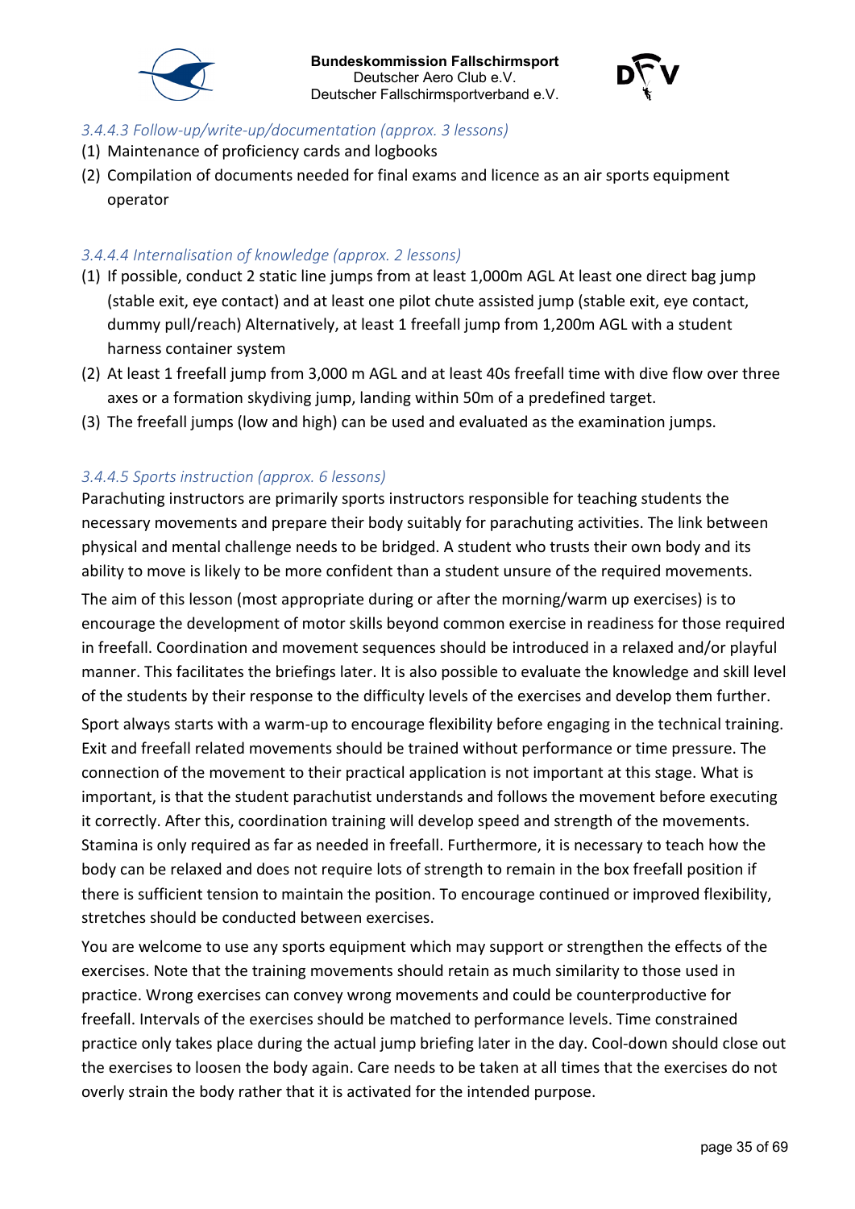#### *3.4.4.3 Follow-up/write-up/documentation (approx. 3 lessons)*

(1) Maintenance of proficiency cards and logbooks

(2) Compilation of documents needed for final exams and licence as an air sports equipment operator

#### *3.4.4.4 Internalisation of knowledge (approx. 2 lessons)*

(1) If possible, conduct 2 static line jumps from at least 1,000m AGL At least one direct bag jump (stable exit, eye contact) and at least one pilot chute assisted jump (stable exit, eye contact, dummy pull/reach) Alternatively, at least 1 freefall jump from 1,200m AGL with a student harness container system

(2) At least 1 freefall jump from 3,000 m AGL and at least 40s freefall time with dive flow over three axes or a formation skydiving jump, landing within 50m of a predefined target.

(3) The freefall jumps (low and high) can be used and evaluated as the examination jumps.

#### *3.4.4.5 Sports instruction (approx. 6 lessons)*

Parachuting instructors are primarily sports instructors responsible for teaching students the necessary movements and prepare their body suitably for parachuting activities. The link between physical and mental challenge needs to be bridged. A student who trusts their own body and its ability to move is likely to be more confident than a student unsure of the required movements.

The aim of this lesson (most appropriate during or after the morning/warm up exercises) is to encourage the development of motor skills beyond common exercise in readiness for those required in freefall. Coordination and movement sequences should be introduced in a relaxed and/or playful manner. This facilitates the briefings later. It is also possible to evaluate the knowledge and skill level of the students by their response to the difficulty levels of the exercises and develop them further.

Sport always starts with a warm-up to encourage flexibility before engaging in the technical training. Exit and freefall related movements should be trained without performance or time pressure. The connection of the movement to their practical application is not important at this stage. What is important, is that the student parachutist understands and follows the movement before executing it correctly. After this, coordination training will develop speed and strength of the movements. Stamina is only required as far as needed in freefall. Furthermore, it is necessary to teach how the body can be relaxed and does not require lots of strength to remain in the box freefall position if there is sufficient tension to maintain the position. To encourage continued or improved flexibility, stretches should be conducted between exercises.

You are welcome to use any sports equipment which may support or strengthen the effects of the exercises. Note that the training movements should retain as much similarity to those used in practice. Wrong exercises can convey wrong movements and could be counterproductive for freefall. Intervals of the exercises should be matched to performance levels. Time constrained practice only takes place during the actual jump briefing later in the day. Cool-down should close out the exercises to loosen the body again. Care needs to be taken at all times that the exercises do not overly strain the body rather that it is activated for the intended purpose.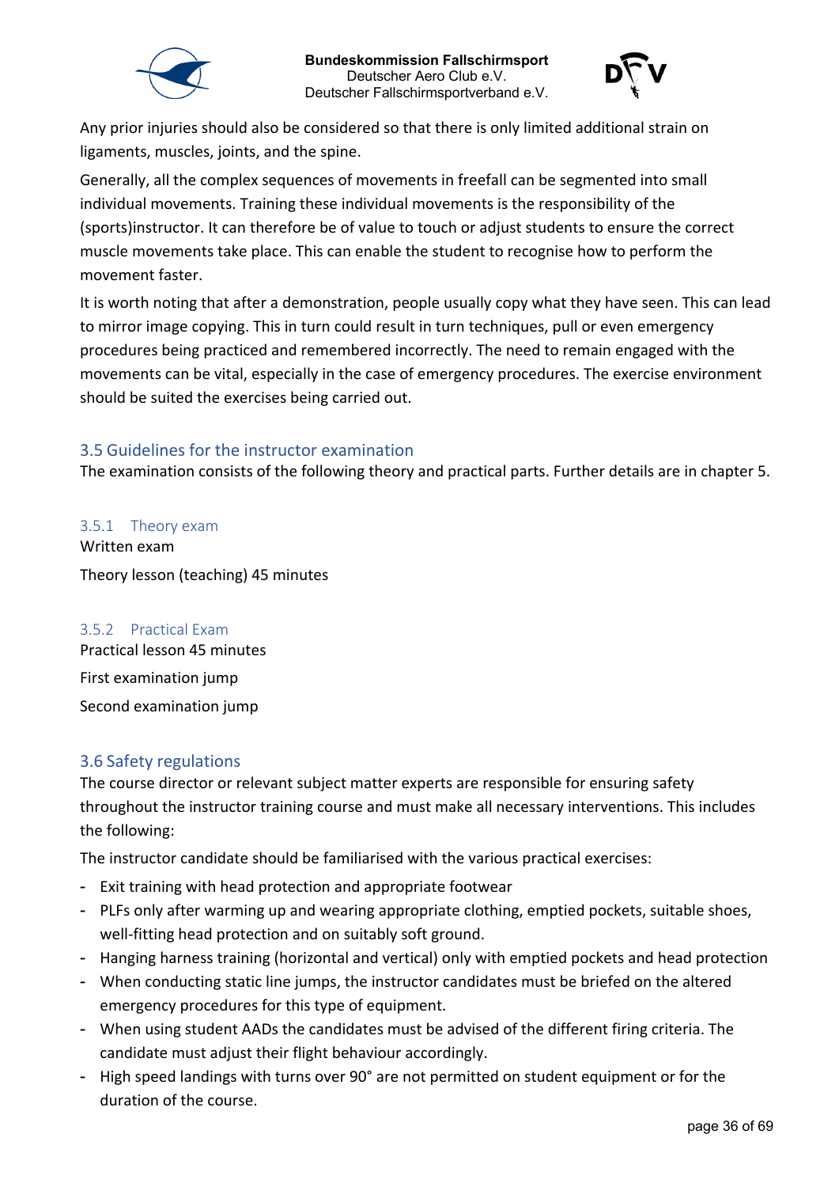Any prior injuries should also be considered so that there is only limited additional strain on ligaments, muscles, joints, and the spine.

Generally, all the complex sequences of movements in freefall can be segmented into small individual movements. Training these individual movements is the responsibility of the (sports)instructor. It can therefore be of value to touch or adjust students to ensure the correct muscle movements take place. This can enable the student to recognise how to perform the movement faster.

It is worth noting that after a demonstration, people usually copy what they have seen. This can lead to mirror image copying. This in turn could result in turn techniques, pull or even emergency procedures being practiced and remembered incorrectly. The need to remain engaged with the movements can be vital, especially in the case of emergency procedures. The exercise environment should be suited the exercises being carried out.

## 3.5 Guidelines for the instructor examination

The examination consists of the following theory and practical parts. Further details are in chapter 5.

### 3.5.1 Theory exam

Written exam

Theory lesson (teaching) 45 minutes

### 3.5.2 Practical Exam

Practical lesson 45 minutes

First examination jump

Second examination jump

## 3.6 Safety regulations

The course director or relevant subject matter experts are responsible for ensuring safety throughout the instructor training course and must make all necessary interventions. This includes the following:

The instructor candidate should be familiarised with the various practical exercises:

- Exit training with head protection and appropriate footwear
- PLFs only after warming up and wearing appropriate clothing, emptied pockets, suitable shoes, well-fitting head protection and on suitably soft ground.
- Hanging harness training (horizontal and vertical) only with emptied pockets and head protection
- When conducting static line jumps, the instructor candidates must be briefed on the altered emergency procedures for this type of equipment.
- When using student AADs the candidates must be advised of the different firing criteria. The candidate must adjust their flight behaviour accordingly.
- High speed landings with turns over 90° are not permitted on student equipment or for the duration of the course.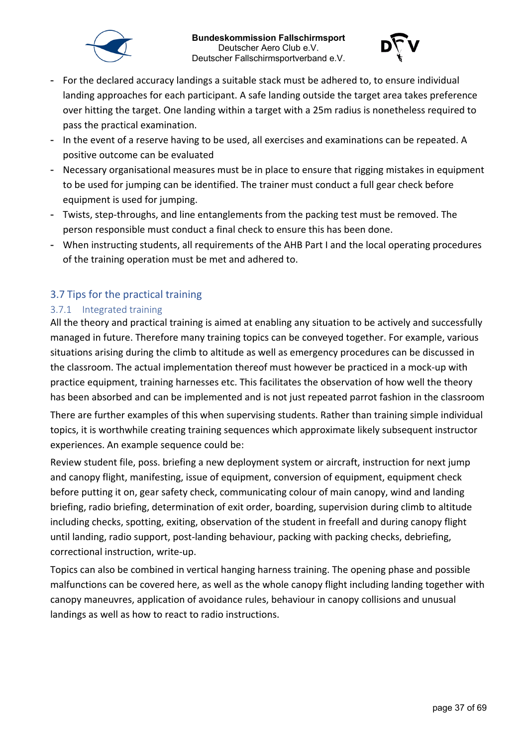- For the declared accuracy landings a suitable stack must be adhered to, to ensure individual landing approaches for each participant. A safe landing outside the target area takes preference over hitting the target. One landing within a target with a 25m radius is nonetheless required to pass the practical examination.
- In the event of a reserve having to be used, all exercises and examinations can be repeated. A positive outcome can be evaluated
- Necessary organisational measures must be in place to ensure that rigging mistakes in equipment to be used for jumping can be identified. The trainer must conduct a full gear check before equipment is used for jumping.
- Twists, step-throughs, and line entanglements from the packing test must be removed. The person responsible must conduct a final check to ensure this has been done.
- When instructing students, all requirements of the AHB Part I and the local operating procedures of the training operation must be met and adhered to.

## 3.7 Tips for the practical training

### 3.7.1 Integrated training

All the theory and practical training is aimed at enabling any situation to be actively and successfully managed in future. Therefore many training topics can be conveyed together. For example, various situations arising during the climb to altitude as well as emergency procedures can be discussed in the classroom. The actual implementation thereof must however be practiced in a mock-up with practice equipment, training harnesses etc. This facilitates the observation of how well the theory has been absorbed and can be implemented and is not just repeated parrot fashion in the classroom

There are further examples of this when supervising students. Rather than training simple individual topics, it is worthwhile creating training sequences which approximate likely subsequent instructor experiences. An example sequence could be:

Review student file, poss. briefing a new deployment system or aircraft, instruction for next jump and canopy flight, manifesting, issue of equipment, conversion of equipment, equipment check before putting it on, gear safety check, communicating colour of main canopy, wind and landing briefing, radio briefing, determination of exit order, boarding, supervision during climb to altitude including checks, spotting, exiting, observation of the student in freefall and during canopy flight until landing, radio support, post-landing behaviour, packing with packing checks, debriefing, correctional instruction, write-up.

Topics can also be combined in vertical hanging harness training. The opening phase and possible malfunctions can be covered here, as well as the whole canopy flight including landing together with canopy maneuvres, application of avoidance rules, behaviour in canopy collisions and unusual landings as well as how to react to radio instructions.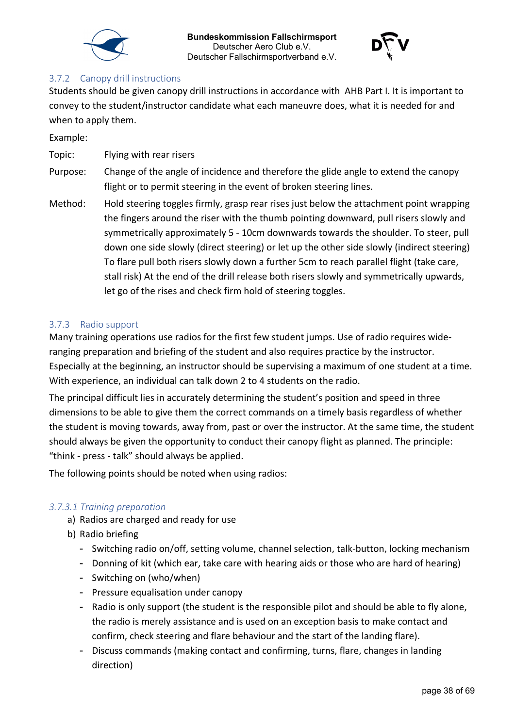### 3.7.2 Canopy drill instructions

Students should be given canopy drill instructions in accordance with AHB Part I. It is important to convey to the student/instructor candidate what each maneuvre does, what it is needed for and when to apply them.

Example:

Topic: Flying with rear risers

Purpose: Change of the angle of incidence and therefore the glide angle to extend the canopy flight or to permit steering in the event of broken steering lines.

Method: Hold steering toggles firmly, grasp rear rises just below the attachment point wrapping the fingers around the riser with the thumb pointing downward, pull risers slowly and symmetrically approximately 5 - 10cm downwards towards the shoulder. To steer, pull down one side slowly (direct steering) or let up the other side slowly (indirect steering) To flare pull both risers slowly down a further 5cm to reach parallel flight (take care, stall risk) At the end of the drill release both risers slowly and symmetrically upwards, let go of the rises and check firm hold of steering toggles.

### 3.7.3 Radio support

Many training operations use radios for the first few student jumps. Use of radio requires wide-ranging preparation and briefing of the student and also requires practice by the instructor. Especially at the beginning, an instructor should be supervising a maximum of one student at a time. With experience, an individual can talk down 2 to 4 students on the radio.

The principal difficult lies in accurately determining the student's position and speed in three dimensions to be able to give them the correct commands on a timely basis regardless of whether the student is moving towards, away from, past or over the instructor. At the same time, the student should always be given the opportunity to conduct their canopy flight as planned. The principle: "think - press - talk" should always be applied.

The following points should be noted when using radios:

#### *3.7.3.1 Training preparation*

a) Radios are charged and ready for use
b) Radio briefing
   - Switching radio on/off, setting volume, channel selection, talk-button, locking mechanism
   - Donning of kit (which ear, take care with hearing aids or those who are hard of hearing)
   - Switching on (who/when)
   - Pressure equalisation under canopy
   - Radio is only support (the student is the responsible pilot and should be able to fly alone, the radio is merely assistance and is used on an exception basis to make contact and confirm, check steering and flare behaviour and the start of the landing flare).
   - Discuss commands (making contact and confirming, turns, flare, changes in landing direction)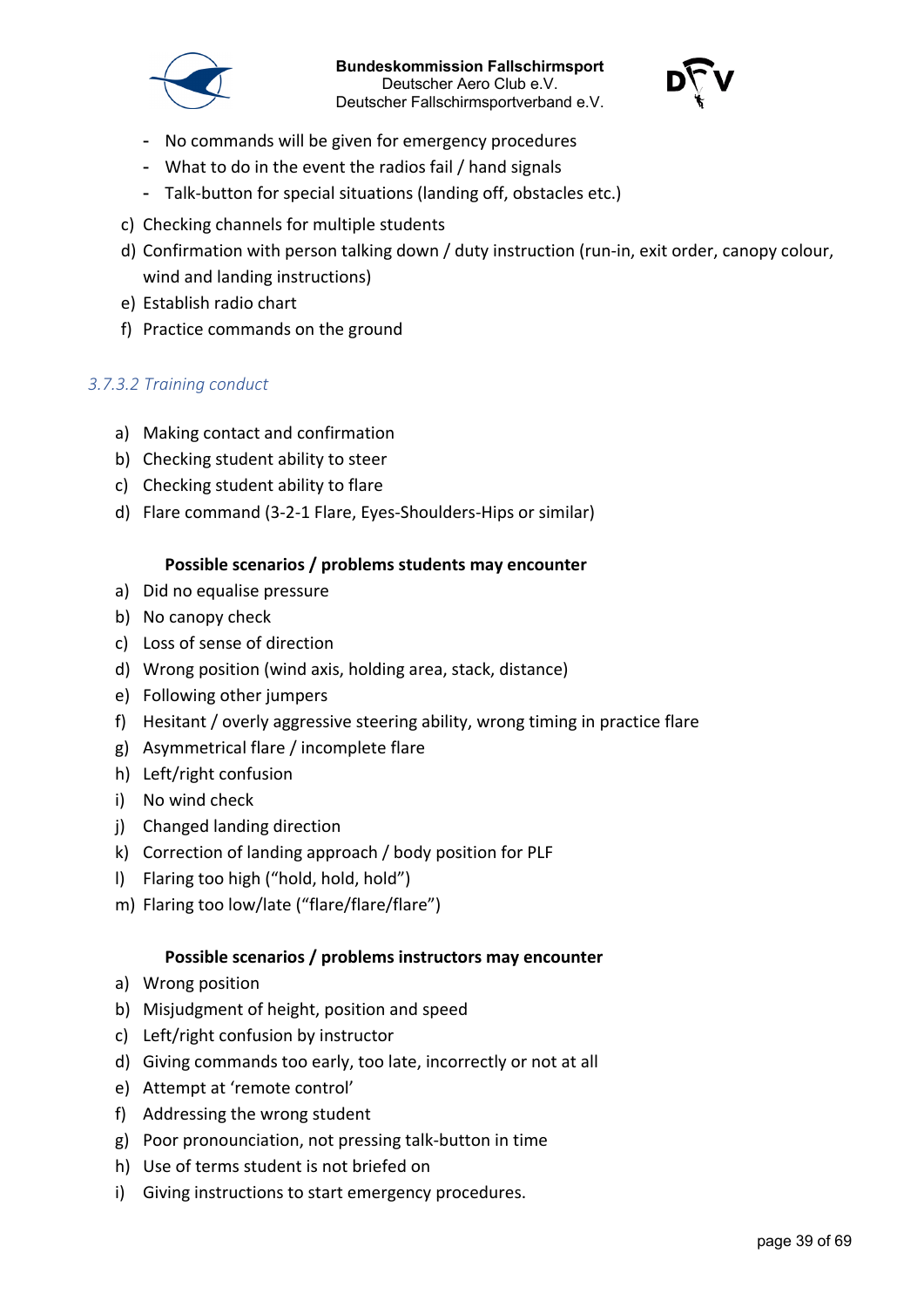- No commands will be given for emergency procedures
- What to do in the event the radios fail / hand signals
- Talk-button for special situations (landing off, obstacles etc.)

c) Checking channels for multiple students
d) Confirmation with person talking down / duty instruction (run-in, exit order, canopy colour, wind and landing instructions)
e) Establish radio chart
f) Practice commands on the ground

### *3.7.3.2 Training conduct*

a) Making contact and confirmation
b) Checking student ability to steer
c) Checking student ability to flare
d) Flare command (3-2-1 Flare, Eyes-Shoulders-Hips or similar)

**Possible scenarios / problems students may encounter**

a) Did no equalise pressure
b) No canopy check
c) Loss of sense of direction
d) Wrong position (wind axis, holding area, stack, distance)
e) Following other jumpers
f) Hesitant / overly aggressive steering ability, wrong timing in practice flare
g) Asymmetrical flare / incomplete flare
h) Left/right confusion
i) No wind check
j) Changed landing direction
k) Correction of landing approach / body position for PLF
l) Flaring too high ("hold, hold, hold")
m) Flaring too low/late ("flare/flare/flare")

**Possible scenarios / problems instructors may encounter**

a) Wrong position
b) Misjudgment of height, position and speed
c) Left/right confusion by instructor
d) Giving commands too early, too late, incorrectly or not at all
e) Attempt at 'remote control'
f) Addressing the wrong student
g) Poor pronounciation, not pressing talk-button in time
h) Use of terms student is not briefed on
i) Giving instructions to start emergency procedures.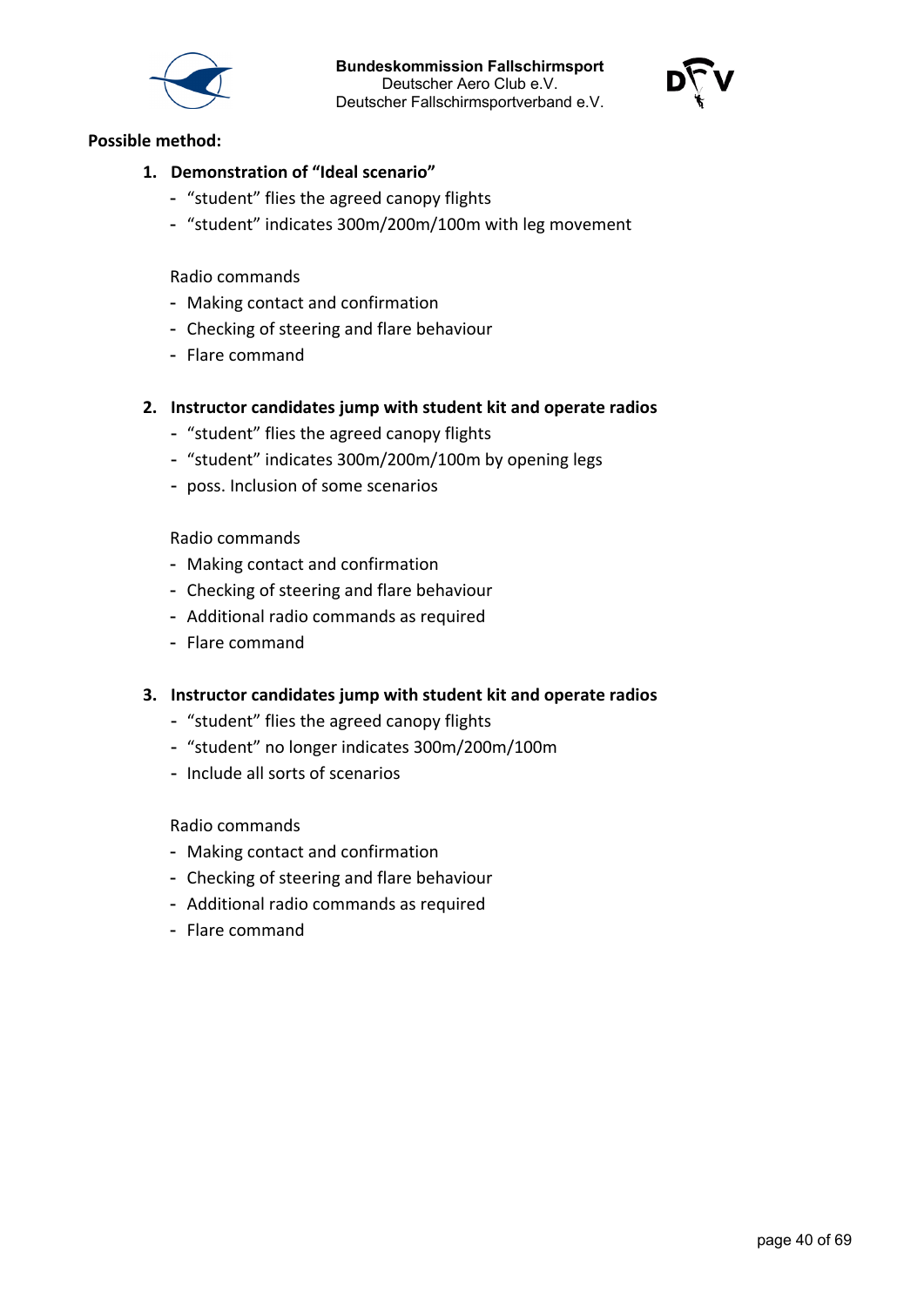**Possible method:**

1. **Demonstration of "Ideal scenario"**
   - "student" flies the agreed canopy flights
   - "student" indicates 300m/200m/100m with leg movement

   Radio commands
   - Making contact and confirmation
   - Checking of steering and flare behaviour
   - Flare command

2. **Instructor candidates jump with student kit and operate radios**
   - "student" flies the agreed canopy flights
   - "student" indicates 300m/200m/100m by opening legs
   - poss. Inclusion of some scenarios

   Radio commands
   - Making contact and confirmation
   - Checking of steering and flare behaviour
   - Additional radio commands as required
   - Flare command

3. **Instructor candidates jump with student kit and operate radios**
   - "student" flies the agreed canopy flights
   - "student" no longer indicates 300m/200m/100m
   - Include all sorts of scenarios

   Radio commands
   - Making contact and confirmation
   - Checking of steering and flare behaviour
   - Additional radio commands as required
   - Flare command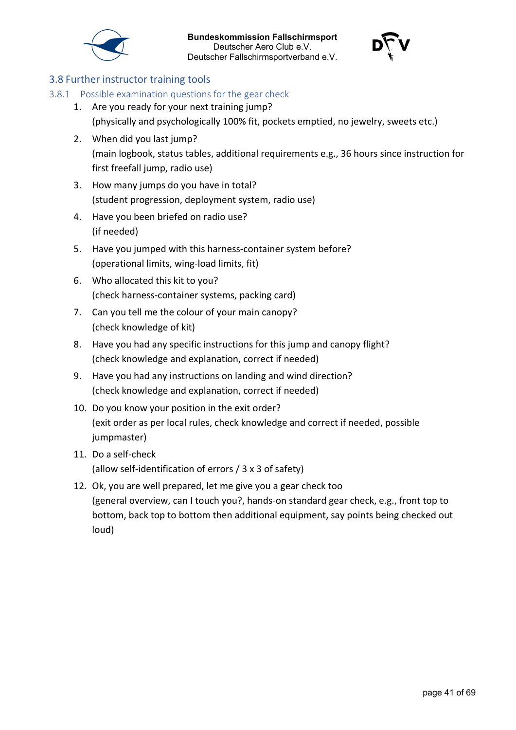## 3.8 Further instructor training tools

### 3.8.1 Possible examination questions for the gear check

1. Are you ready for your next training jump?
   (physically and psychologically 100% fit, pockets emptied, no jewelry, sweets etc.)
2. When did you last jump?
   (main logbook, status tables, additional requirements e.g., 36 hours since instruction for first freefall jump, radio use)
3. How many jumps do you have in total?
   (student progression, deployment system, radio use)
4. Have you been briefed on radio use?
   (if needed)
5. Have you jumped with this harness-container system before?
   (operational limits, wing-load limits, fit)
6. Who allocated this kit to you?
   (check harness-container systems, packing card)
7. Can you tell me the colour of your main canopy?
   (check knowledge of kit)
8. Have you had any specific instructions for this jump and canopy flight?
   (check knowledge and explanation, correct if needed)
9. Have you had any instructions on landing and wind direction?
   (check knowledge and explanation, correct if needed)
10. Do you know your position in the exit order?
    (exit order as per local rules, check knowledge and correct if needed, possible jumpmaster)
11. Do a self-check
    (allow self-identification of errors / 3 x 3 of safety)
12. Ok, you are well prepared, let me give you a gear check too
    (general overview, can I touch you?, hands-on standard gear check, e.g., front top to bottom, back top to bottom then additional equipment, say points being checked out loud)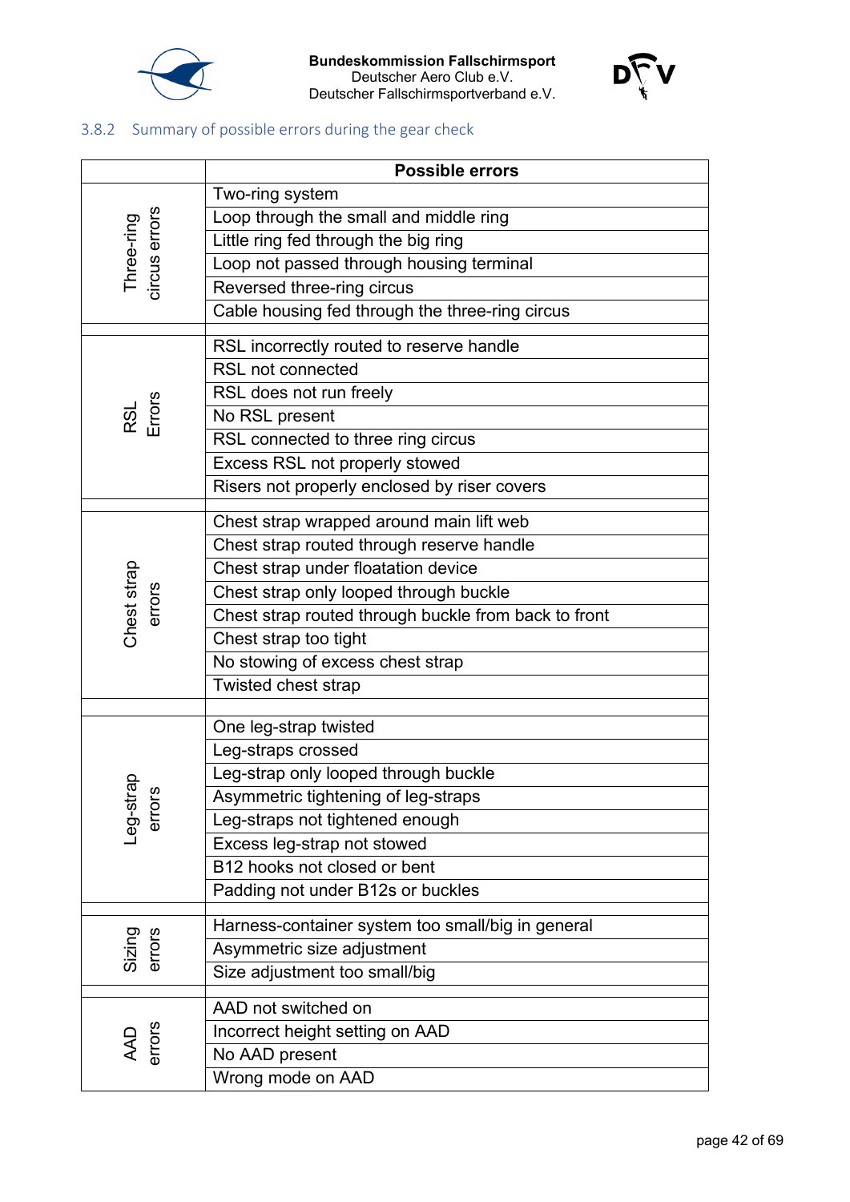### 3.8.2 Summary of possible errors during the gear check

| | Possible errors |
|---|---|
| Three-ring circus errors | Two-ring system |
| | Loop through the small and middle ring |
| | Little ring fed through the big ring |
| | Loop not passed through housing terminal |
| | Reversed three-ring circus |
| | Cable housing fed through the three-ring circus |
| | |
| RSL Errors | RSL incorrectly routed to reserve handle |
| | RSL not connected |
| | RSL does not run freely |
| | No RSL present |
| | RSL connected to three ring circus |
| | Excess RSL not properly stowed |
| | Risers not properly enclosed by riser covers |
| | |
| Chest strap errors | Chest strap wrapped around main lift web |
| | Chest strap routed through reserve handle |
| | Chest strap under floatation device |
| | Chest strap only looped through buckle |
| | Chest strap routed through buckle from back to front |
| | Chest strap too tight |
| | No stowing of excess chest strap |
| | Twisted chest strap |
| | |
| Leg-strap errors | One leg-strap twisted |
| | Leg-straps crossed |
| | Leg-strap only looped through buckle |
| | Asymmetric tightening of leg-straps |
| | Leg-straps not tightened enough |
| | Excess leg-strap not stowed |
| | B12 hooks not closed or bent |
| | Padding not under B12s or buckles |
| | |
| Sizing errors | Harness-container system too small/big in general |
| | Asymmetric size adjustment |
| | Size adjustment too small/big |
| | |
| AAD errors | AAD not switched on |
| | Incorrect height setting on AAD |
| | No AAD present |
| | Wrong mode on AAD |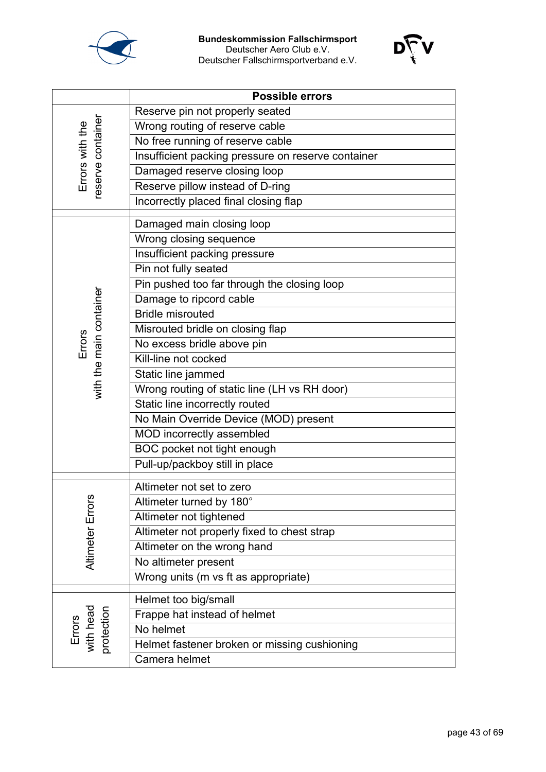| | Possible errors |
|---|---|
| Errors with the reserve container | Reserve pin not properly seated |
| | Wrong routing of reserve cable |
| | No free running of reserve cable |
| | Insufficient packing pressure on reserve container |
| | Damaged reserve closing loop |
| | Reserve pillow instead of D-ring |
| | Incorrectly placed final closing flap |
| | |
| Errors with the main container | Damaged main closing loop |
| | Wrong closing sequence |
| | Insufficient packing pressure |
| | Pin not fully seated |
| | Pin pushed too far through the closing loop |
| | Damage to ripcord cable |
| | Bridle misrouted |
| | Misrouted bridle on closing flap |
| | No excess bridle above pin |
| | Kill-line not cocked |
| | Static line jammed |
| | Wrong routing of static line (LH vs RH door) |
| | Static line incorrectly routed |
| | No Main Override Device (MOD) present |
| | MOD incorrectly assembled |
| | BOC pocket not tight enough |
| | Pull-up/packboy still in place |
| | |
| Altimeter Errors | Altimeter not set to zero |
| | Altimeter turned by 180° |
| | Altimeter not tightened |
| | Altimeter not properly fixed to chest strap |
| | Altimeter on the wrong hand |
| | No altimeter present |
| | Wrong units (m vs ft as appropriate) |
| | |
| Errors with head protection | Helmet too big/small |
| | Frappe hat instead of helmet |
| | No helmet |
| | Helmet fastener broken or missing cushioning |
| | Camera helmet |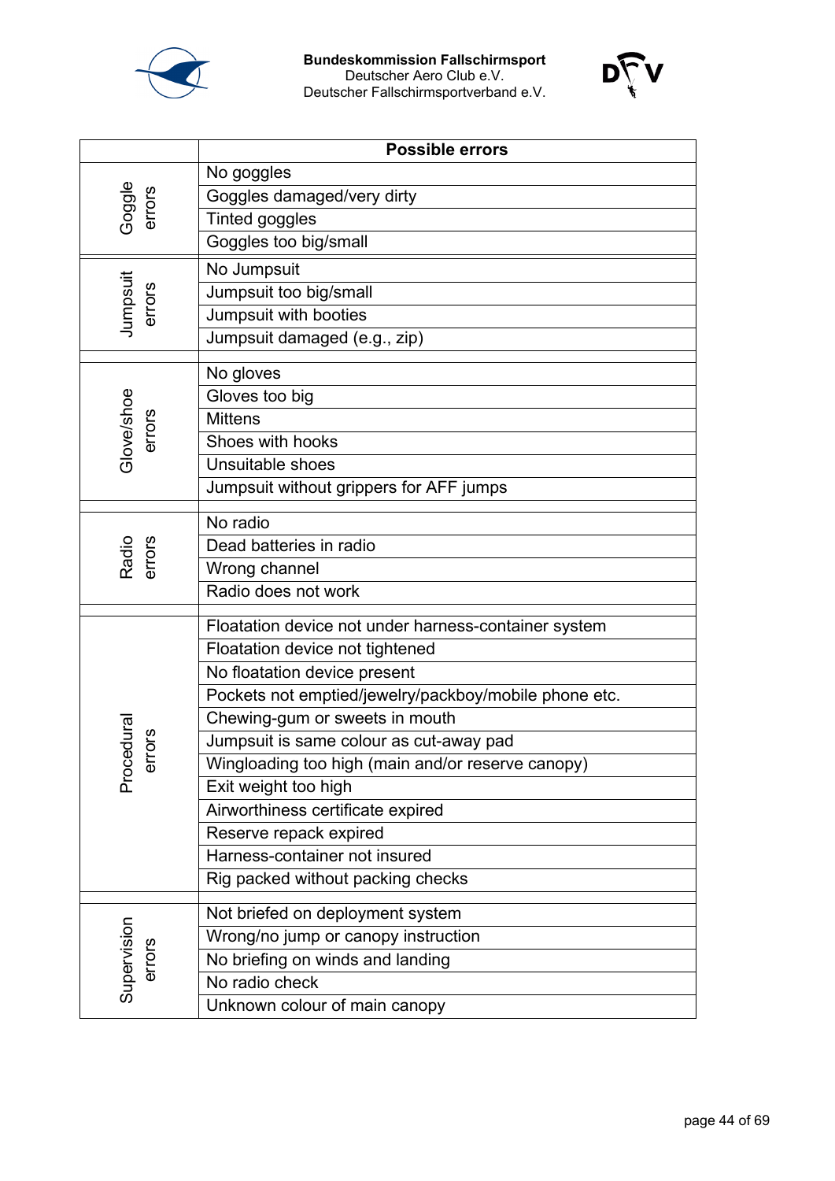| | Possible errors |
|---|---|
| Goggle errors | No goggles |
| | Goggles damaged/very dirty |
| | Tinted goggles |
| | Goggles too big/small |
| Jumpsuit errors | No Jumpsuit |
| | Jumpsuit too big/small |
| | Jumpsuit with booties |
| | Jumpsuit damaged (e.g., zip) |
| Glove/shoe errors | No gloves |
| | Gloves too big |
| | Mittens |
| | Shoes with hooks |
| | Unsuitable shoes |
| | Jumpsuit without grippers for AFF jumps |
| Radio errors | No radio |
| | Dead batteries in radio |
| | Wrong channel |
| | Radio does not work |
| Procedural errors | Floatation device not under harness-container system |
| | Floatation device not tightened |
| | No floatation device present |
| | Pockets not emptied/jewelry/packboy/mobile phone etc. |
| | Chewing-gum or sweets in mouth |
| | Jumpsuit is same colour as cut-away pad |
| | Wingloading too high (main and/or reserve canopy) |
| | Exit weight too high |
| | Airworthiness certificate expired |
| | Reserve repack expired |
| | Harness-container not insured |
| | Rig packed without packing checks |
| Supervision errors | Not briefed on deployment system |
| | Wrong/no jump or canopy instruction |
| | No briefing on winds and landing |
| | No radio check |
| | Unknown colour of main canopy |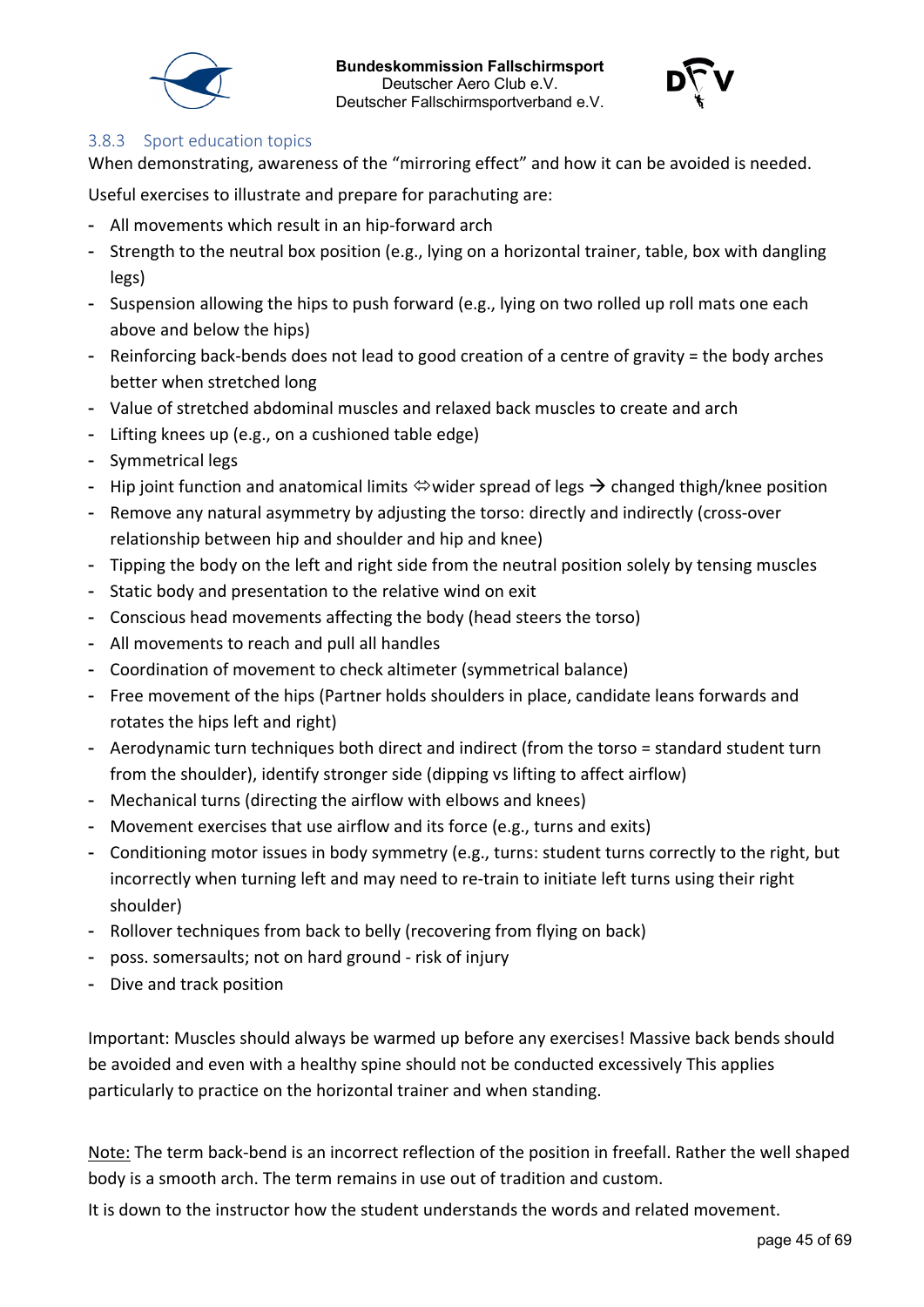### 3.8.3 Sport education topics

When demonstrating, awareness of the "mirroring effect" and how it can be avoided is needed.

Useful exercises to illustrate and prepare for parachuting are:

- All movements which result in an hip-forward arch
- Strength to the neutral box position (e.g., lying on a horizontal trainer, table, box with dangling legs)
- Suspension allowing the hips to push forward (e.g., lying on two rolled up roll mats one each above and below the hips)
- Reinforcing back-bends does not lead to good creation of a centre of gravity = the body arches better when stretched long
- Value of stretched abdominal muscles and relaxed back muscles to create and arch
- Lifting knees up (e.g., on a cushioned table edge)
- Symmetrical legs
- Hip joint function and anatomical limits ⇔wider spread of legs → changed thigh/knee position
- Remove any natural asymmetry by adjusting the torso: directly and indirectly (cross-over relationship between hip and shoulder and hip and knee)
- Tipping the body on the left and right side from the neutral position solely by tensing muscles
- Static body and presentation to the relative wind on exit
- Conscious head movements affecting the body (head steers the torso)
- All movements to reach and pull all handles
- Coordination of movement to check altimeter (symmetrical balance)
- Free movement of the hips (Partner holds shoulders in place, candidate leans forwards and rotates the hips left and right)
- Aerodynamic turn techniques both direct and indirect (from the torso = standard student turn from the shoulder), identify stronger side (dipping vs lifting to affect airflow)
- Mechanical turns (directing the airflow with elbows and knees)
- Movement exercises that use airflow and its force (e.g., turns and exits)
- Conditioning motor issues in body symmetry (e.g., turns: student turns correctly to the right, but incorrectly when turning left and may need to re-train to initiate left turns using their right shoulder)
- Rollover techniques from back to belly (recovering from flying on back)
- poss. somersaults; not on hard ground - risk of injury
- Dive and track position

Important: Muscles should always be warmed up before any exercises! Massive back bends should be avoided and even with a healthy spine should not be conducted excessively This applies particularly to practice on the horizontal trainer and when standing.

Note: The term back-bend is an incorrect reflection of the position in freefall. Rather the well shaped body is a smooth arch. The term remains in use out of tradition and custom.

It is down to the instructor how the student understands the words and related movement.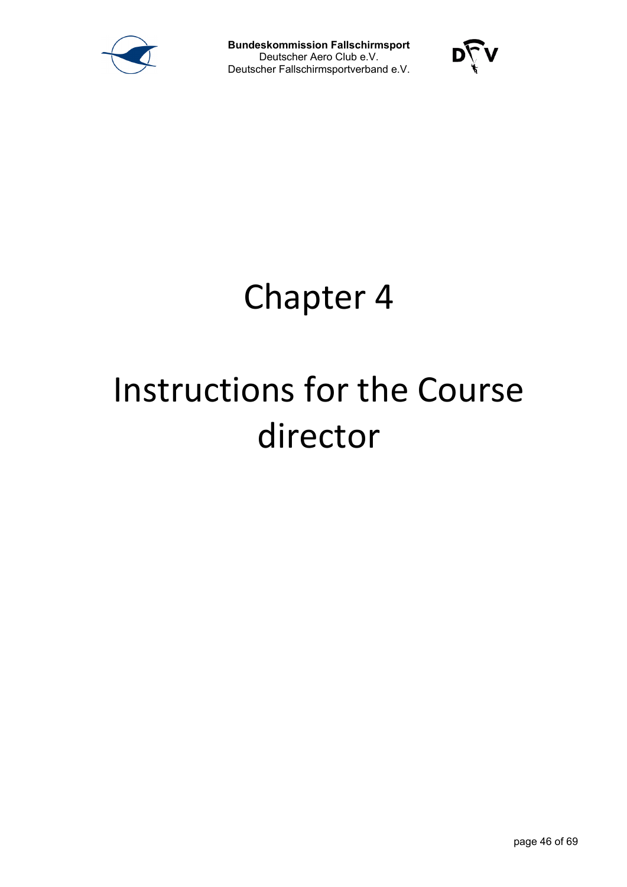# Chapter 4

# Instructions for the Course director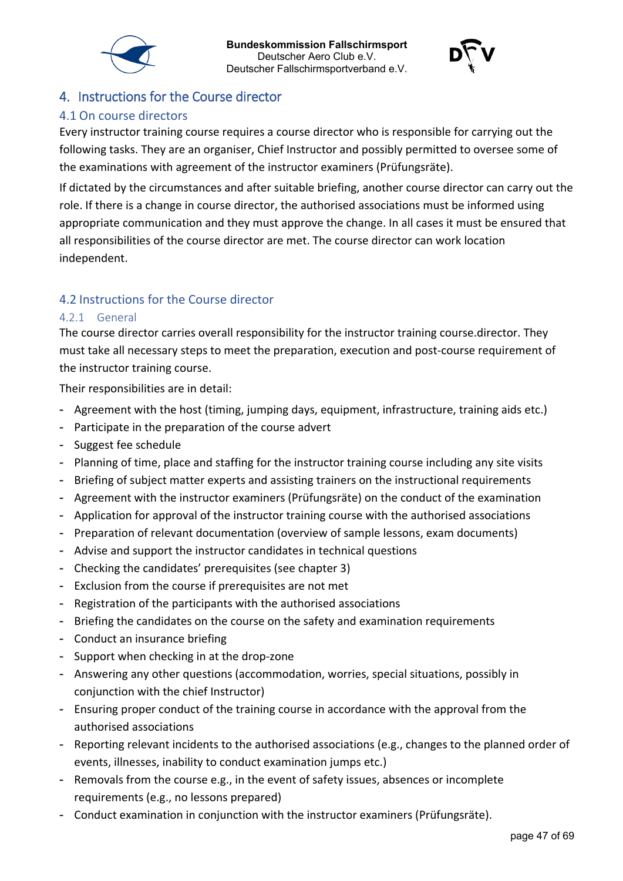# 4. Instructions for the Course director

## 4.1 On course directors

Every instructor training course requires a course director who is responsible for carrying out the following tasks. They are an organiser, Chief Instructor and possibly permitted to oversee some of the examinations with agreement of the instructor examiners (Prüfungsräte).

If dictated by the circumstances and after suitable briefing, another course director can carry out the role. If there is a change in course director, the authorised associations must be informed using appropriate communication and they must approve the change. In all cases it must be ensured that all responsibilities of the course director are met. The course director can work location independent.

## 4.2 Instructions for the Course director

### 4.2.1 General

The course director carries overall responsibility for the instructor training course.director. They must take all necessary steps to meet the preparation, execution and post-course requirement of the instructor training course.

Their responsibilities are in detail:

- Agreement with the host (timing, jumping days, equipment, infrastructure, training aids etc.)
- Participate in the preparation of the course advert
- Suggest fee schedule
- Planning of time, place and staffing for the instructor training course including any site visits
- Briefing of subject matter experts and assisting trainers on the instructional requirements
- Agreement with the instructor examiners (Prüfungsräte) on the conduct of the examination
- Application for approval of the instructor training course with the authorised associations
- Preparation of relevant documentation (overview of sample lessons, exam documents)
- Advise and support the instructor candidates in technical questions
- Checking the candidates' prerequisites (see chapter 3)
- Exclusion from the course if prerequisites are not met
- Registration of the participants with the authorised associations
- Briefing the candidates on the course on the safety and examination requirements
- Conduct an insurance briefing
- Support when checking in at the drop-zone
- Answering any other questions (accommodation, worries, special situations, possibly in conjunction with the chief Instructor)
- Ensuring proper conduct of the training course in accordance with the approval from the authorised associations
- Reporting relevant incidents to the authorised associations (e.g., changes to the planned order of events, illnesses, inability to conduct examination jumps etc.)
- Removals from the course e.g., in the event of safety issues, absences or incomplete requirements (e.g., no lessons prepared)
- Conduct examination in conjunction with the instructor examiners (Prüfungsräte).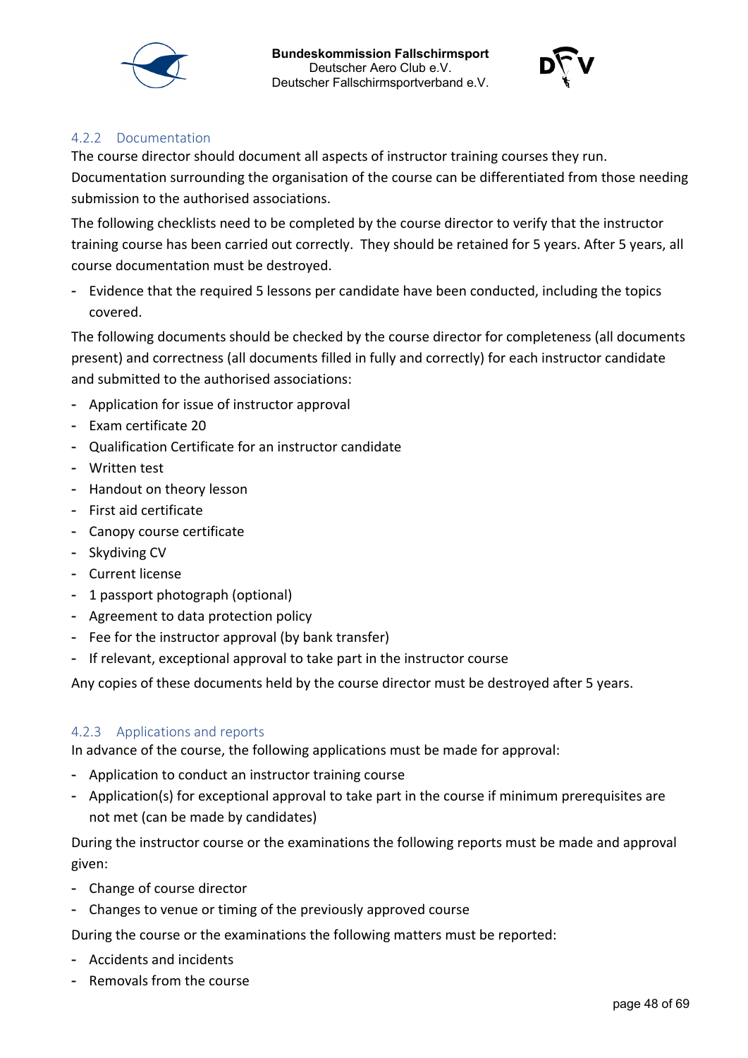#### 4.2.2 Documentation

The course director should document all aspects of instructor training courses they run. Documentation surrounding the organisation of the course can be differentiated from those needing submission to the authorised associations.

The following checklists need to be completed by the course director to verify that the instructor training course has been carried out correctly. They should be retained for 5 years. After 5 years, all course documentation must be destroyed.

- Evidence that the required 5 lessons per candidate have been conducted, including the topics covered.

The following documents should be checked by the course director for completeness (all documents present) and correctness (all documents filled in fully and correctly) for each instructor candidate and submitted to the authorised associations:

- Application for issue of instructor approval
- Exam certificate 20
- Qualification Certificate for an instructor candidate
- Written test
- Handout on theory lesson
- First aid certificate
- Canopy course certificate
- Skydiving CV
- Current license
- 1 passport photograph (optional)
- Agreement to data protection policy
- Fee for the instructor approval (by bank transfer)
- If relevant, exceptional approval to take part in the instructor course

Any copies of these documents held by the course director must be destroyed after 5 years.

#### 4.2.3 Applications and reports

In advance of the course, the following applications must be made for approval:

- Application to conduct an instructor training course
- Application(s) for exceptional approval to take part in the course if minimum prerequisites are not met (can be made by candidates)

During the instructor course or the examinations the following reports must be made and approval given:

- Change of course director
- Changes to venue or timing of the previously approved course

During the course or the examinations the following matters must be reported:

- Accidents and incidents
- Removals from the course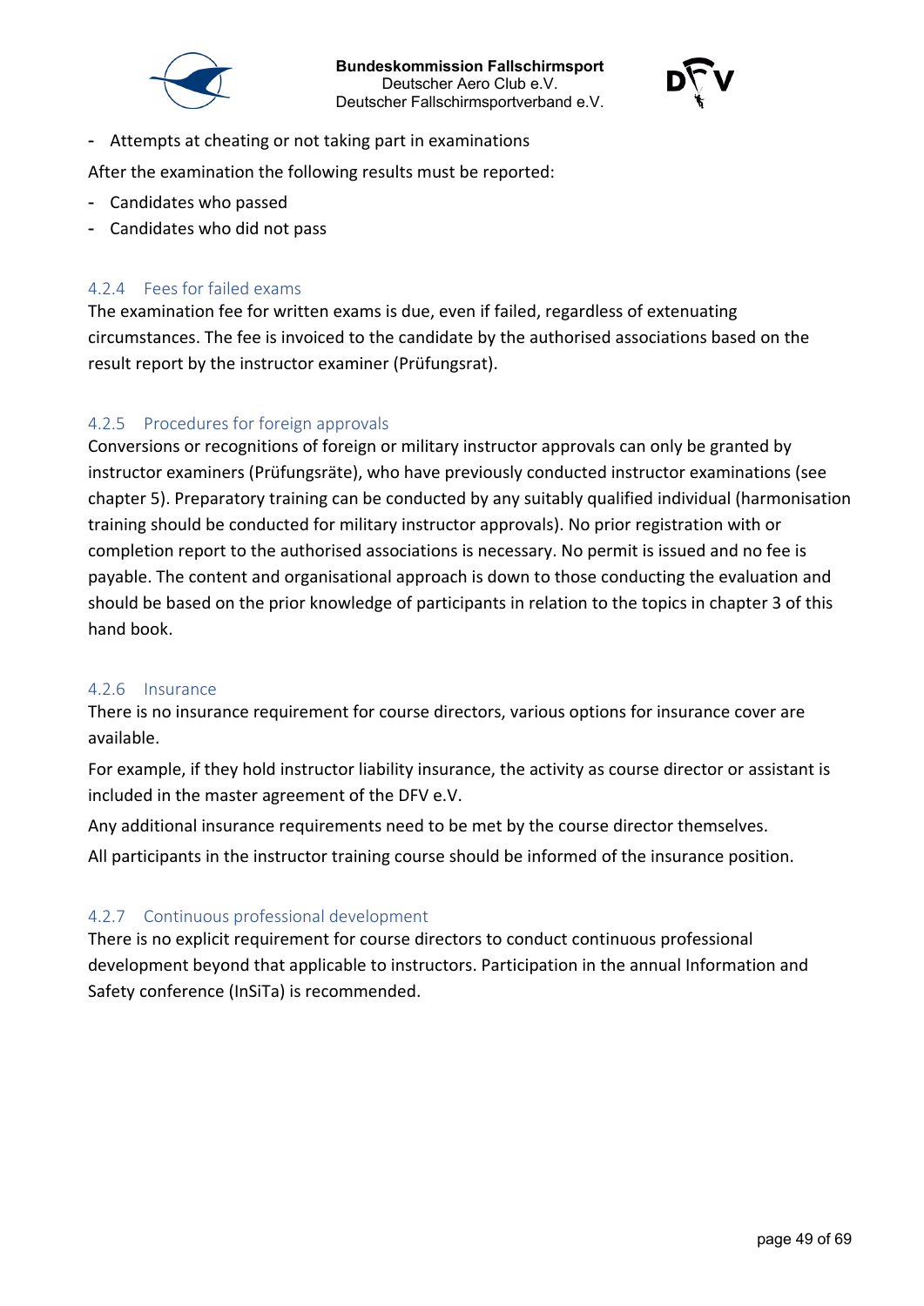- Attempts at cheating or not taking part in examinations

After the examination the following results must be reported:

- Candidates who passed
- Candidates who did not pass

### 4.2.4 Fees for failed exams

The examination fee for written exams is due, even if failed, regardless of extenuating circumstances. The fee is invoiced to the candidate by the authorised associations based on the result report by the instructor examiner (Prüfungsrat).

### 4.2.5 Procedures for foreign approvals

Conversions or recognitions of foreign or military instructor approvals can only be granted by instructor examiners (Prüfungsräte), who have previously conducted instructor examinations (see chapter 5). Preparatory training can be conducted by any suitably qualified individual (harmonisation training should be conducted for military instructor approvals). No prior registration with or completion report to the authorised associations is necessary. No permit is issued and no fee is payable. The content and organisational approach is down to those conducting the evaluation and should be based on the prior knowledge of participants in relation to the topics in chapter 3 of this hand book.

### 4.2.6 Insurance

There is no insurance requirement for course directors, various options for insurance cover are available.

For example, if they hold instructor liability insurance, the activity as course director or assistant is included in the master agreement of the DFV e.V.

Any additional insurance requirements need to be met by the course director themselves.

All participants in the instructor training course should be informed of the insurance position.

### 4.2.7 Continuous professional development

There is no explicit requirement for course directors to conduct continuous professional development beyond that applicable to instructors. Participation in the annual Information and Safety conference (InSiTa) is recommended.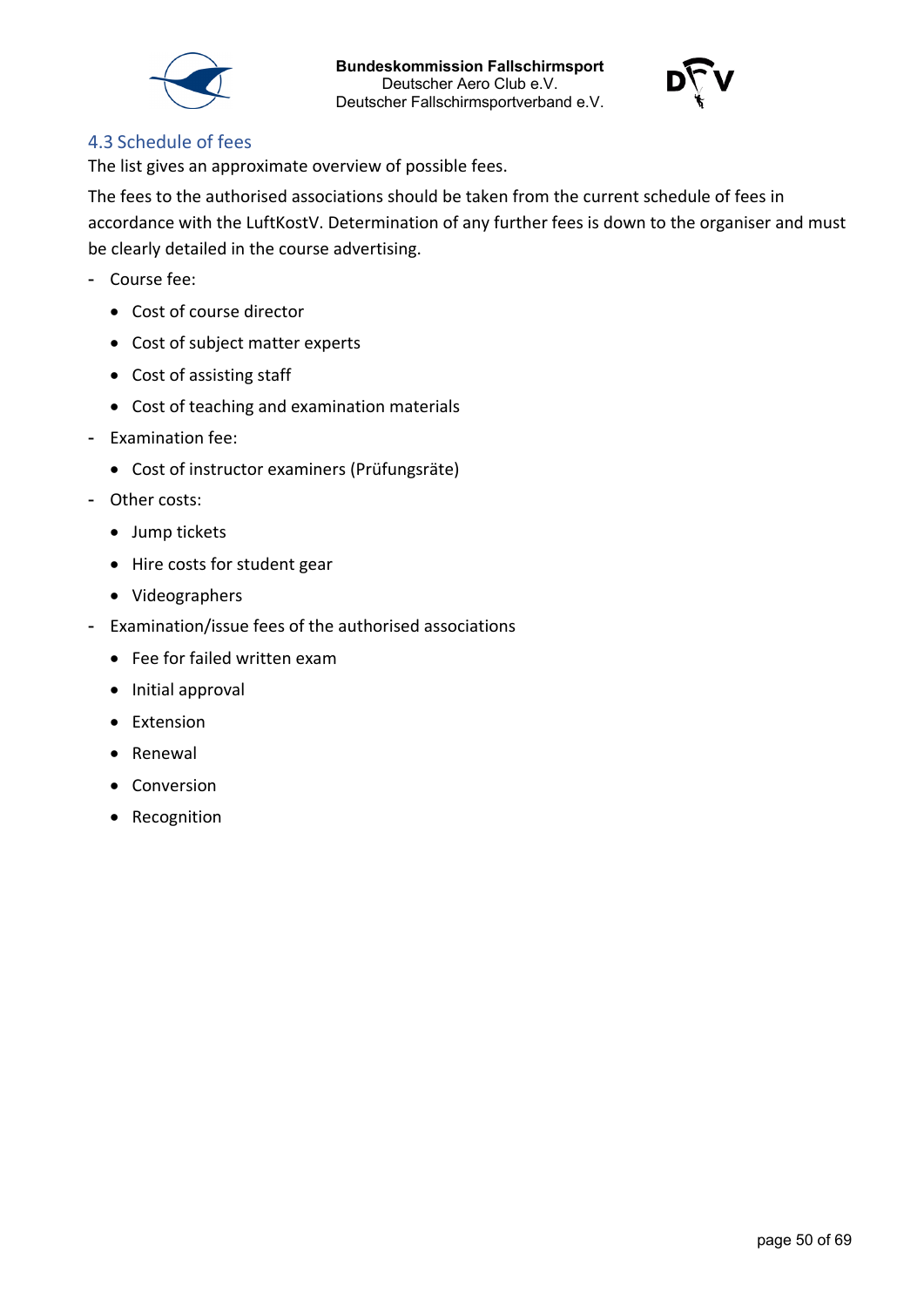### 4.3 Schedule of fees

The list gives an approximate overview of possible fees.

The fees to the authorised associations should be taken from the current schedule of fees in accordance with the LuftKostV. Determination of any further fees is down to the organiser and must be clearly detailed in the course advertising.

- Course fee:
  - Cost of course director
  - Cost of subject matter experts
  - Cost of assisting staff
  - Cost of teaching and examination materials
- Examination fee:
  - Cost of instructor examiners (Prüfungsräte)
- Other costs:
  - Jump tickets
  - Hire costs for student gear
  - Videographers
- Examination/issue fees of the authorised associations
  - Fee for failed written exam
  - Initial approval
  - Extension
  - Renewal
  - Conversion
  - Recognition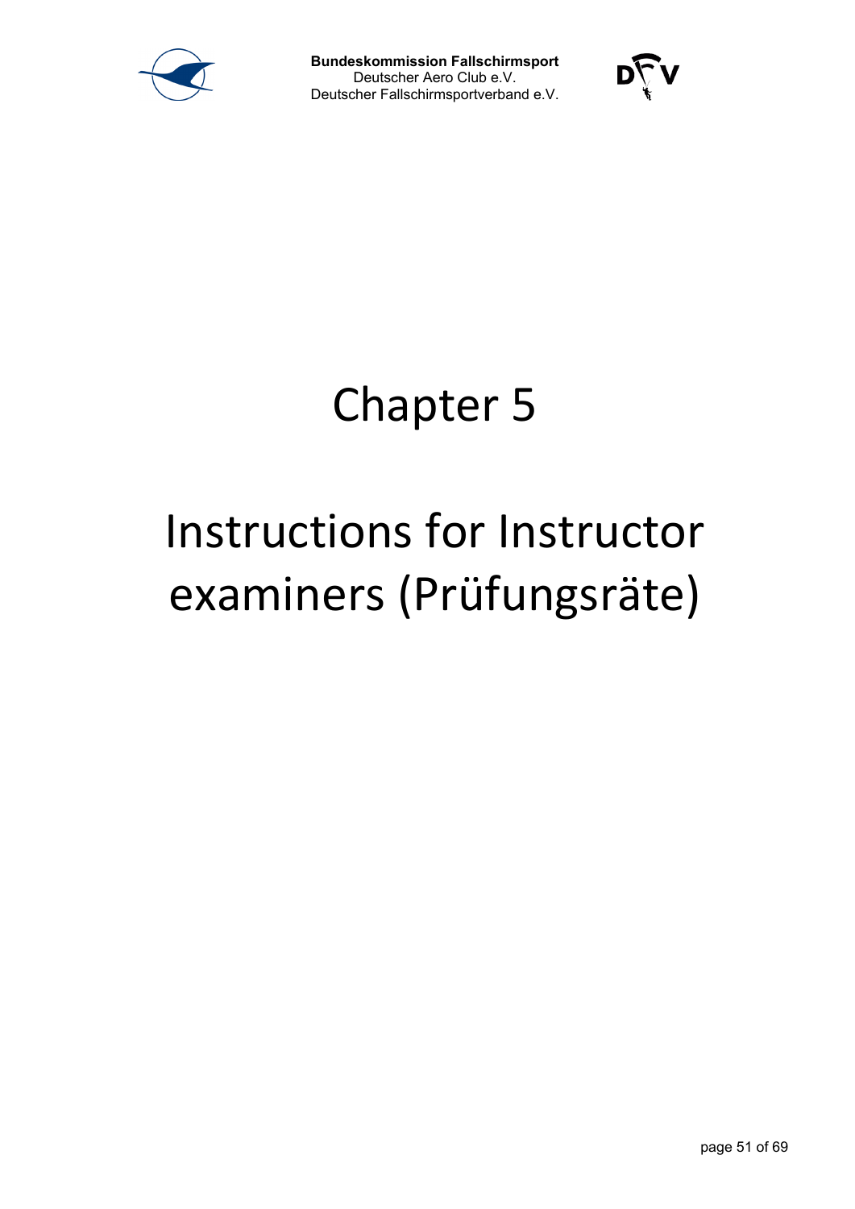# Chapter 5

# Instructions for Instructor examiners (Prüfungsräte)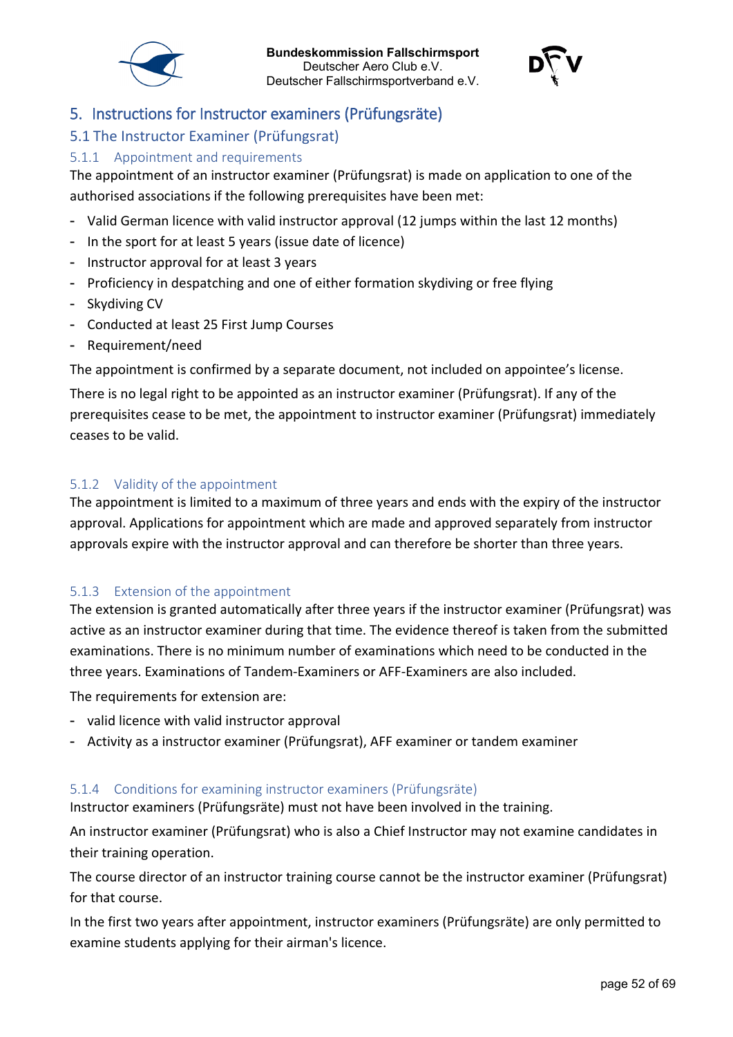# 5. Instructions for Instructor examiners (Prüfungsräte)

## 5.1 The Instructor Examiner (Prüfungsrat)

### 5.1.1 Appointment and requirements

The appointment of an instructor examiner (Prüfungsrat) is made on application to one of the authorised associations if the following prerequisites have been met:

- Valid German licence with valid instructor approval (12 jumps within the last 12 months)
- In the sport for at least 5 years (issue date of licence)
- Instructor approval for at least 3 years
- Proficiency in despatching and one of either formation skydiving or free flying
- Skydiving CV
- Conducted at least 25 First Jump Courses
- Requirement/need

The appointment is confirmed by a separate document, not included on appointee's license.

There is no legal right to be appointed as an instructor examiner (Prüfungsrat). If any of the prerequisites cease to be met, the appointment to instructor examiner (Prüfungsrat) immediately ceases to be valid.

### 5.1.2 Validity of the appointment

The appointment is limited to a maximum of three years and ends with the expiry of the instructor approval. Applications for appointment which are made and approved separately from instructor approvals expire with the instructor approval and can therefore be shorter than three years.

### 5.1.3 Extension of the appointment

The extension is granted automatically after three years if the instructor examiner (Prüfungsrat) was active as an instructor examiner during that time. The evidence thereof is taken from the submitted examinations. There is no minimum number of examinations which need to be conducted in the three years. Examinations of Tandem-Examiners or AFF-Examiners are also included.

The requirements for extension are:

- valid licence with valid instructor approval
- Activity as a instructor examiner (Prüfungsrat), AFF examiner or tandem examiner

### 5.1.4 Conditions for examining instructor examiners (Prüfungsräte)

Instructor examiners (Prüfungsräte) must not have been involved in the training.

An instructor examiner (Prüfungsrat) who is also a Chief Instructor may not examine candidates in their training operation.

The course director of an instructor training course cannot be the instructor examiner (Prüfungsrat) for that course.

In the first two years after appointment, instructor examiners (Prüfungsräte) are only permitted to examine students applying for their airman's licence.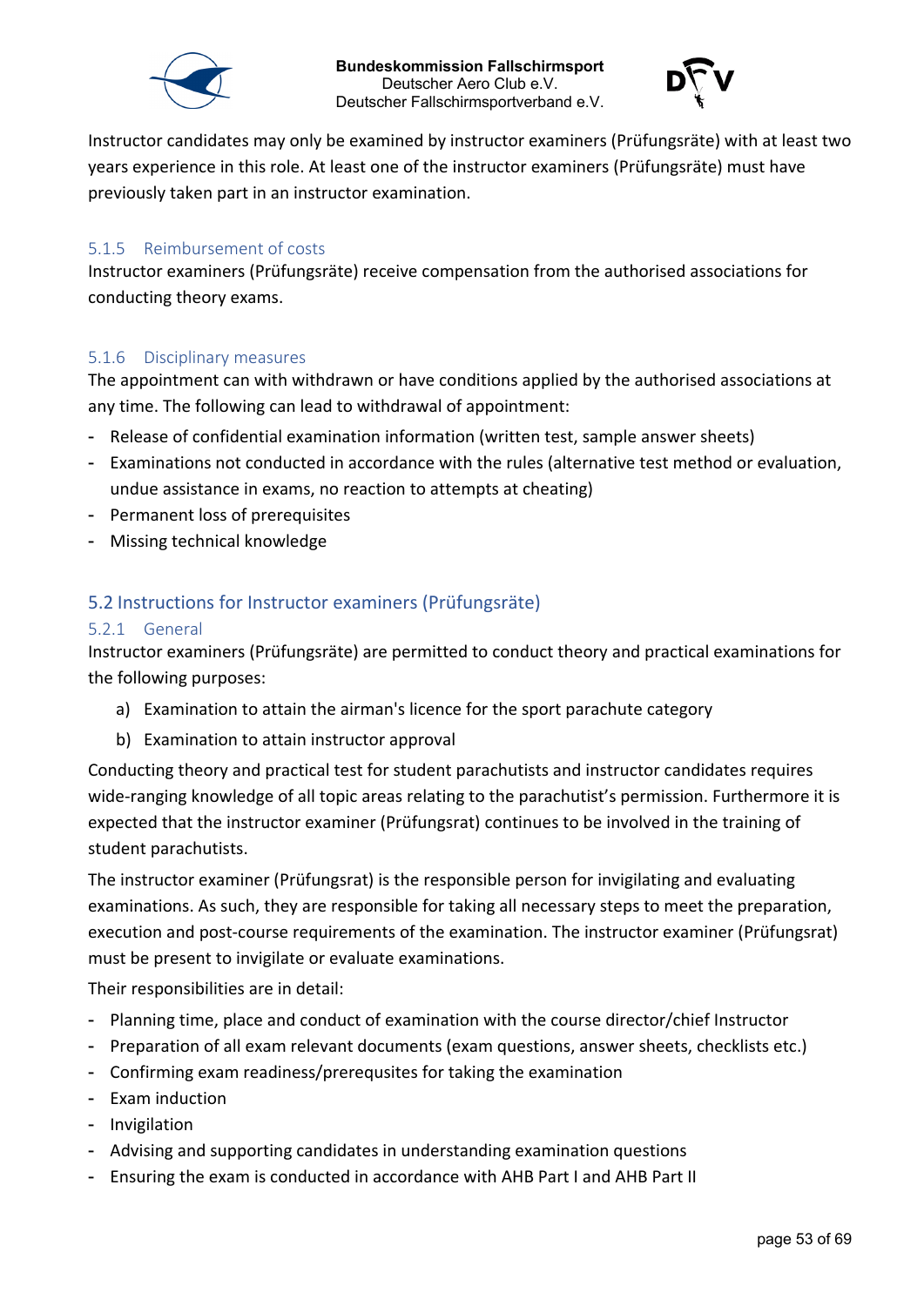Instructor candidates may only be examined by instructor examiners (Prüfungsräte) with at least two years experience in this role. At least one of the instructor examiners (Prüfungsräte) must have previously taken part in an instructor examination.

#### 5.1.5 Reimbursement of costs

Instructor examiners (Prüfungsräte) receive compensation from the authorised associations for conducting theory exams.

#### 5.1.6 Disciplinary measures

The appointment can with withdrawn or have conditions applied by the authorised associations at any time. The following can lead to withdrawal of appointment:

- Release of confidential examination information (written test, sample answer sheets)
- Examinations not conducted in accordance with the rules (alternative test method or evaluation, undue assistance in exams, no reaction to attempts at cheating)
- Permanent loss of prerequisites
- Missing technical knowledge

## 5.2 Instructions for Instructor examiners (Prüfungsräte)

#### 5.2.1 General

Instructor examiners (Prüfungsräte) are permitted to conduct theory and practical examinations for the following purposes:

a) Examination to attain the airman's licence for the sport parachute category

b) Examination to attain instructor approval

Conducting theory and practical test for student parachutists and instructor candidates requires wide-ranging knowledge of all topic areas relating to the parachutist's permission. Furthermore it is expected that the instructor examiner (Prüfungsrat) continues to be involved in the training of student parachutists.

The instructor examiner (Prüfungsrat) is the responsible person for invigilating and evaluating examinations. As such, they are responsible for taking all necessary steps to meet the preparation, execution and post-course requirements of the examination. The instructor examiner (Prüfungsrat) must be present to invigilate or evaluate examinations.

Their responsibilities are in detail:

- Planning time, place and conduct of examination with the course director/chief Instructor
- Preparation of all exam relevant documents (exam questions, answer sheets, checklists etc.)
- Confirming exam readiness/prerequsites for taking the examination
- Exam induction
- Invigilation
- Advising and supporting candidates in understanding examination questions
- Ensuring the exam is conducted in accordance with AHB Part I and AHB Part II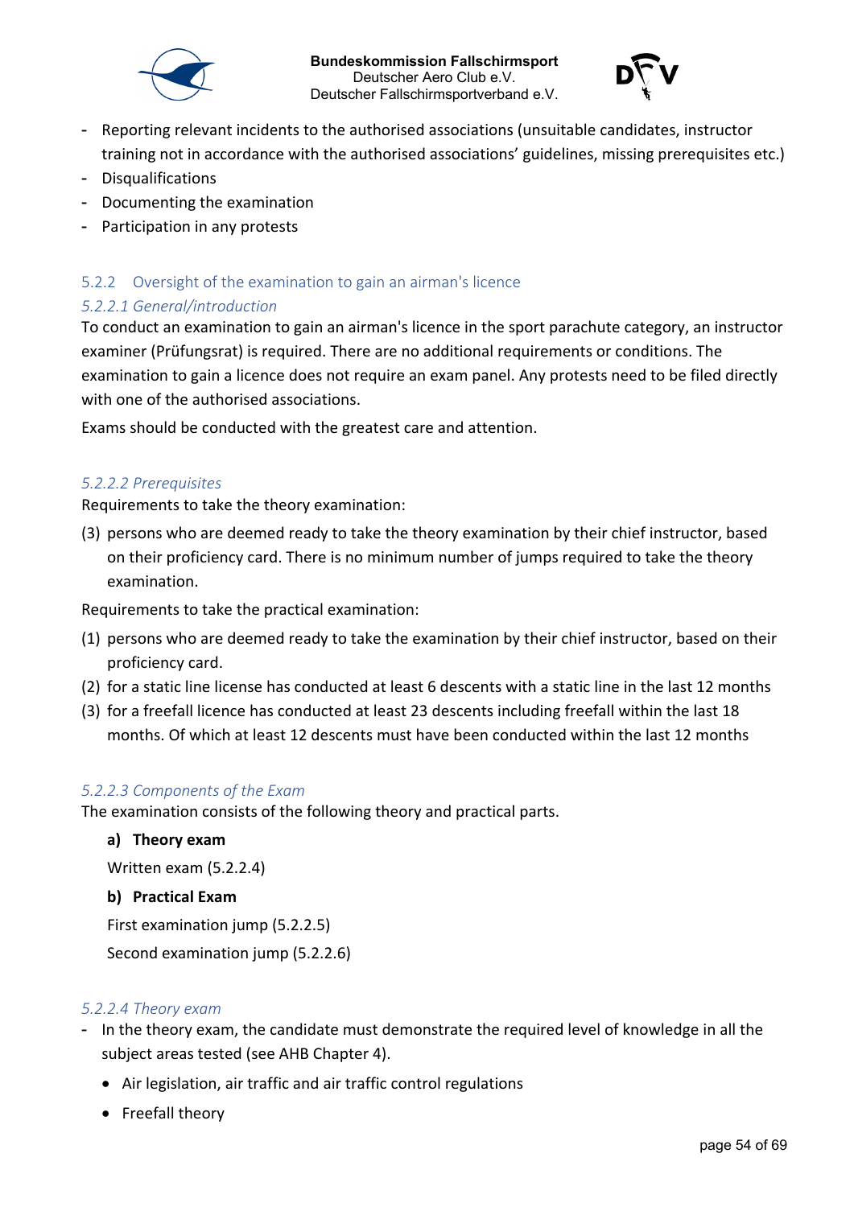- Reporting relevant incidents to the authorised associations (unsuitable candidates, instructor training not in accordance with the authorised associations' guidelines, missing prerequisites etc.)
- Disqualifications
- Documenting the examination
- Participation in any protests

### 5.2.2 Oversight of the examination to gain an airman's licence

#### *5.2.2.1 General/introduction*

To conduct an examination to gain an airman's licence in the sport parachute category, an instructor examiner (Prüfungsrat) is required. There are no additional requirements or conditions. The examination to gain a licence does not require an exam panel. Any protests need to be filed directly with one of the authorised associations.

Exams should be conducted with the greatest care and attention.

#### *5.2.2.2 Prerequisites*

Requirements to take the theory examination:

(3) persons who are deemed ready to take the theory examination by their chief instructor, based on their proficiency card. There is no minimum number of jumps required to take the theory examination.

Requirements to take the practical examination:

(1) persons who are deemed ready to take the examination by their chief instructor, based on their proficiency card.
(2) for a static line license has conducted at least 6 descents with a static line in the last 12 months
(3) for a freefall licence has conducted at least 23 descents including freefall within the last 18 months. Of which at least 12 descents must have been conducted within the last 12 months

#### *5.2.2.3 Components of the Exam*

The examination consists of the following theory and practical parts.

**a) Theory exam**

Written exam (5.2.2.4)

**b) Practical Exam**

First examination jump (5.2.2.5)

Second examination jump (5.2.2.6)

#### *5.2.2.4 Theory exam*

- In the theory exam, the candidate must demonstrate the required level of knowledge in all the subject areas tested (see AHB Chapter 4).
    - Air legislation, air traffic and air traffic control regulations
    - Freefall theory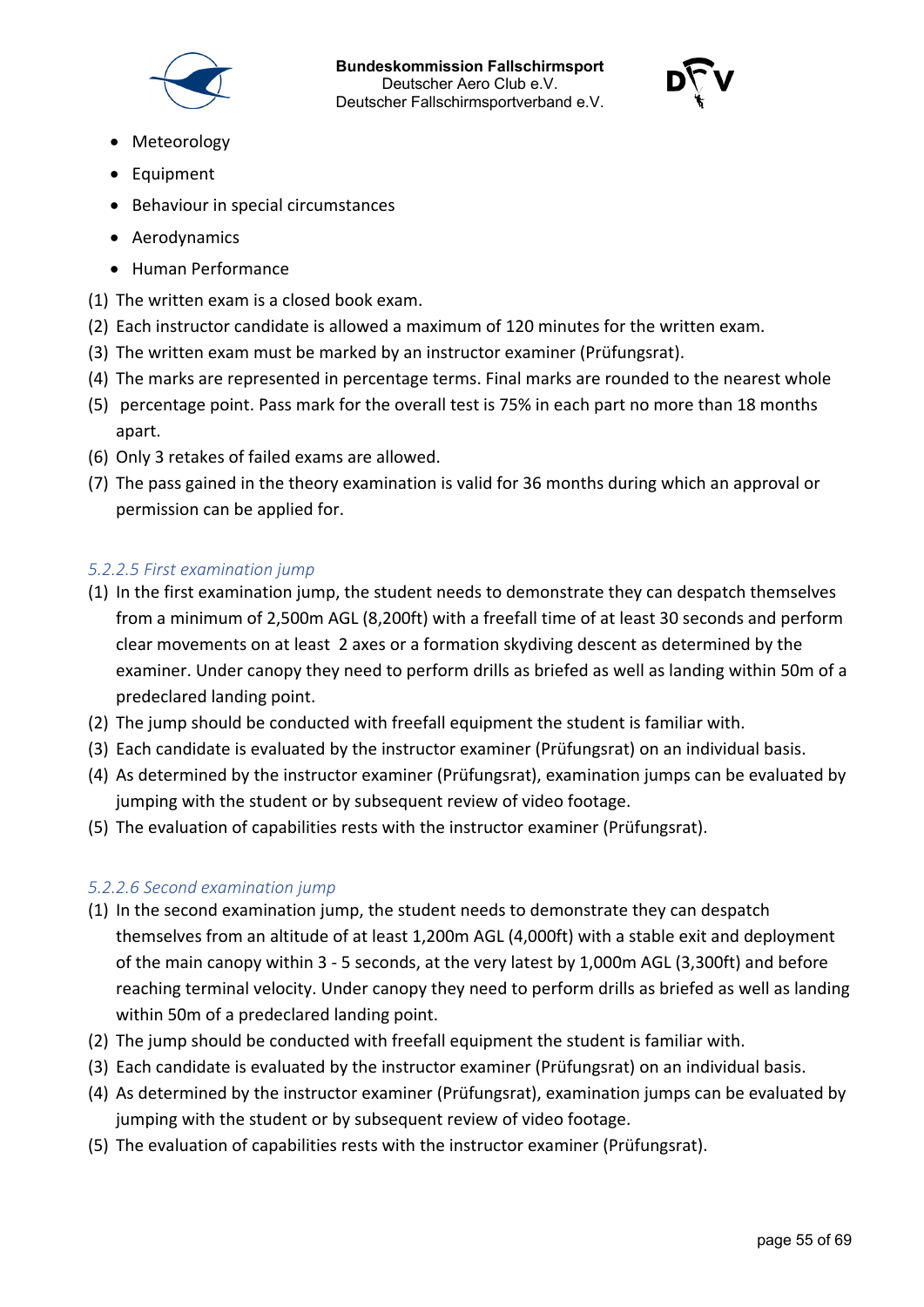- Meteorology
- Equipment
- Behaviour in special circumstances
- Aerodynamics
- Human Performance

(1) The written exam is a closed book exam.

(2) Each instructor candidate is allowed a maximum of 120 minutes for the written exam.

(3) The written exam must be marked by an instructor examiner (Prüfungsrat).

(4) The marks are represented in percentage terms. Final marks are rounded to the nearest whole

(5) percentage point. Pass mark for the overall test is 75% in each part no more than 18 months apart.

(6) Only 3 retakes of failed exams are allowed.

(7) The pass gained in the theory examination is valid for 36 months during which an approval or permission can be applied for.

#### *5.2.2.5 First examination jump*

(1) In the first examination jump, the student needs to demonstrate they can despatch themselves from a minimum of 2,500m AGL (8,200ft) with a freefall time of at least 30 seconds and perform clear movements on at least 2 axes or a formation skydiving descent as determined by the examiner. Under canopy they need to perform drills as briefed as well as landing within 50m of a predeclared landing point.

(2) The jump should be conducted with freefall equipment the student is familiar with.

(3) Each candidate is evaluated by the instructor examiner (Prüfungsrat) on an individual basis.

(4) As determined by the instructor examiner (Prüfungsrat), examination jumps can be evaluated by jumping with the student or by subsequent review of video footage.

(5) The evaluation of capabilities rests with the instructor examiner (Prüfungsrat).

#### *5.2.2.6 Second examination jump*

(1) In the second examination jump, the student needs to demonstrate they can despatch themselves from an altitude of at least 1,200m AGL (4,000ft) with a stable exit and deployment of the main canopy within 3 - 5 seconds, at the very latest by 1,000m AGL (3,300ft) and before reaching terminal velocity. Under canopy they need to perform drills as briefed as well as landing within 50m of a predeclared landing point.

(2) The jump should be conducted with freefall equipment the student is familiar with.

(3) Each candidate is evaluated by the instructor examiner (Prüfungsrat) on an individual basis.

(4) As determined by the instructor examiner (Prüfungsrat), examination jumps can be evaluated by jumping with the student or by subsequent review of video footage.

(5) The evaluation of capabilities rests with the instructor examiner (Prüfungsrat).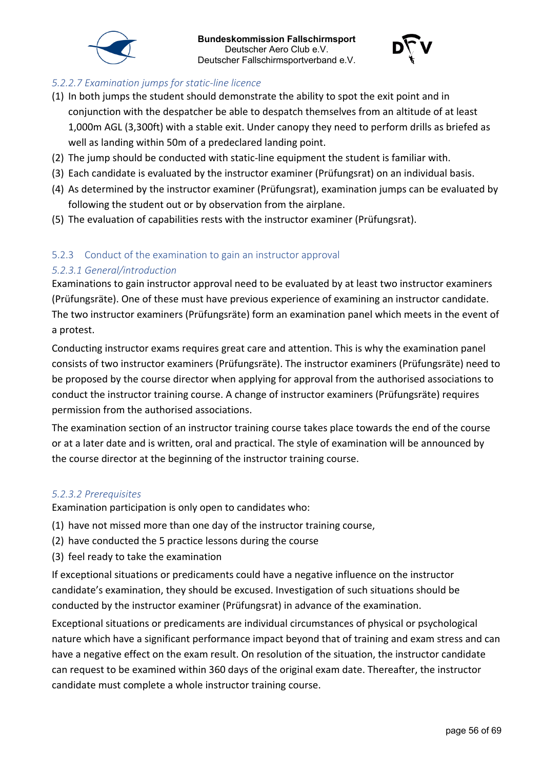##### 5.2.2.7 Examination jumps for static-line licence

(1) In both jumps the student should demonstrate the ability to spot the exit point and in conjunction with the despatcher be able to despatch themselves from an altitude of at least 1,000m AGL (3,300ft) with a stable exit. Under canopy they need to perform drills as briefed as well as landing within 50m of a predeclared landing point.
(2) The jump should be conducted with static-line equipment the student is familiar with.
(3) Each candidate is evaluated by the instructor examiner (Prüfungsrat) on an individual basis.
(4) As determined by the instructor examiner (Prüfungsrat), examination jumps can be evaluated by following the student out or by observation from the airplane.
(5) The evaluation of capabilities rests with the instructor examiner (Prüfungsrat).

### 5.2.3 Conduct of the examination to gain an instructor approval

#### 5.2.3.1 General/introduction

Examinations to gain instructor approval need to be evaluated by at least two instructor examiners (Prüfungsräte). One of these must have previous experience of examining an instructor candidate. The two instructor examiners (Prüfungsräte) form an examination panel which meets in the event of a protest.

Conducting instructor exams requires great care and attention. This is why the examination panel consists of two instructor examiners (Prüfungsräte). The instructor examiners (Prüfungsräte) need to be proposed by the course director when applying for approval from the authorised associations to conduct the instructor training course. A change of instructor examiners (Prüfungsräte) requires permission from the authorised associations.

The examination section of an instructor training course takes place towards the end of the course or at a later date and is written, oral and practical. The style of examination will be announced by the course director at the beginning of the instructor training course.

#### 5.2.3.2 Prerequisites

Examination participation is only open to candidates who:

(1) have not missed more than one day of the instructor training course,
(2) have conducted the 5 practice lessons during the course
(3) feel ready to take the examination

If exceptional situations or predicaments could have a negative influence on the instructor candidate's examination, they should be excused. Investigation of such situations should be conducted by the instructor examiner (Prüfungsrat) in advance of the examination.

Exceptional situations or predicaments are individual circumstances of physical or psychological nature which have a significant performance impact beyond that of training and exam stress and can have a negative effect on the exam result. On resolution of the situation, the instructor candidate can request to be examined within 360 days of the original exam date. Thereafter, the instructor candidate must complete a whole instructor training course.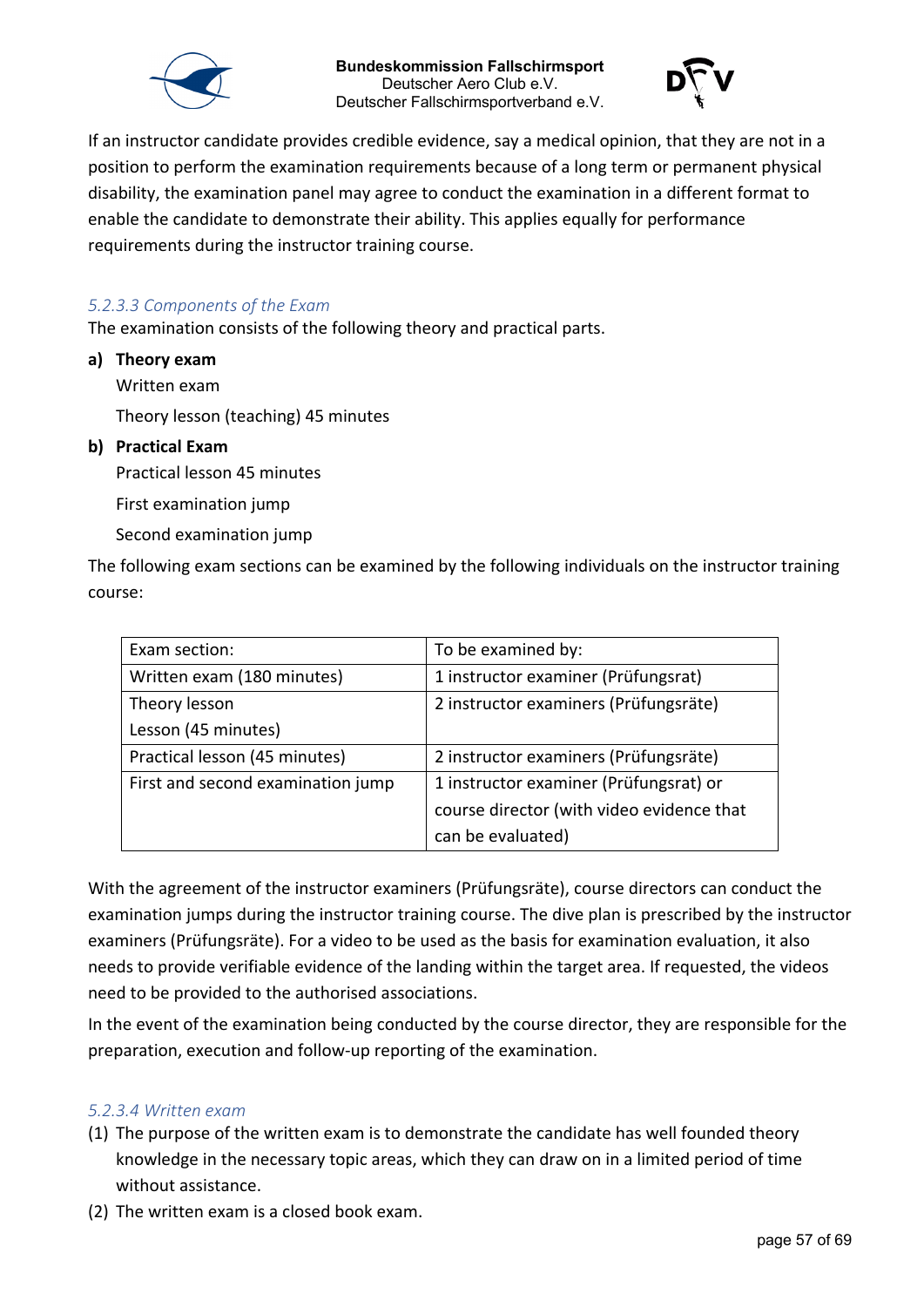If an instructor candidate provides credible evidence, say a medical opinion, that they are not in a position to perform the examination requirements because of a long term or permanent physical disability, the examination panel may agree to conduct the examination in a different format to enable the candidate to demonstrate their ability. This applies equally for performance requirements during the instructor training course.

#### *5.2.3.3 Components of the Exam*

The examination consists of the following theory and practical parts.

**a) Theory exam**

Written exam

Theory lesson (teaching) 45 minutes

**b) Practical Exam**

Practical lesson 45 minutes

First examination jump

Second examination jump

The following exam sections can be examined by the following individuals on the instructor training course:

| Exam section: | To be examined by: |
|---|---|
| Written exam (180 minutes) | 1 instructor examiner (Prüfungsrat) |
| Theory lesson<br>Lesson (45 minutes) | 2 instructor examiners (Prüfungsräte) |
| Practical lesson (45 minutes) | 2 instructor examiners (Prüfungsräte) |
| First and second examination jump | 1 instructor examiner (Prüfungsrat) or course director (with video evidence that can be evaluated) |

With the agreement of the instructor examiners (Prüfungsräte), course directors can conduct the examination jumps during the instructor training course. The dive plan is prescribed by the instructor examiners (Prüfungsräte). For a video to be used as the basis for examination evaluation, it also needs to provide verifiable evidence of the landing within the target area. If requested, the videos need to be provided to the authorised associations.

In the event of the examination being conducted by the course director, they are responsible for the preparation, execution and follow-up reporting of the examination.

#### *5.2.3.4 Written exam*

(1) The purpose of the written exam is to demonstrate the candidate has well founded theory knowledge in the necessary topic areas, which they can draw on in a limited period of time without assistance.

(2) The written exam is a closed book exam.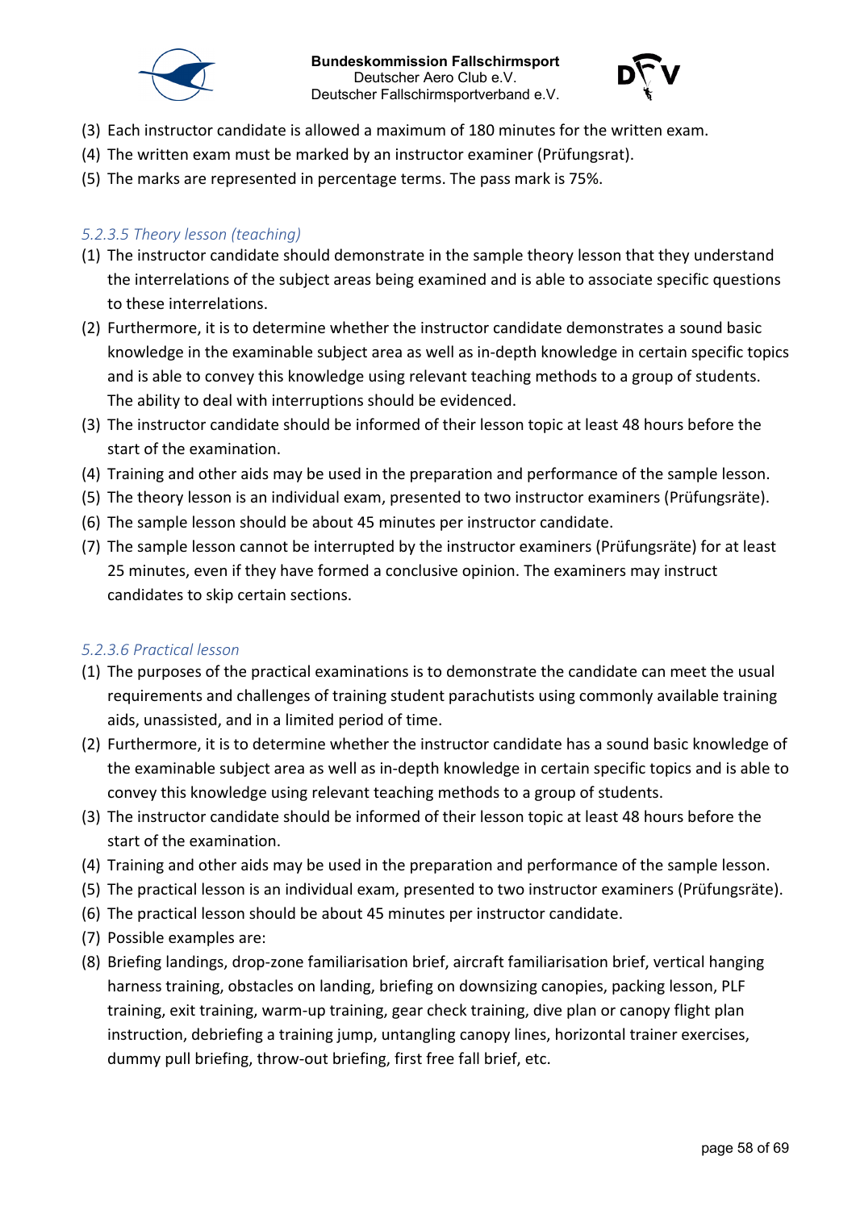(3) Each instructor candidate is allowed a maximum of 180 minutes for the written exam.
(4) The written exam must be marked by an instructor examiner (Prüfungsrat).
(5) The marks are represented in percentage terms. The pass mark is 75%.

#### *5.2.3.5 Theory lesson (teaching)*

(1) The instructor candidate should demonstrate in the sample theory lesson that they understand the interrelations of the subject areas being examined and is able to associate specific questions to these interrelations.
(2) Furthermore, it is to determine whether the instructor candidate demonstrates a sound basic knowledge in the examinable subject area as well as in-depth knowledge in certain specific topics and is able to convey this knowledge using relevant teaching methods to a group of students. The ability to deal with interruptions should be evidenced.
(3) The instructor candidate should be informed of their lesson topic at least 48 hours before the start of the examination.
(4) Training and other aids may be used in the preparation and performance of the sample lesson.
(5) The theory lesson is an individual exam, presented to two instructor examiners (Prüfungsräte).
(6) The sample lesson should be about 45 minutes per instructor candidate.
(7) The sample lesson cannot be interrupted by the instructor examiners (Prüfungsräte) for at least 25 minutes, even if they have formed a conclusive opinion. The examiners may instruct candidates to skip certain sections.

#### *5.2.3.6 Practical lesson*

(1) The purposes of the practical examinations is to demonstrate the candidate can meet the usual requirements and challenges of training student parachutists using commonly available training aids, unassisted, and in a limited period of time.
(2) Furthermore, it is to determine whether the instructor candidate has a sound basic knowledge of the examinable subject area as well as in-depth knowledge in certain specific topics and is able to convey this knowledge using relevant teaching methods to a group of students.
(3) The instructor candidate should be informed of their lesson topic at least 48 hours before the start of the examination.
(4) Training and other aids may be used in the preparation and performance of the sample lesson.
(5) The practical lesson is an individual exam, presented to two instructor examiners (Prüfungsräte).
(6) The practical lesson should be about 45 minutes per instructor candidate.
(7) Possible examples are:
(8) Briefing landings, drop-zone familiarisation brief, aircraft familiarisation brief, vertical hanging harness training, obstacles on landing, briefing on downsizing canopies, packing lesson, PLF training, exit training, warm-up training, gear check training, dive plan or canopy flight plan instruction, debriefing a training jump, untangling canopy lines, horizontal trainer exercises, dummy pull briefing, throw-out briefing, first free fall brief, etc.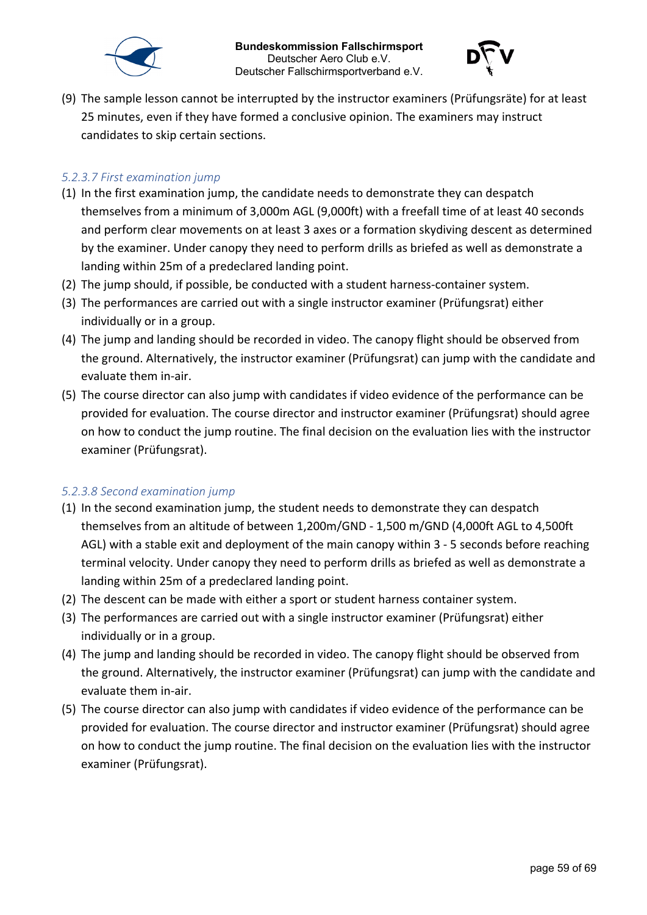(9) The sample lesson cannot be interrupted by the instructor examiners (Prüfungsräte) for at least 25 minutes, even if they have formed a conclusive opinion. The examiners may instruct candidates to skip certain sections.

#### *5.2.3.7 First examination jump*

(1) In the first examination jump, the candidate needs to demonstrate they can despatch themselves from a minimum of 3,000m AGL (9,000ft) with a freefall time of at least 40 seconds and perform clear movements on at least 3 axes or a formation skydiving descent as determined by the examiner. Under canopy they need to perform drills as briefed as well as demonstrate a landing within 25m of a predeclared landing point.
(2) The jump should, if possible, be conducted with a student harness-container system.
(3) The performances are carried out with a single instructor examiner (Prüfungsrat) either individually or in a group.
(4) The jump and landing should be recorded in video. The canopy flight should be observed from the ground. Alternatively, the instructor examiner (Prüfungsrat) can jump with the candidate and evaluate them in-air.
(5) The course director can also jump with candidates if video evidence of the performance can be provided for evaluation. The course director and instructor examiner (Prüfungsrat) should agree on how to conduct the jump routine. The final decision on the evaluation lies with the instructor examiner (Prüfungsrat).

#### *5.2.3.8 Second examination jump*

(1) In the second examination jump, the student needs to demonstrate they can despatch themselves from an altitude of between 1,200m/GND - 1,500 m/GND (4,000ft AGL to 4,500ft AGL) with a stable exit and deployment of the main canopy within 3 - 5 seconds before reaching terminal velocity. Under canopy they need to perform drills as briefed as well as demonstrate a landing within 25m of a predeclared landing point.
(2) The descent can be made with either a sport or student harness container system.
(3) The performances are carried out with a single instructor examiner (Prüfungsrat) either individually or in a group.
(4) The jump and landing should be recorded in video. The canopy flight should be observed from the ground. Alternatively, the instructor examiner (Prüfungsrat) can jump with the candidate and evaluate them in-air.
(5) The course director can also jump with candidates if video evidence of the performance can be provided for evaluation. The course director and instructor examiner (Prüfungsrat) should agree on how to conduct the jump routine. The final decision on the evaluation lies with the instructor examiner (Prüfungsrat).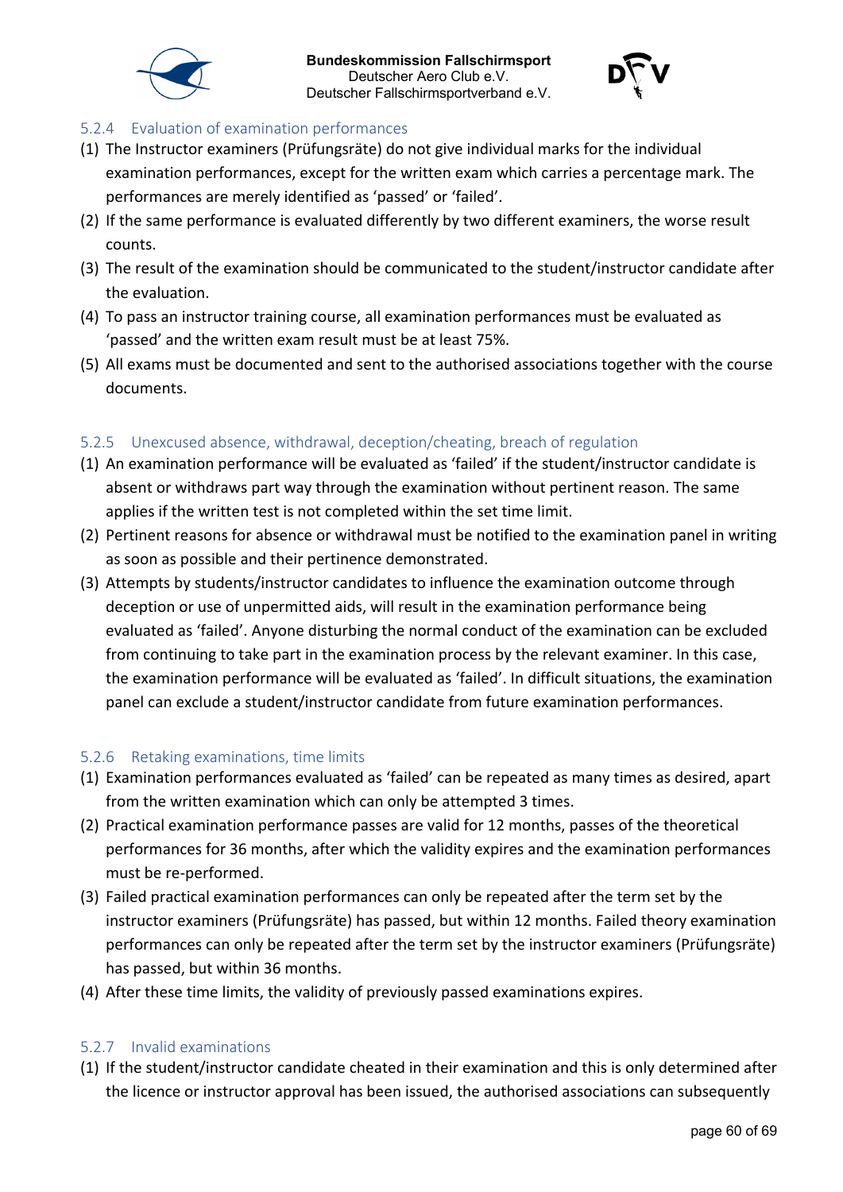### 5.2.4 Evaluation of examination performances

(1) The Instructor examiners (Prüfungsräte) do not give individual marks for the individual examination performances, except for the written exam which carries a percentage mark. The performances are merely identified as 'passed' or 'failed'.

(2) If the same performance is evaluated differently by two different examiners, the worse result counts.

(3) The result of the examination should be communicated to the student/instructor candidate after the evaluation.

(4) To pass an instructor training course, all examination performances must be evaluated as 'passed' and the written exam result must be at least 75%.

(5) All exams must be documented and sent to the authorised associations together with the course documents.

### 5.2.5 Unexcused absence, withdrawal, deception/cheating, breach of regulation

(1) An examination performance will be evaluated as 'failed' if the student/instructor candidate is absent or withdraws part way through the examination without pertinent reason. The same applies if the written test is not completed within the set time limit.

(2) Pertinent reasons for absence or withdrawal must be notified to the examination panel in writing as soon as possible and their pertinence demonstrated.

(3) Attempts by students/instructor candidates to influence the examination outcome through deception or use of unpermitted aids, will result in the examination performance being evaluated as 'failed'. Anyone disturbing the normal conduct of the examination can be excluded from continuing to take part in the examination process by the relevant examiner. In this case, the examination performance will be evaluated as 'failed'. In difficult situations, the examination panel can exclude a student/instructor candidate from future examination performances.

### 5.2.6 Retaking examinations, time limits

(1) Examination performances evaluated as 'failed' can be repeated as many times as desired, apart from the written examination which can only be attempted 3 times.

(2) Practical examination performance passes are valid for 12 months, passes of the theoretical performances for 36 months, after which the validity expires and the examination performances must be re-performed.

(3) Failed practical examination performances can only be repeated after the term set by the instructor examiners (Prüfungsräte) has passed, but within 12 months. Failed theory examination performances can only be repeated after the term set by the instructor examiners (Prüfungsräte) has passed, but within 36 months.

(4) After these time limits, the validity of previously passed examinations expires.

### 5.2.7 Invalid examinations

(1) If the student/instructor candidate cheated in their examination and this is only determined after the licence or instructor approval has been issued, the authorised associations can subsequently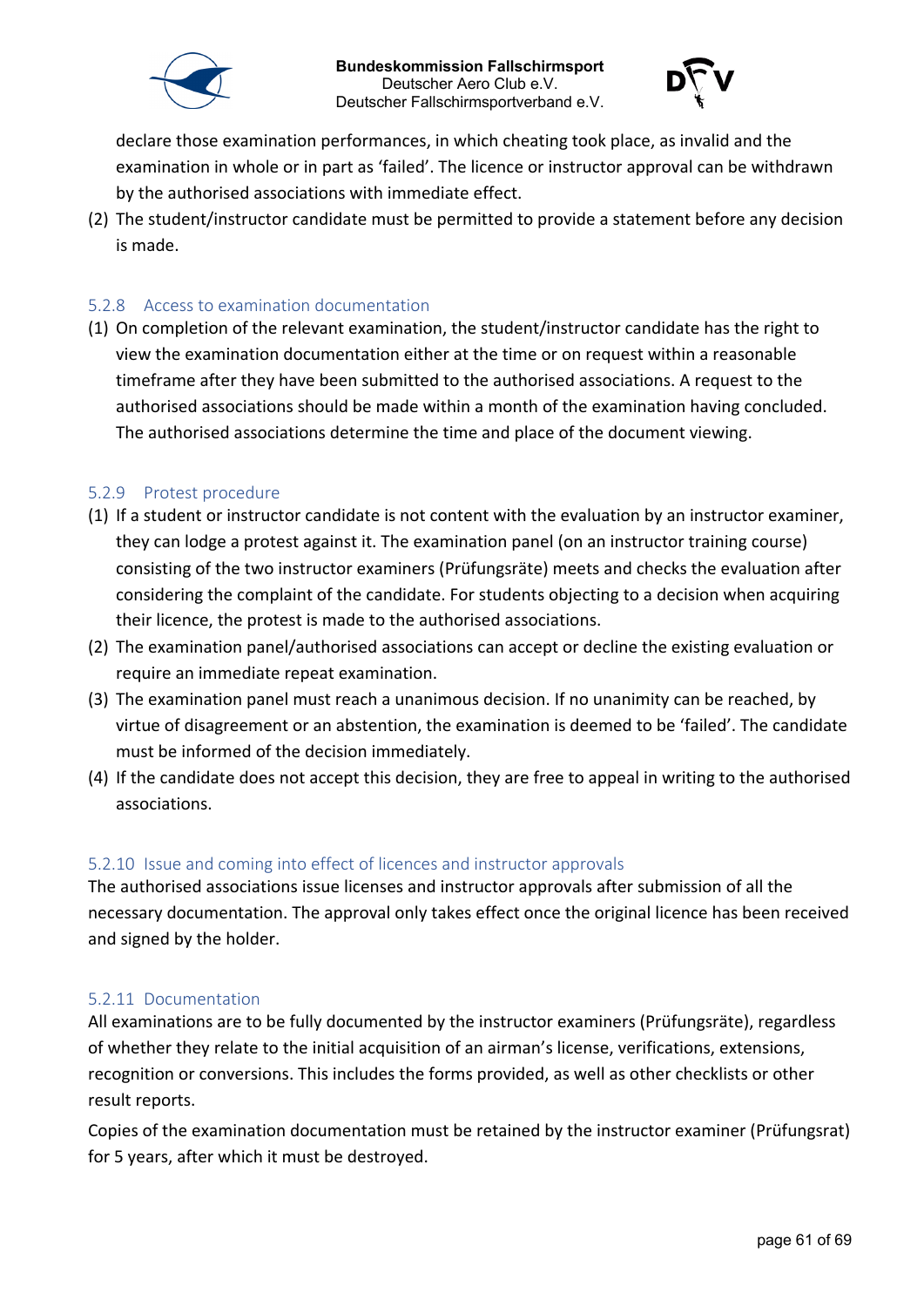declare those examination performances, in which cheating took place, as invalid and the examination in whole or in part as 'failed'. The licence or instructor approval can be withdrawn by the authorised associations with immediate effect.

(2) The student/instructor candidate must be permitted to provide a statement before any decision is made.

### 5.2.8 Access to examination documentation

(1) On completion of the relevant examination, the student/instructor candidate has the right to view the examination documentation either at the time or on request within a reasonable timeframe after they have been submitted to the authorised associations. A request to the authorised associations should be made within a month of the examination having concluded. The authorised associations determine the time and place of the document viewing.

### 5.2.9 Protest procedure

(1) If a student or instructor candidate is not content with the evaluation by an instructor examiner, they can lodge a protest against it. The examination panel (on an instructor training course) consisting of the two instructor examiners (Prüfungsräte) meets and checks the evaluation after considering the complaint of the candidate. For students objecting to a decision when acquiring their licence, the protest is made to the authorised associations.

(2) The examination panel/authorised associations can accept or decline the existing evaluation or require an immediate repeat examination.

(3) The examination panel must reach a unanimous decision. If no unanimity can be reached, by virtue of disagreement or an abstention, the examination is deemed to be 'failed'. The candidate must be informed of the decision immediately.

(4) If the candidate does not accept this decision, they are free to appeal in writing to the authorised associations.

### 5.2.10 Issue and coming into effect of licences and instructor approvals

The authorised associations issue licenses and instructor approvals after submission of all the necessary documentation. The approval only takes effect once the original licence has been received and signed by the holder.

### 5.2.11 Documentation

All examinations are to be fully documented by the instructor examiners (Prüfungsräte), regardless of whether they relate to the initial acquisition of an airman's license, verifications, extensions, recognition or conversions. This includes the forms provided, as well as other checklists or other result reports.

Copies of the examination documentation must be retained by the instructor examiner (Prüfungsrat) for 5 years, after which it must be destroyed.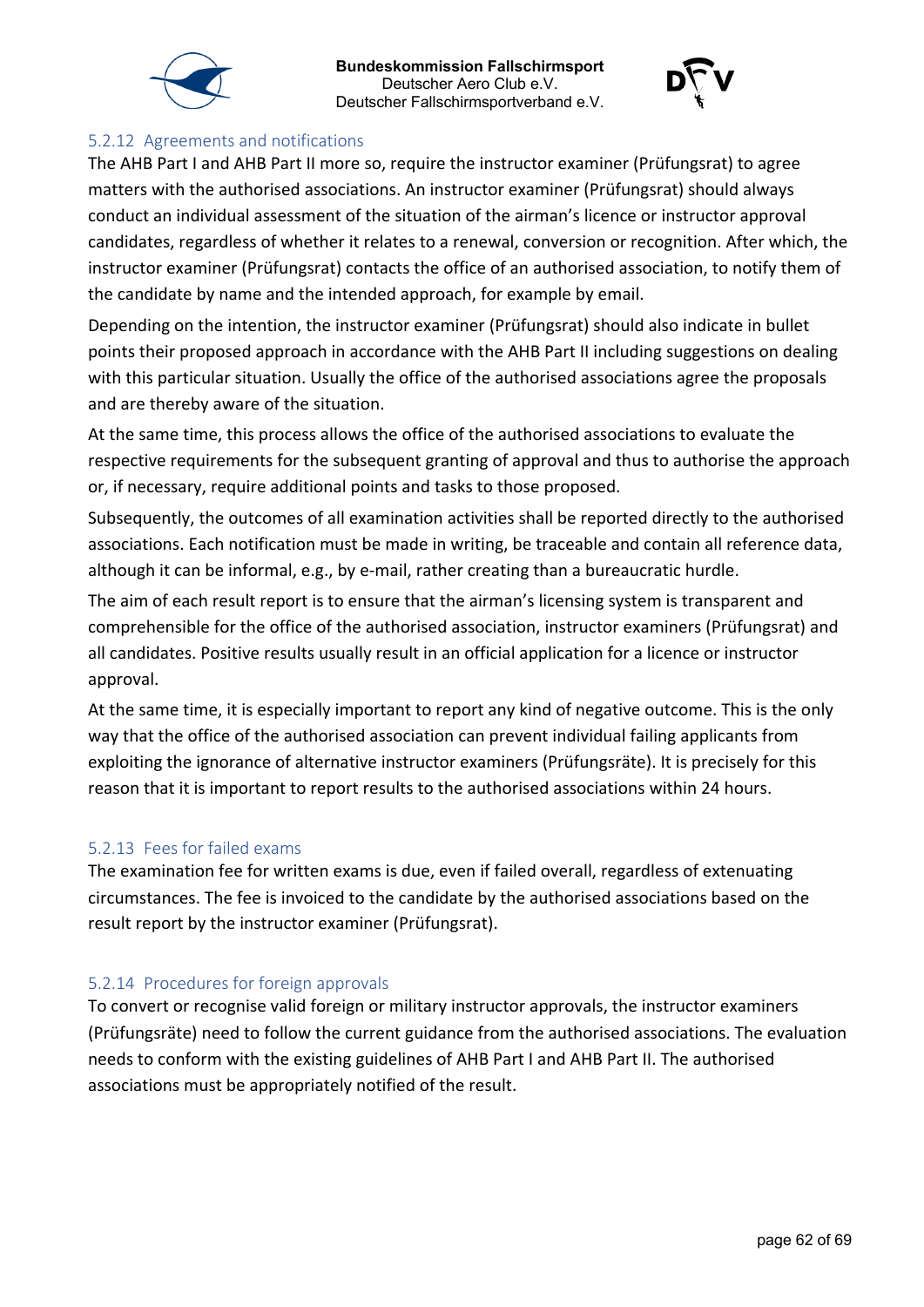### 5.2.12 Agreements and notifications

The AHB Part I and AHB Part II more so, require the instructor examiner (Prüfungsrat) to agree matters with the authorised associations. An instructor examiner (Prüfungsrat) should always conduct an individual assessment of the situation of the airman's licence or instructor approval candidates, regardless of whether it relates to a renewal, conversion or recognition. After which, the instructor examiner (Prüfungsrat) contacts the office of an authorised association, to notify them of the candidate by name and the intended approach, for example by email.

Depending on the intention, the instructor examiner (Prüfungsrat) should also indicate in bullet points their proposed approach in accordance with the AHB Part II including suggestions on dealing with this particular situation. Usually the office of the authorised associations agree the proposals and are thereby aware of the situation.

At the same time, this process allows the office of the authorised associations to evaluate the respective requirements for the subsequent granting of approval and thus to authorise the approach or, if necessary, require additional points and tasks to those proposed.

Subsequently, the outcomes of all examination activities shall be reported directly to the authorised associations. Each notification must be made in writing, be traceable and contain all reference data, although it can be informal, e.g., by e-mail, rather creating than a bureaucratic hurdle.

The aim of each result report is to ensure that the airman's licensing system is transparent and comprehensible for the office of the authorised association, instructor examiners (Prüfungsrat) and all candidates. Positive results usually result in an official application for a licence or instructor approval.

At the same time, it is especially important to report any kind of negative outcome. This is the only way that the office of the authorised association can prevent individual failing applicants from exploiting the ignorance of alternative instructor examiners (Prüfungsräte). It is precisely for this reason that it is important to report results to the authorised associations within 24 hours.

### 5.2.13 Fees for failed exams

The examination fee for written exams is due, even if failed overall, regardless of extenuating circumstances. The fee is invoiced to the candidate by the authorised associations based on the result report by the instructor examiner (Prüfungsrat).

### 5.2.14 Procedures for foreign approvals

To convert or recognise valid foreign or military instructor approvals, the instructor examiners (Prüfungsräte) need to follow the current guidance from the authorised associations. The evaluation needs to conform with the existing guidelines of AHB Part I and AHB Part II. The authorised associations must be appropriately notified of the result.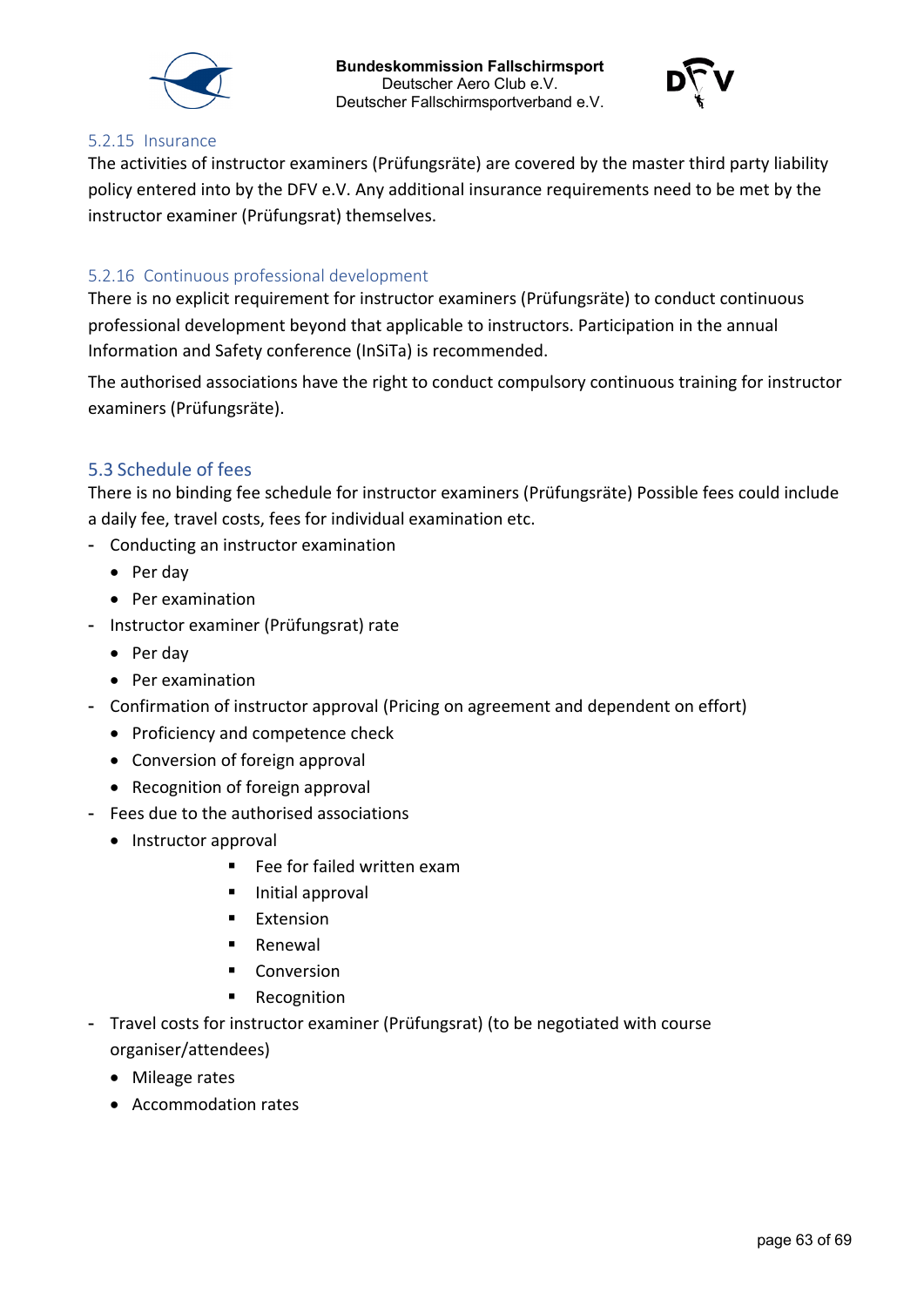#### 5.2.15 Insurance

The activities of instructor examiners (Prüfungsräte) are covered by the master third party liability policy entered into by the DFV e.V. Any additional insurance requirements need to be met by the instructor examiner (Prüfungsrat) themselves.

#### 5.2.16 Continuous professional development

There is no explicit requirement for instructor examiners (Prüfungsräte) to conduct continuous professional development beyond that applicable to instructors. Participation in the annual Information and Safety conference (InSiTa) is recommended.

The authorised associations have the right to conduct compulsory continuous training for instructor examiners (Prüfungsräte).

### 5.3 Schedule of fees

There is no binding fee schedule for instructor examiners (Prüfungsräte) Possible fees could include a daily fee, travel costs, fees for individual examination etc.

- Conducting an instructor examination
  - Per day
  - Per examination
- Instructor examiner (Prüfungsrat) rate
  - Per day
  - Per examination
- Confirmation of instructor approval (Pricing on agreement and dependent on effort)
  - Proficiency and competence check
  - Conversion of foreign approval
  - Recognition of foreign approval
- Fees due to the authorised associations
  - Instructor approval
    - Fee for failed written exam
    - Initial approval
    - Extension
    - Renewal
    - Conversion
    - Recognition
- Travel costs for instructor examiner (Prüfungsrat) (to be negotiated with course organiser/attendees)
  - Mileage rates
  - Accommodation rates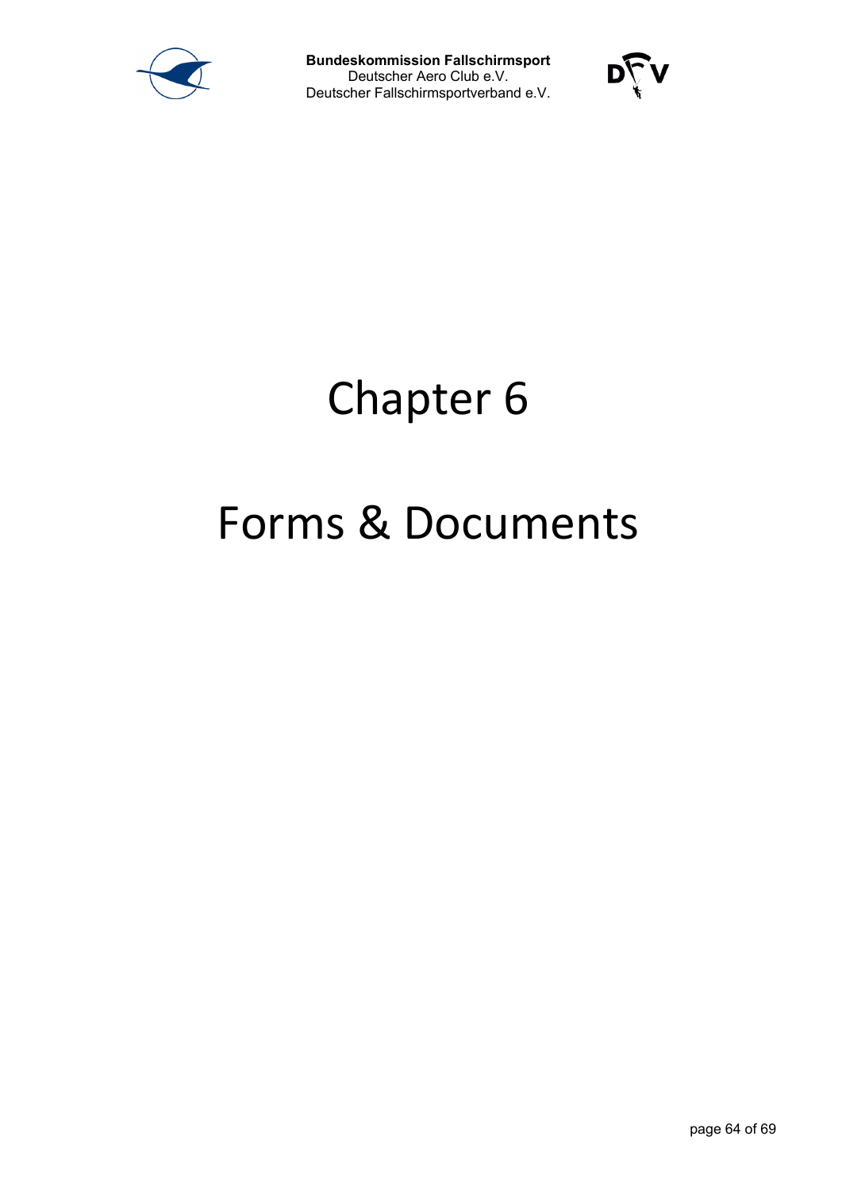# Chapter 6

# Forms & Documents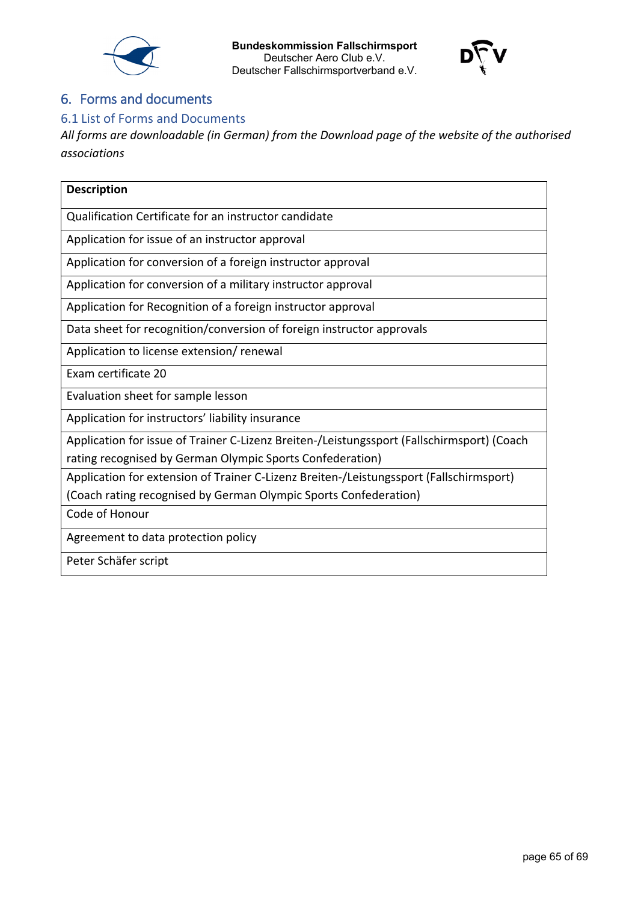# 6. Forms and documents

## 6.1 List of Forms and Documents

*All forms are downloadable (in German) from the Download page of the website of the authorised associations*

| Description |
|---|
| Qualification Certificate for an instructor candidate |
| Application for issue of an instructor approval |
| Application for conversion of a foreign instructor approval |
| Application for conversion of a military instructor approval |
| Application for Recognition of a foreign instructor approval |
| Data sheet for recognition/conversion of foreign instructor approvals |
| Application to license extension/ renewal |
| Exam certificate 20 |
| Evaluation sheet for sample lesson |
| Application for instructors' liability insurance |
| Application for issue of Trainer C-Lizenz Breiten-/Leistungssport (Fallschirmsport) (Coach rating recognised by German Olympic Sports Confederation) |
| Application for extension of Trainer C-Lizenz Breiten-/Leistungssport (Fallschirmsport) (Coach rating recognised by German Olympic Sports Confederation) |
| Code of Honour |
| Agreement to data protection policy |
| Peter Schäfer script |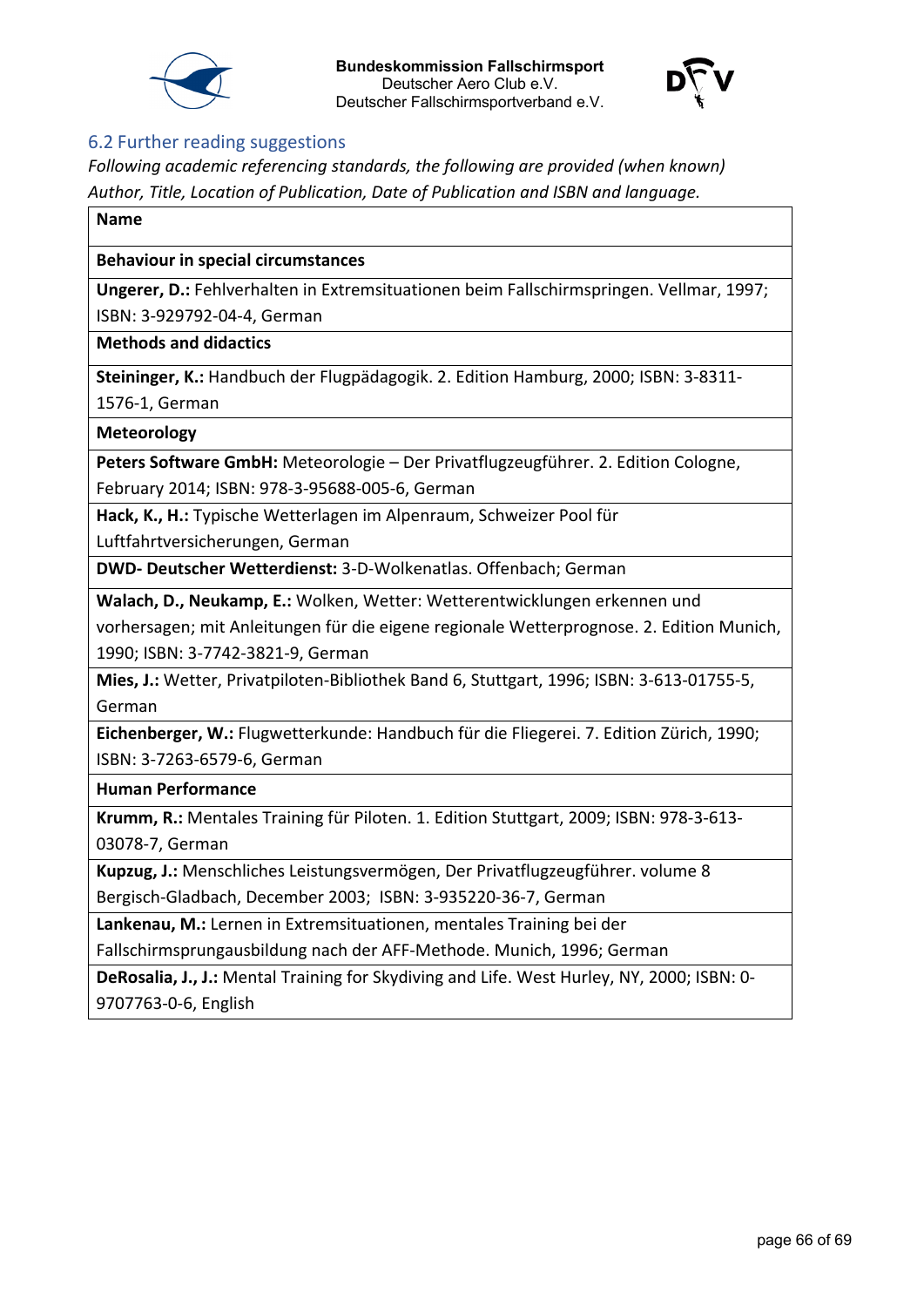## 6.2 Further reading suggestions

*Following academic referencing standards, the following are provided (when known) Author, Title, Location of Publication, Date of Publication and ISBN and language.*

| **Name** |
|---|
| **Behaviour in special circumstances** |
| **Ungerer, D.:** Fehlverhalten in Extremsituationen beim Fallschirmspringen. Vellmar, 1997; ISBN: 3-929792-04-4, German |
| **Methods and didactics** |
| **Steininger, K.:** Handbuch der Flugpädagogik. 2. Edition Hamburg, 2000; ISBN: 3-8311-1576-1, German |
| **Meteorology** |
| **Peters Software GmbH:** Meteorologie – Der Privatflugzeugführer. 2. Edition Cologne, February 2014; ISBN: 978-3-95688-005-6, German |
| **Hack, K., H.:** Typische Wetterlagen im Alpenraum, Schweizer Pool für Luftfahrtversicherungen, German |
| **DWD- Deutscher Wetterdienst:** 3-D-Wolkenatlas. Offenbach; German |
| **Walach, D., Neukamp, E.:** Wolken, Wetter: Wetterentwicklungen erkennen und vorhersagen; mit Anleitungen für die eigene regionale Wetterprognose. 2. Edition Munich, 1990; ISBN: 3-7742-3821-9, German |
| **Mies, J.:** Wetter, Privatpiloten-Bibliothek Band 6, Stuttgart, 1996; ISBN: 3-613-01755-5, German |
| **Eichenberger, W.:** Flugwetterkunde: Handbuch für die Fliegerei. 7. Edition Zürich, 1990; ISBN: 3-7263-6579-6, German |
| **Human Performance** |
| **Krumm, R.:** Mentales Training für Piloten. 1. Edition Stuttgart, 2009; ISBN: 978-3-613-03078-7, German |
| **Kupzug, J.:** Menschliches Leistungsvermögen, Der Privatflugzeugführer. volume 8 Bergisch-Gladbach, December 2003; ISBN: 3-935220-36-7, German |
| **Lankenau, M.:** Lernen in Extremsituationen, mentales Training bei der Fallschirmsprungausbildung nach der AFF-Methode. Munich, 1996; German |
| **DeRosalia, J., J.:** Mental Training for Skydiving and Life. West Hurley, NY, 2000; ISBN: 0-9707763-0-6, English |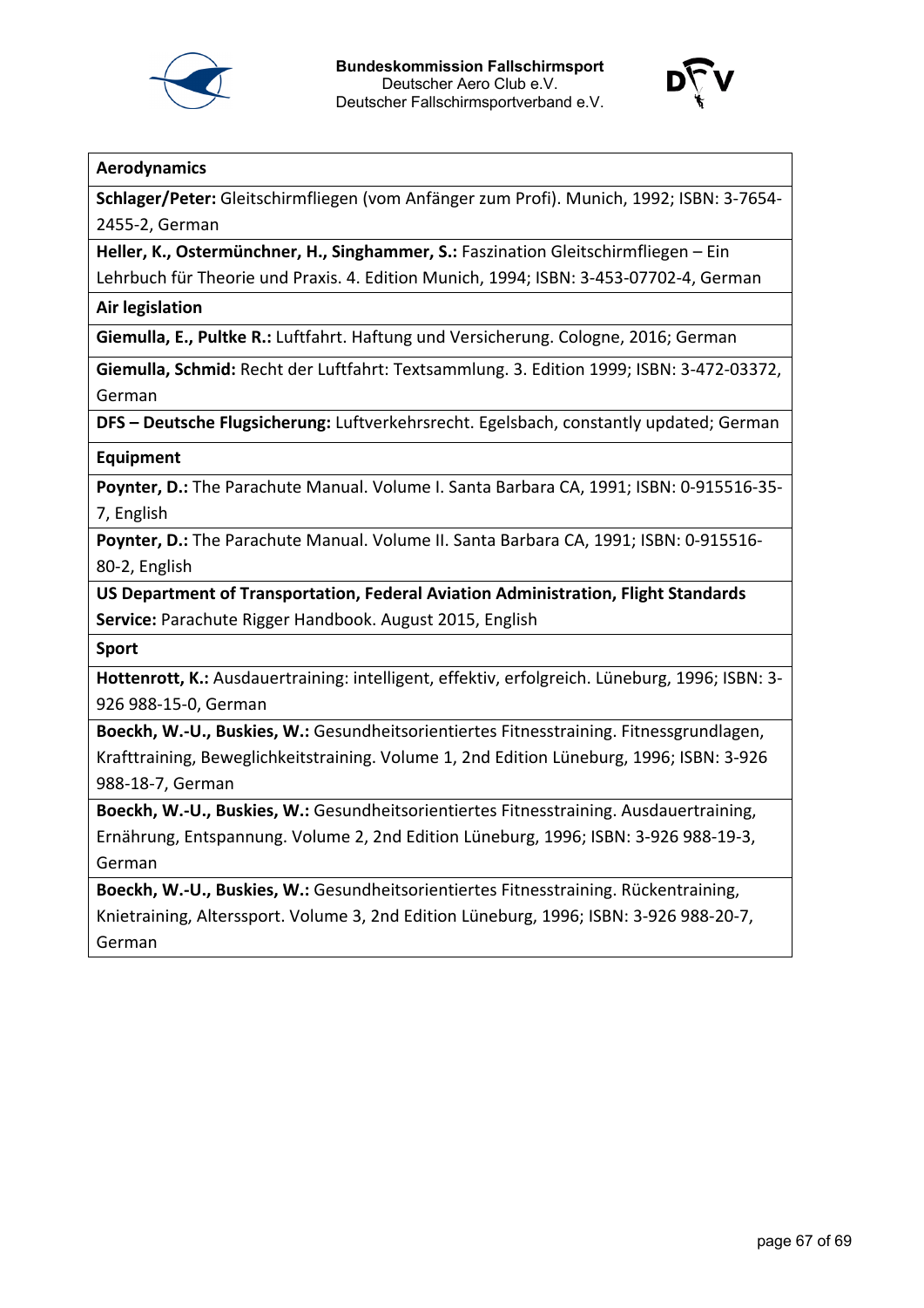| **Aerodynamics** |
|---|
| **Schlager/Peter:** Gleitschirmfliegen (vom Anfänger zum Profi). Munich, 1992; ISBN: 3-7654-2455-2, German |
| **Heller, K., Ostermünchner, H., Singhammer, S.:** Faszination Gleitschirmfliegen – Ein Lehrbuch für Theorie und Praxis. 4. Edition Munich, 1994; ISBN: 3-453-07702-4, German |
| **Air legislation** |
| **Giemulla, E., Pultke R.:** Luftfahrt. Haftung und Versicherung. Cologne, 2016; German |
| **Giemulla, Schmid:** Recht der Luftfahrt: Textsammlung. 3. Edition 1999; ISBN: 3-472-03372, German |
| **DFS – Deutsche Flugsicherung:** Luftverkehrsrecht. Egelsbach, constantly updated; German |
| **Equipment** |
| **Poynter, D.:** The Parachute Manual. Volume I. Santa Barbara CA, 1991; ISBN: 0-915516-35-7, English |
| **Poynter, D.:** The Parachute Manual. Volume II. Santa Barbara CA, 1991; ISBN: 0-915516-80-2, English |
| **US Department of Transportation, Federal Aviation Administration, Flight Standards Service:** Parachute Rigger Handbook. August 2015, English |
| **Sport** |
| **Hottenrott, K.:** Ausdauertraining: intelligent, effektiv, erfolgreich. Lüneburg, 1996; ISBN: 3-926 988-15-0, German |
| **Boeckh, W.-U., Buskies, W.:** Gesundheitsorientiertes Fitnesstraining. Fitnessgrundlagen, Krafttraining, Beweglichkeitstraining. Volume 1, 2nd Edition Lüneburg, 1996; ISBN: 3-926 988-18-7, German |
| **Boeckh, W.-U., Buskies, W.:** Gesundheitsorientiertes Fitnesstraining. Ausdauertraining, Ernährung, Entspannung. Volume 2, 2nd Edition Lüneburg, 1996; ISBN: 3-926 988-19-3, German |
| **Boeckh, W.-U., Buskies, W.:** Gesundheitsorientiertes Fitnesstraining. Rückentraining, Knietraining, Alterssport. Volume 3, 2nd Edition Lüneburg, 1996; ISBN: 3-926 988-20-7, German |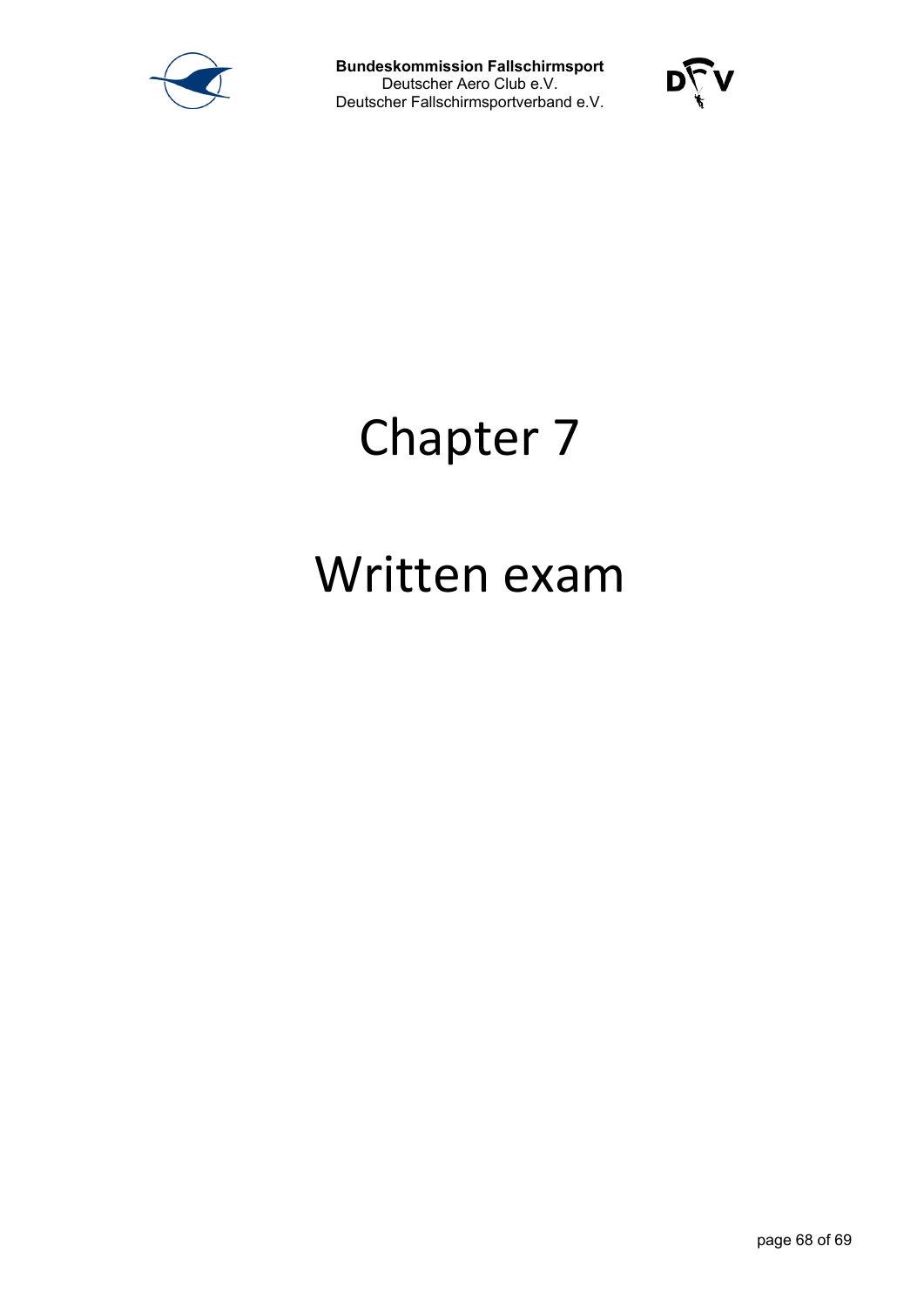# Chapter 7

# Written exam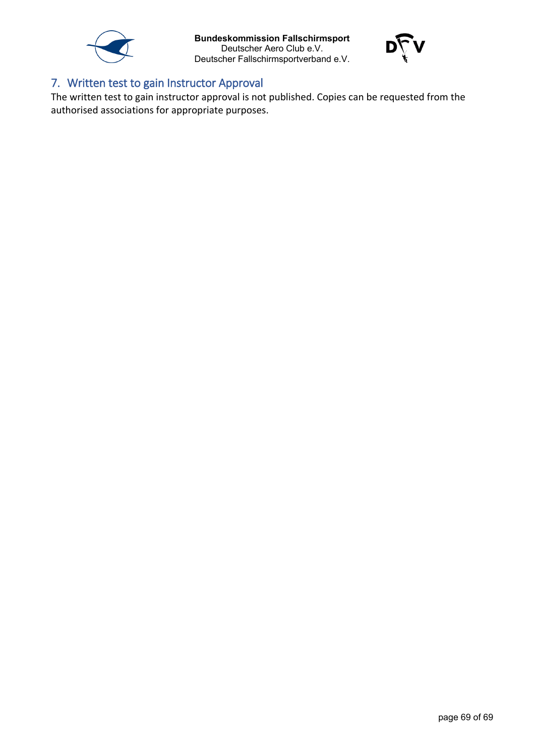## 7. Written test to gain Instructor Approval

The written test to gain instructor approval is not published. Copies can be requested from the authorised associations for appropriate purposes.